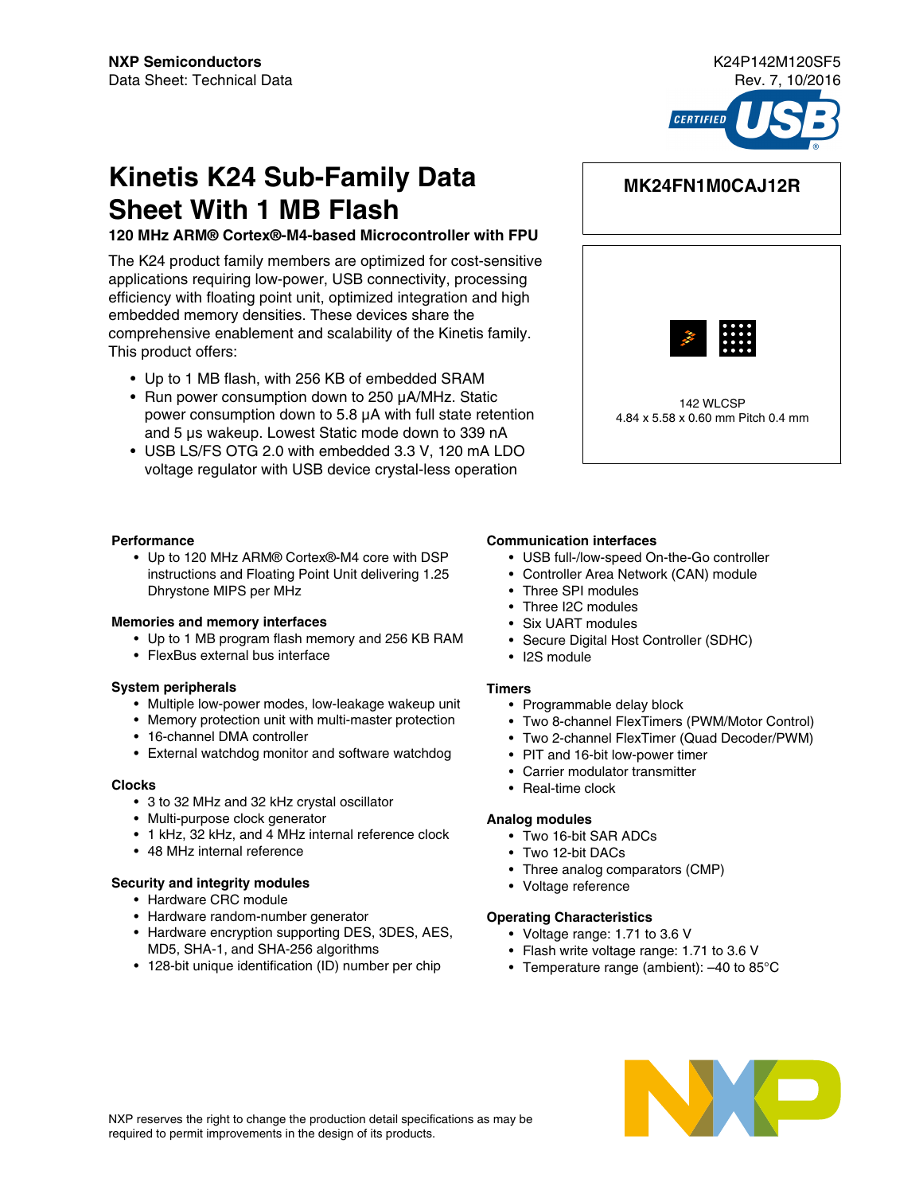**NXP Semiconductors**
Data Sheet: Technical Data

K24P142M120SF5
Rev. 7, 10/2016

# Kinetis K24 Sub-Family Data Sheet With 1 MB Flash

**120 MHz ARM® Cortex®-M4-based Microcontroller with FPU**

**MK24FN1M0CAJ12R**

142 WLCSP
4.84 x 5.58 x 0.60 mm Pitch 0.4 mm

The K24 product family members are optimized for cost-sensitive applications requiring low-power, USB connectivity, processing efficiency with floating point unit, optimized integration and high embedded memory densities. These devices share the comprehensive enablement and scalability of the Kinetis family. This product offers:

- Up to 1 MB flash, with 256 KB of embedded SRAM
- Run power consumption down to 250 µA/MHz. Static power consumption down to 5.8 µA with full state retention and 5 µs wakeup. Lowest Static mode down to 339 nA
- USB LS/FS OTG 2.0 with embedded 3.3 V, 120 mA LDO voltage regulator with USB device crystal-less operation

**Performance**

- Up to 120 MHz ARM® Cortex®-M4 core with DSP instructions and Floating Point Unit delivering 1.25 Dhrystone MIPS per MHz

**Memories and memory interfaces**

- Up to 1 MB program flash memory and 256 KB RAM
- FlexBus external bus interface

**System peripherals**

- Multiple low-power modes, low-leakage wakeup unit
- Memory protection unit with multi-master protection
- 16-channel DMA controller
- External watchdog monitor and software watchdog

**Clocks**

- 3 to 32 MHz and 32 kHz crystal oscillator
- Multi-purpose clock generator
- 1 kHz, 32 kHz, and 4 MHz internal reference clock
- 48 MHz internal reference

**Security and integrity modules**

- Hardware CRC module
- Hardware random-number generator
- Hardware encryption supporting DES, 3DES, AES, MD5, SHA-1, and SHA-256 algorithms
- 128-bit unique identification (ID) number per chip

**Communication interfaces**

- USB full-/low-speed On-the-Go controller
- Controller Area Network (CAN) module
- Three SPI modules
- Three I2C modules
- Six UART modules
- Secure Digital Host Controller (SDHC)
- I2S module

**Timers**

- Programmable delay block
- Two 8-channel FlexTimers (PWM/Motor Control)
- Two 2-channel FlexTimer (Quad Decoder/PWM)
- PIT and 16-bit low-power timer
- Carrier modulator transmitter
- Real-time clock

**Analog modules**

- Two 16-bit SAR ADCs
- Two 12-bit DACs
- Three analog comparators (CMP)
- Voltage reference

**Operating Characteristics**

- Voltage range: 1.71 to 3.6 V
- Flash write voltage range: 1.71 to 3.6 V
- Temperature range (ambient): –40 to 85°C

NXP reserves the right to change the production detail specifications as may be required to permit improvements in the design of its products.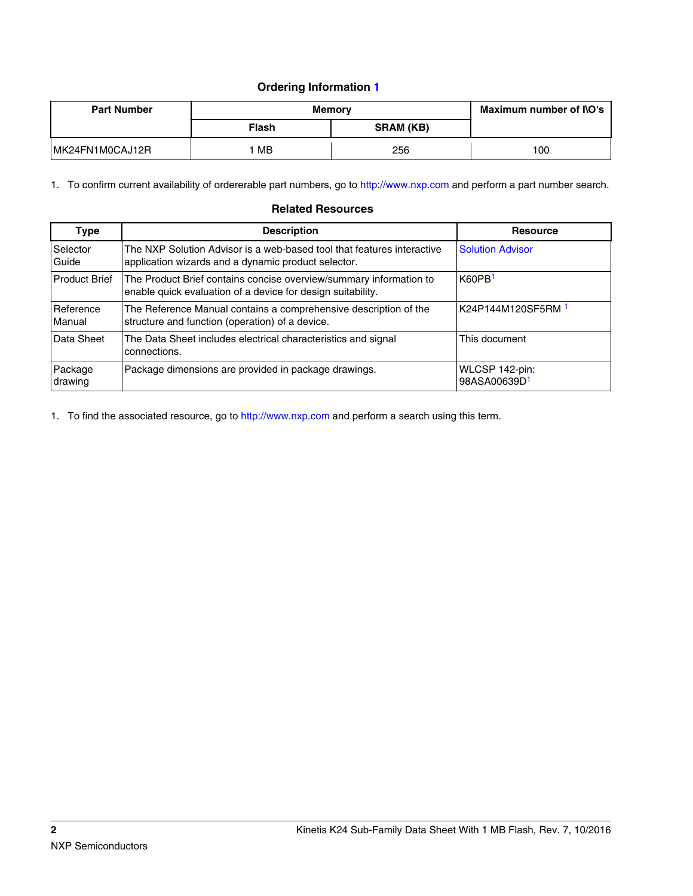### Ordering Information [1]

| Part Number | Memory | | Maximum number of I\O's |
|---|---|---|---|
| | Flash | SRAM (KB) | |
| MK24FN1M0CAJ12R | 1 MB | 256 | 100 |

1. To confirm current availability of ordererable part numbers, go to http://www.nxp.com and perform a part number search.

### Related Resources

| Type | Description | Resource |
|---|---|---|
| Selector Guide | The NXP Solution Advisor is a web-based tool that features interactive application wizards and a dynamic product selector. | Solution Advisor |
| Product Brief | The Product Brief contains concise overview/summary information to enable quick evaluation of a device for design suitability. | K60PB[1] |
| Reference Manual | The Reference Manual contains a comprehensive description of the structure and function (operation) of a device. | K24P144M120SF5RM [1] |
| Data Sheet | The Data Sheet includes electrical characteristics and signal connections. | This document |
| Package drawing | Package dimensions are provided in package drawings. | WLCSP 142-pin: 98ASA00639D[1] |

1. To find the associated resource, go to http://www.nxp.com and perform a search using this term.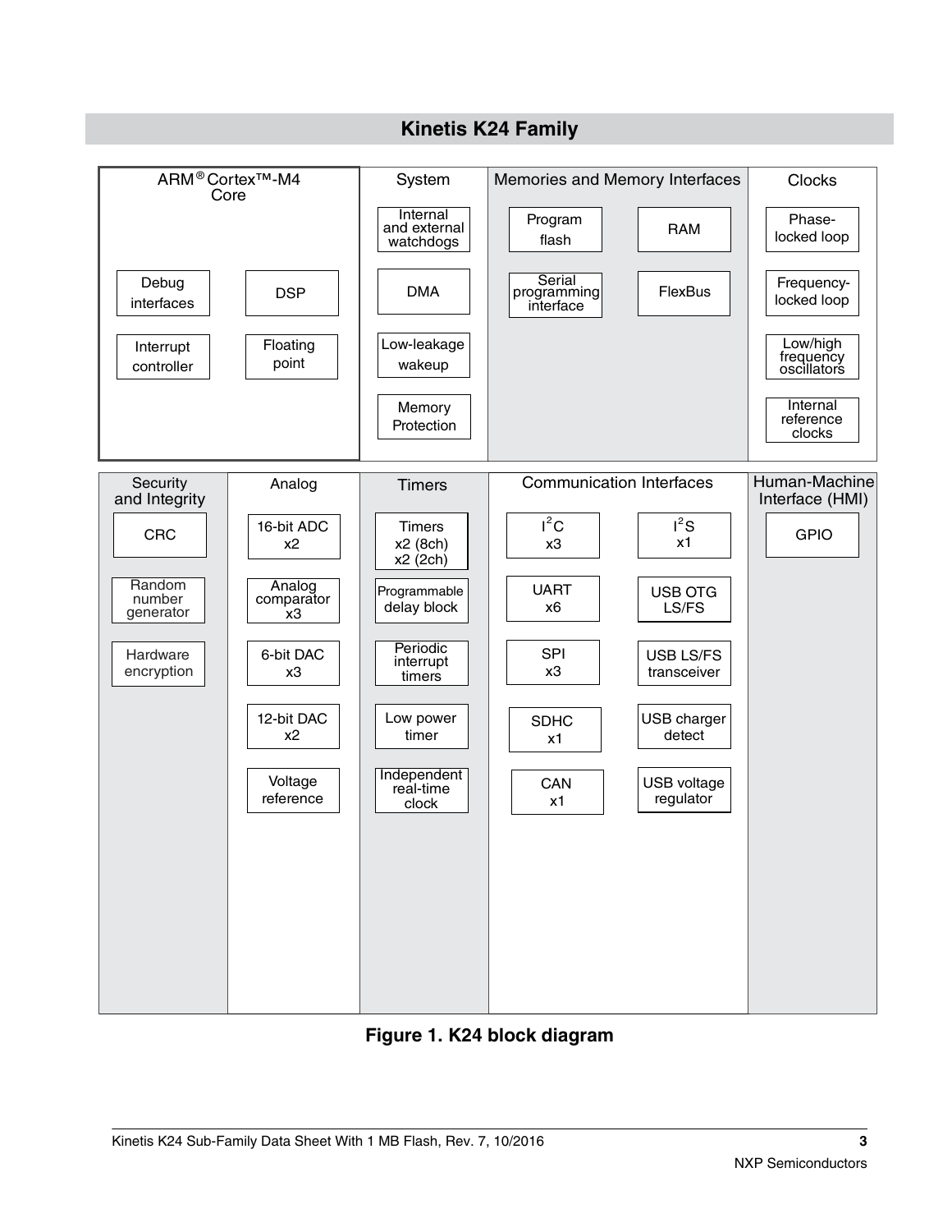## Kinetis K24 Family

| ARM® Cortex™-M4 Core | System | Memories and Memory Interfaces | Clocks |
| --- | --- | --- | --- |
| Debug interfaces | Internal and external watchdogs | Program flash | Phase-locked loop |
| DSP | DMA | RAM | Frequency-locked loop |
| Interrupt controller | Low-leakage wakeup | Serial programming interface | Low/high frequency oscillators |
| Floating point | Memory Protection | FlexBus | Internal reference clocks |

| Security and Integrity | Analog | Timers | Communication Interfaces | Human-Machine Interface (HMI) |
| --- | --- | --- | --- | --- |
| CRC | 16-bit ADC x2 | Timers x2 (8ch) x2 (2ch) | $I^2C$ x3 | GPIO |
| Random number generator | Analog comparator x3 | Programmable delay block | $I^2S$ x1 | |
| Hardware encryption | 6-bit DAC x3 | Periodic interrupt timers | UART x6 | |
| | 12-bit DAC x2 | Low power timer | USB OTG LS/FS | |
| | Voltage reference | Independent real-time clock | SPI x3 | |
| | | | USB LS/FS transceiver | |
| | | | SDHC x1 | |
| | | | USB charger detect | |
| | | | CAN x1 | |
| | | | USB voltage regulator | |

**Figure 1. K24 block diagram**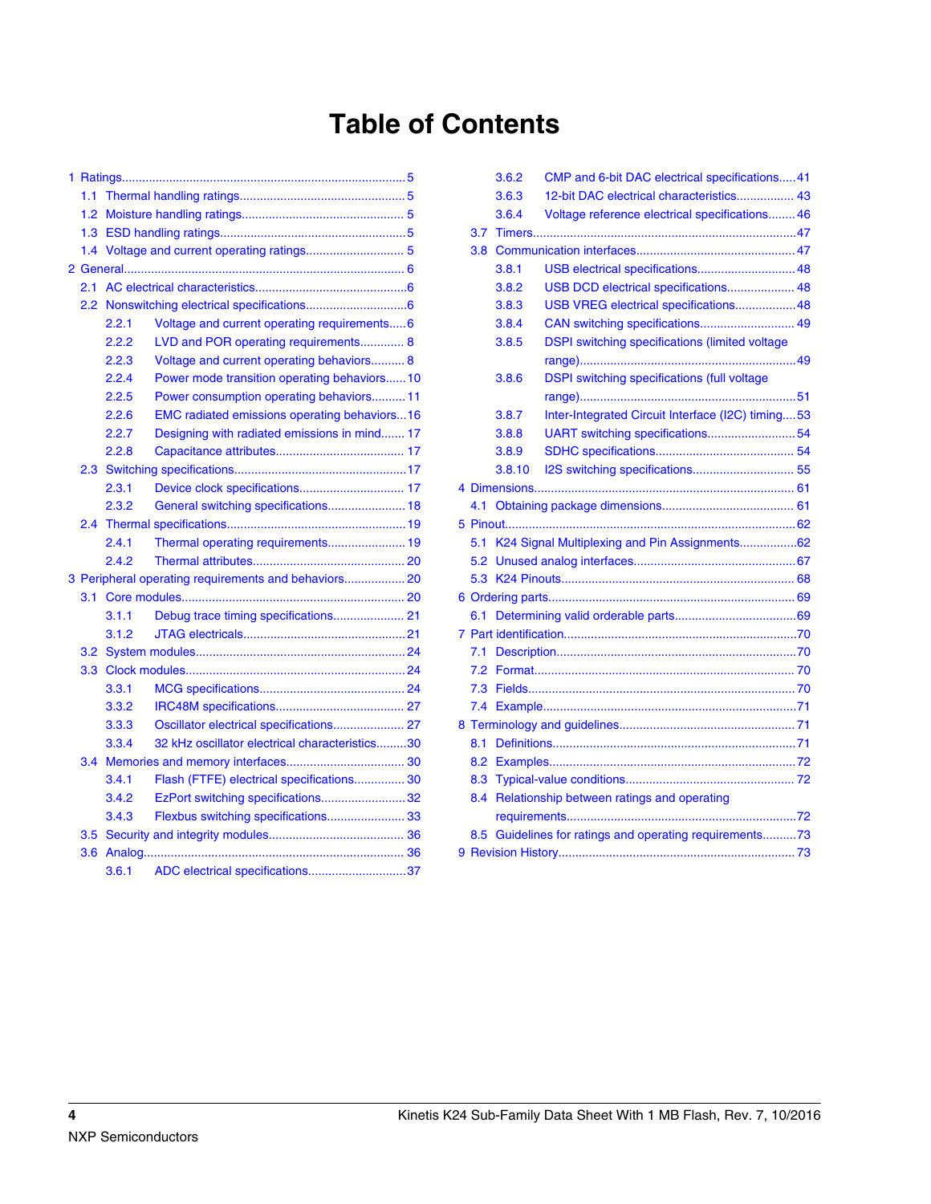# Table of Contents

- 1 Ratings.....5
  - 1.1 Thermal handling ratings.....5
  - 1.2 Moisture handling ratings.....5
  - 1.3 ESD handling ratings.....5
  - 1.4 Voltage and current operating ratings.....5
- 2 General.....6
  - 2.1 AC electrical characteristics.....6
  - 2.2 Nonswitching electrical specifications.....6
    - 2.2.1 Voltage and current operating requirements.....6
    - 2.2.2 LVD and POR operating requirements.....8
    - 2.2.3 Voltage and current operating behaviors.....8
    - 2.2.4 Power mode transition operating behaviors.....10
    - 2.2.5 Power consumption operating behaviors.....11
    - 2.2.6 EMC radiated emissions operating behaviors.....16
    - 2.2.7 Designing with radiated emissions in mind.....17
    - 2.2.8 Capacitance attributes.....17
  - 2.3 Switching specifications.....17
    - 2.3.1 Device clock specifications.....17
    - 2.3.2 General switching specifications.....18
  - 2.4 Thermal specifications.....19
    - 2.4.1 Thermal operating requirements.....19
    - 2.4.2 Thermal attributes.....20
- 3 Peripheral operating requirements and behaviors.....20
  - 3.1 Core modules.....20
    - 3.1.1 Debug trace timing specifications.....21
    - 3.1.2 JTAG electricals.....21
  - 3.2 System modules.....24
  - 3.3 Clock modules.....24
    - 3.3.1 MCG specifications.....24
    - 3.3.2 IRC48M specifications.....27
    - 3.3.3 Oscillator electrical specifications.....27
    - 3.3.4 32 kHz oscillator electrical characteristics.....30
  - 3.4 Memories and memory interfaces.....30
    - 3.4.1 Flash (FTFE) electrical specifications.....30
    - 3.4.2 EzPort switching specifications.....32
    - 3.4.3 Flexbus switching specifications.....33
  - 3.5 Security and integrity modules.....36
  - 3.6 Analog.....36
    - 3.6.1 ADC electrical specifications.....37
    - 3.6.2 CMP and 6-bit DAC electrical specifications.....41
    - 3.6.3 12-bit DAC electrical characteristics.....43
    - 3.6.4 Voltage reference electrical specifications.....46
  - 3.7 Timers.....47
  - 3.8 Communication interfaces.....47
    - 3.8.1 USB electrical specifications.....48
    - 3.8.2 USB DCD electrical specifications.....48
    - 3.8.3 USB VREG electrical specifications.....48
    - 3.8.4 CAN switching specifications.....49
    - 3.8.5 DSPI switching specifications (limited voltage range).....49
    - 3.8.6 DSPI switching specifications (full voltage range).....51
    - 3.8.7 Inter-Integrated Circuit Interface (I2C) timing.....53
    - 3.8.8 UART switching specifications.....54
    - 3.8.9 SDHC specifications.....54
    - 3.8.10 I2S switching specifications.....55
- 4 Dimensions.....61
  - 4.1 Obtaining package dimensions.....61
- 5 Pinout.....62
  - 5.1 K24 Signal Multiplexing and Pin Assignments.....62
  - 5.2 Unused analog interfaces.....67
  - 5.3 K24 Pinouts.....68
- 6 Ordering parts.....69
  - 6.1 Determining valid orderable parts.....69
- 7 Part identification.....70
  - 7.1 Description.....70
  - 7.2 Format.....70
  - 7.3 Fields.....70
  - 7.4 Example.....71
- 8 Terminology and guidelines.....71
  - 8.1 Definitions.....71
  - 8.2 Examples.....72
  - 8.3 Typical-value conditions.....72
  - 8.4 Relationship between ratings and operating requirements.....72
  - 8.5 Guidelines for ratings and operating requirements.....73
- 9 Revision History.....73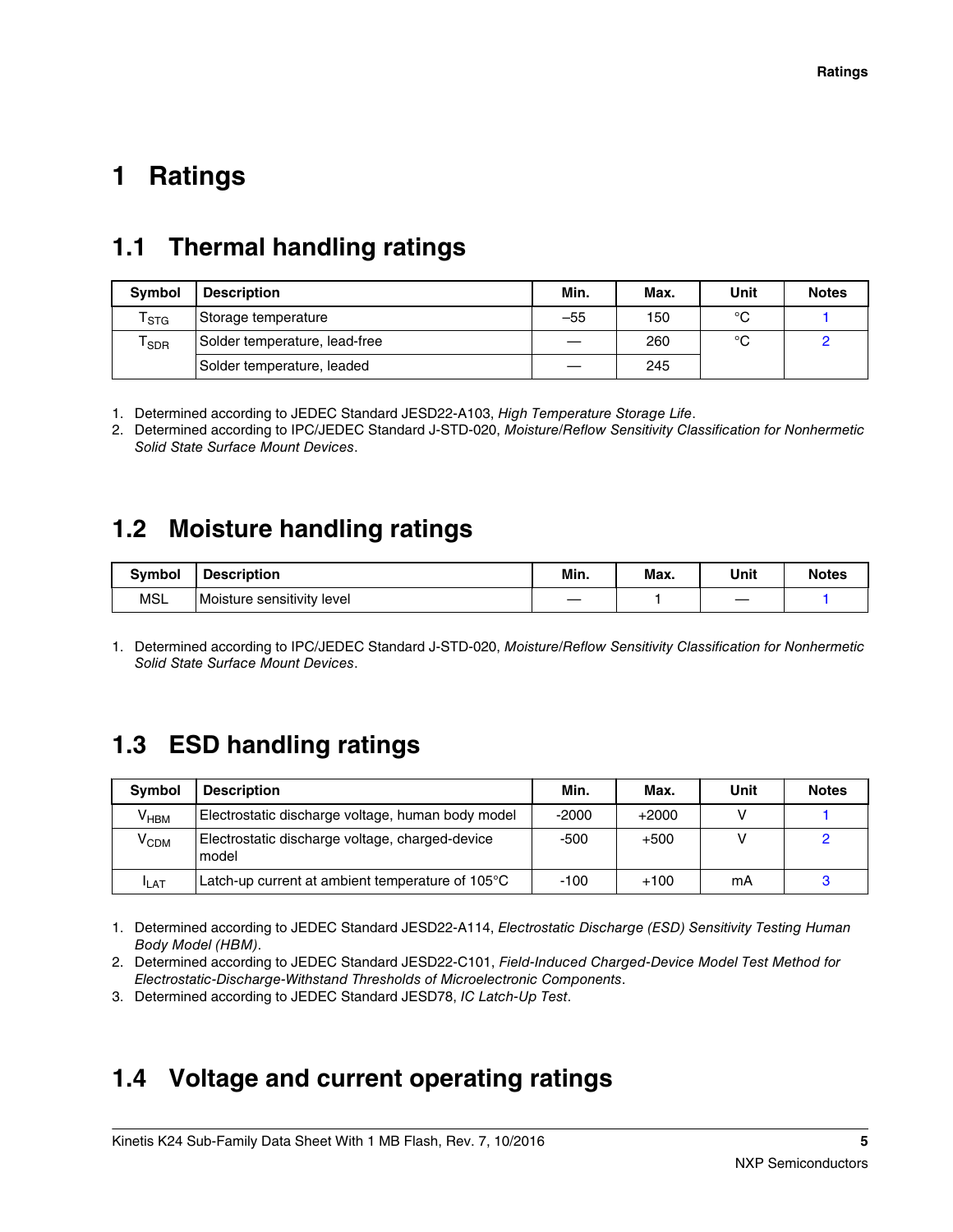# 1 Ratings

## 1.1 Thermal handling ratings

| Symbol | Description | Min. | Max. | Unit | Notes |
|---|---|---|---|---|---|
| $T_{STG}$ | Storage temperature | –55 | 150 | °C | 1 |
| $T_{SDR}$ | Solder temperature, lead-free | — | 260 | °C | 2 |
| | Solder temperature, leaded | — | 245 | | |

1. Determined according to JEDEC Standard JESD22-A103, *High Temperature Storage Life*.
2. Determined according to IPC/JEDEC Standard J-STD-020, *Moisture/Reflow Sensitivity Classification for Nonhermetic Solid State Surface Mount Devices*.

## 1.2 Moisture handling ratings

| Symbol | Description | Min. | Max. | Unit | Notes |
|---|---|---|---|---|---|
| MSL | Moisture sensitivity level | — | 1 | — | 1 |

1. Determined according to IPC/JEDEC Standard J-STD-020, *Moisture/Reflow Sensitivity Classification for Nonhermetic Solid State Surface Mount Devices*.

## 1.3 ESD handling ratings

| Symbol | Description | Min. | Max. | Unit | Notes |
|---|---|---|---|---|---|
| $V_{HBM}$ | Electrostatic discharge voltage, human body model | -2000 | +2000 | V | 1 |
| $V_{CDM}$ | Electrostatic discharge voltage, charged-device model | -500 | +500 | V | 2 |
| $I_{LAT}$ | Latch-up current at ambient temperature of 105°C | -100 | +100 | mA | 3 |

1. Determined according to JEDEC Standard JESD22-A114, *Electrostatic Discharge (ESD) Sensitivity Testing Human Body Model (HBM)*.
2. Determined according to JEDEC Standard JESD22-C101, *Field-Induced Charged-Device Model Test Method for Electrostatic-Discharge-Withstand Thresholds of Microelectronic Components*.
3. Determined according to JEDEC Standard JESD78, *IC Latch-Up Test*.

## 1.4 Voltage and current operating ratings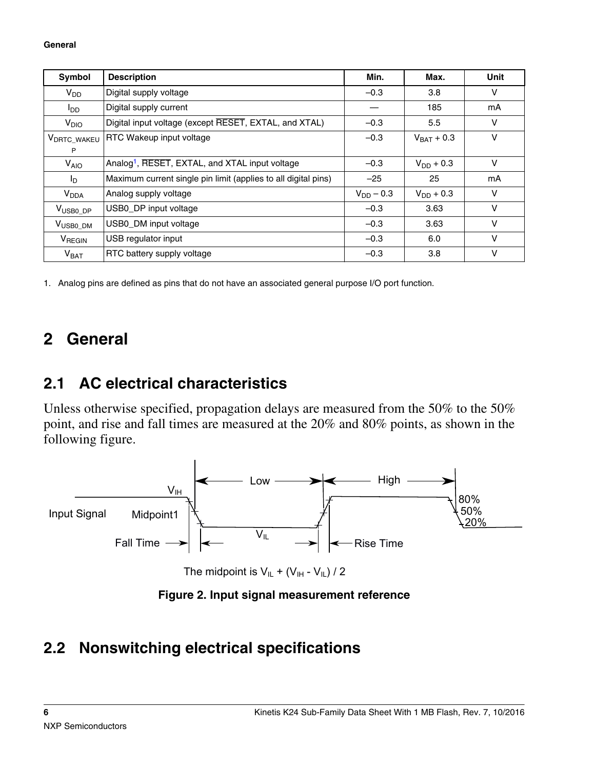| Symbol | Description | Min. | Max. | Unit |
| --- | --- | --- | --- | --- |
| $V_{DD}$ | Digital supply voltage | –0.3 | 3.8 | V |
| $I_{DD}$ | Digital supply current | — | 185 | mA |
| $V_{DIO}$ | Digital input voltage (except $\overline{RESET}$, EXTAL, and XTAL) | –0.3 | 5.5 | V |
| $V_{DRTC\_WAKEUP}$ | RTC Wakeup input voltage | –0.3 | $V_{BAT}$ + 0.3 | V |
| $V_{AIO}$ | Analog[1], $\overline{RESET}$, EXTAL, and XTAL input voltage | –0.3 | $V_{DD}$ + 0.3 | V |
| $I_D$ | Maximum current single pin limit (applies to all digital pins) | –25 | 25 | mA |
| $V_{DDA}$ | Analog supply voltage | $V_{DD}$ – 0.3 | $V_{DD}$ + 0.3 | V |
| $V_{USB0\_DP}$ | USB0_DP input voltage | –0.3 | 3.63 | V |
| $V_{USB0\_DM}$ | USB0_DM input voltage | –0.3 | 3.63 | V |
| $V_{REGIN}$ | USB regulator input | –0.3 | 6.0 | V |
| $V_{BAT}$ | RTC battery supply voltage | –0.3 | 3.8 | V |

1. Analog pins are defined as pins that do not have an associated general purpose I/O port function.

# 2 General

## 2.1 AC electrical characteristics

Unless otherwise specified, propagation delays are measured from the 50% to the 50% point, and rise and fall times are measured at the 20% and 80% points, as shown in the following figure.

The midpoint is $V_{IL} + (V_{IH} - V_{IL}) / 2$

**Figure 2. Input signal measurement reference**

## 2.2 Nonswitching electrical specifications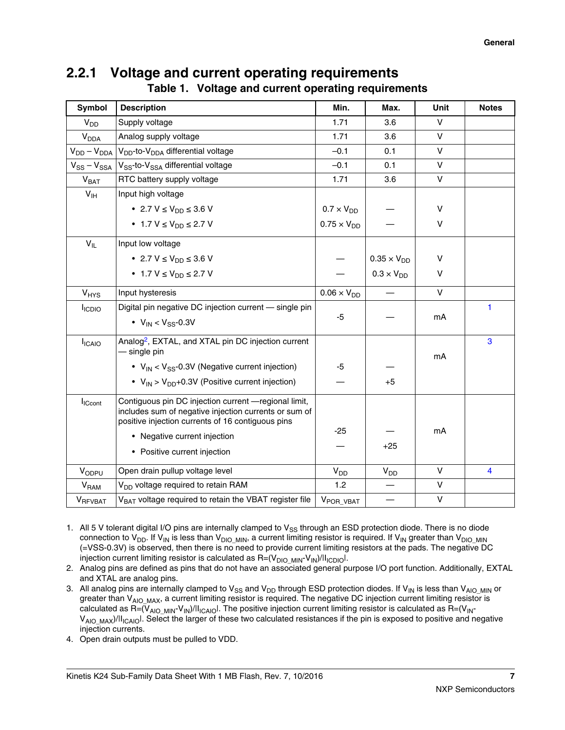### 2.2.1 Voltage and current operating requirements

**Table 1. Voltage and current operating requirements**

| Symbol | Description | Min. | Max. | Unit | Notes |
|---|---|---|---|---|---|
| $V_{DD}$ | Supply voltage | 1.71 | 3.6 | V | |
| $V_{DDA}$ | Analog supply voltage | 1.71 | 3.6 | V | |
| $V_{DD} – V_{DDA}$ | $V_{DD}$-to-$V_{DDA}$ differential voltage | –0.1 | 0.1 | V | |
| $V_{SS} – V_{SSA}$ | $V_{SS}$-to-$V_{SSA}$ differential voltage | –0.1 | 0.1 | V | |
| $V_{BAT}$ | RTC battery supply voltage | 1.71 | 3.6 | V | |
| $V_{IH}$ | Input high voltage | | | | |
| | • 2.7 V ≤ $V_{DD}$ ≤ 3.6 V | 0.7 × $V_{DD}$ | — | V | |
| | • 1.7 V ≤ $V_{DD}$ ≤ 2.7 V | 0.75 × $V_{DD}$ | — | V | |
| $V_{IL}$ | Input low voltage | | | | |
| | • 2.7 V ≤ $V_{DD}$ ≤ 3.6 V | — | 0.35 × $V_{DD}$ | V | |
| | • 1.7 V ≤ $V_{DD}$ ≤ 2.7 V | — | 0.3 × $V_{DD}$ | V | |
| $V_{HYS}$ | Input hysteresis | 0.06 × $V_{DD}$ | — | V | |
| $I_{ICDIO}$ | Digital pin negative DC injection current — single pin<br>• $V_{IN}$ < $V_{SS}$-0.3V | -5 | — | mA | 1 |
| $I_{ICAIO}$ | Analog[2], EXTAL, and XTAL pin DC injection current — single pin | | | mA | 3 |
| | • $V_{IN}$ < $V_{SS}$-0.3V (Negative current injection) | -5 | — | | |
| | • $V_{IN}$ > $V_{DD}$+0.3V (Positive current injection) | — | +5 | | |
| $I_{ICcont}$ | Contiguous pin DC injection current —regional limit, includes sum of negative injection currents or sum of positive injection currents of 16 contiguous pins | | | mA | |
| | • Negative current injection | -25 | — | | |
| | • Positive current injection | — | +25 | | |
| $V_{ODPU}$ | Open drain pullup voltage level | $V_{DD}$ | $V_{DD}$ | V | 4 |
| $V_{RAM}$ | $V_{DD}$ voltage required to retain RAM | 1.2 | — | V | |
| $V_{RFVBAT}$ | $V_{BAT}$ voltage required to retain the VBAT register file | $V_{POR\_VBAT}$ | — | V | |

1. All 5 V tolerant digital I/O pins are internally clamped to $V_{SS}$ through an ESD protection diode. There is no diode connection to $V_{DD}$. If $V_{IN}$ is less than $V_{DIO\_MIN}$, a current limiting resistor is required. If $V_{IN}$ greater than $V_{DIO\_MIN}$ (=VSS-0.3V) is observed, then there is no need to provide current limiting resistors at the pads. The negative DC injection current limiting resistor is calculated as $R=(V_{DIO\_MIN}-V_{IN})/|I_{ICDIO}|$.
2. Analog pins are defined as pins that do not have an associated general purpose I/O port function. Additionally, EXTAL and XTAL are analog pins.
3. All analog pins are internally clamped to $V_{SS}$ and $V_{DD}$ through ESD protection diodes. If $V_{IN}$ is less than $V_{AIO\_MIN}$ or greater than $V_{AIO\_MAX}$, a current limiting resistor is required. The negative DC injection current limiting resistor is calculated as $R=(V_{AIO\_MIN}-V_{IN})/|I_{ICAIO}|$. The positive injection current limiting resistor is calculated as $R=(V_{IN}-V_{AIO\_MAX})/|I_{ICAIO}|$. Select the larger of these two calculated resistances if the pin is exposed to positive and negative injection currents.
4. Open drain outputs must be pulled to VDD.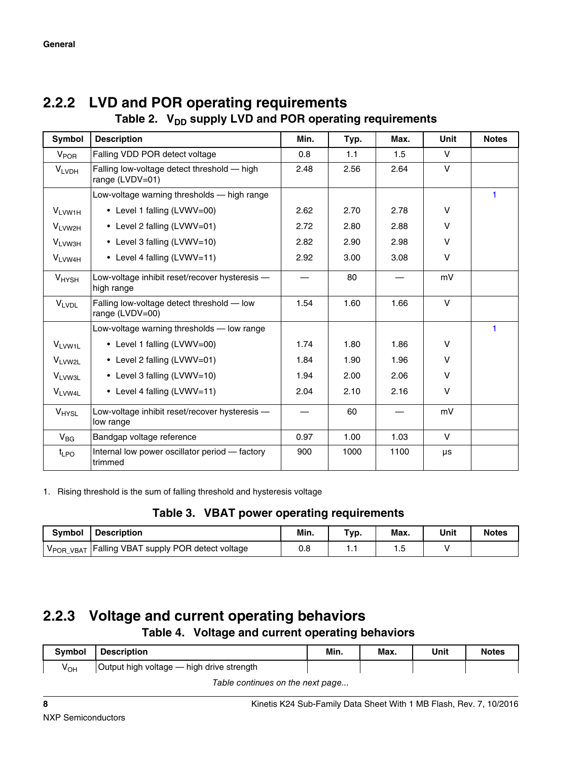### 2.2.2 LVD and POR operating requirements

**Table 2. $V_{DD}$ supply LVD and POR operating requirements**

| Symbol | Description | Min. | Typ. | Max. | Unit | Notes |
|---|---|---|---|---|---|---|
| $V_{POR}$ | Falling VDD POR detect voltage | 0.8 | 1.1 | 1.5 | V | |
| $V_{LVDH}$ | Falling low-voltage detect threshold — high range (LVDV=01) | 2.48 | 2.56 | 2.64 | V | |
| | Low-voltage warning thresholds — high range | | | | | 1 |
| $V_{LVW1H}$ | • Level 1 falling (LVWV=00) | 2.62 | 2.70 | 2.78 | V | |
| $V_{LVW2H}$ | • Level 2 falling (LVWV=01) | 2.72 | 2.80 | 2.88 | V | |
| $V_{LVW3H}$ | • Level 3 falling (LVWV=10) | 2.82 | 2.90 | 2.98 | V | |
| $V_{LVW4H}$ | • Level 4 falling (LVWV=11) | 2.92 | 3.00 | 3.08 | V | |
| $V_{HYSH}$ | Low-voltage inhibit reset/recover hysteresis — high range | — | 80 | — | mV | |
| $V_{LVDL}$ | Falling low-voltage detect threshold — low range (LVDV=00) | 1.54 | 1.60 | 1.66 | V | |
| | Low-voltage warning thresholds — low range | | | | | 1 |
| $V_{LVW1L}$ | • Level 1 falling (LVWV=00) | 1.74 | 1.80 | 1.86 | V | |
| $V_{LVW2L}$ | • Level 2 falling (LVWV=01) | 1.84 | 1.90 | 1.96 | V | |
| $V_{LVW3L}$ | • Level 3 falling (LVWV=10) | 1.94 | 2.00 | 2.06 | V | |
| $V_{LVW4L}$ | • Level 4 falling (LVWV=11) | 2.04 | 2.10 | 2.16 | V | |
| $V_{HYSL}$ | Low-voltage inhibit reset/recover hysteresis — low range | — | 60 | — | mV | |
| $V_{BG}$ | Bandgap voltage reference | 0.97 | 1.00 | 1.03 | V | |
| $t_{LPO}$ | Internal low power oscillator period — factory trimmed | 900 | 1000 | 1100 | μs | |

1. Rising threshold is the sum of falling threshold and hysteresis voltage

**Table 3. VBAT power operating requirements**

| Symbol | Description | Min. | Typ. | Max. | Unit | Notes |
|---|---|---|---|---|---|---|
| $V_{POR\_VBAT}$ | Falling VBAT supply POR detect voltage | 0.8 | 1.1 | 1.5 | V | |

### 2.2.3 Voltage and current operating behaviors

**Table 4. Voltage and current operating behaviors**

| Symbol | Description | Min. | Max. | Unit | Notes |
|---|---|---|---|---|---|
| $V_{OH}$ | Output high voltage — high drive strength | | | | |

*Table continues on the next page...*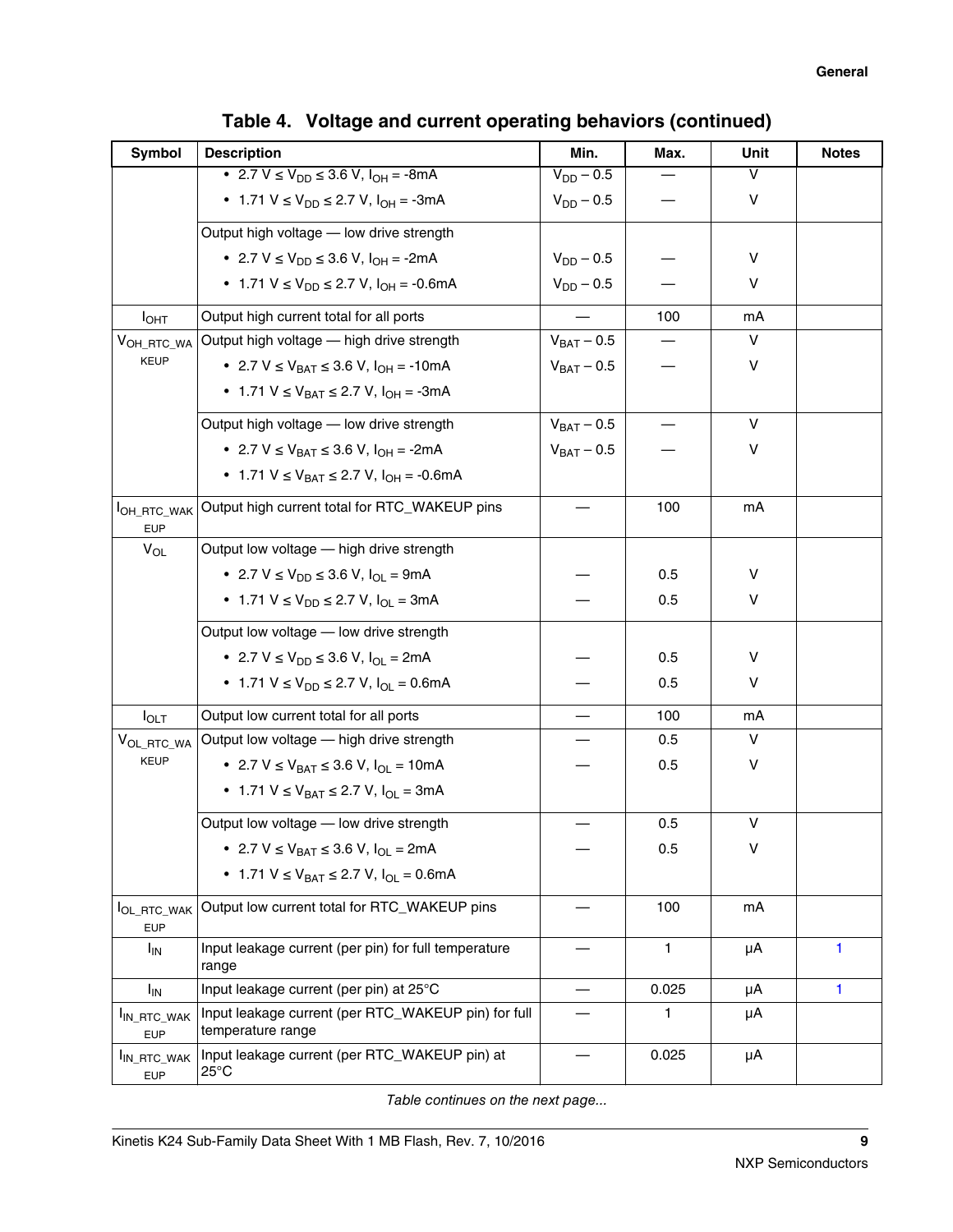**Table 4. Voltage and current operating behaviors (continued)**

| Symbol | Description | Min. | Max. | Unit | Notes |
|---|---|---|---|---|---|
| | • $2.7\ V \leq V_{DD} \leq 3.6\ V$, $I_{OH}$ = -8mA | $V_{DD} - 0.5$ | — | V | |
| | • $1.71\ V \leq V_{DD} \leq 2.7\ V$, $I_{OH}$ = -3mA | $V_{DD} - 0.5$ | — | V | |
| | Output high voltage — low drive strength | | | | |
| | • $2.7\ V \leq V_{DD} \leq 3.6\ V$, $I_{OH}$ = -2mA | $V_{DD} - 0.5$ | — | V | |
| | • $1.71\ V \leq V_{DD} \leq 2.7\ V$, $I_{OH}$ = -0.6mA | $V_{DD} - 0.5$ | — | V | |
| $I_{OHT}$ | Output high current total for all ports | — | 100 | mA | |
| $V_{OH\_RTC\_WAKEUP}$ | Output high voltage — high drive strength | $V_{BAT} - 0.5$ | — | V | |
| | • $2.7\ V \leq V_{BAT} \leq 3.6\ V$, $I_{OH}$ = -10mA | $V_{BAT} - 0.5$ | — | V | |
| | • $1.71\ V \leq V_{BAT} \leq 2.7\ V$, $I_{OH}$ = -3mA | | | | |
| | Output high voltage — low drive strength | $V_{BAT} - 0.5$ | — | V | |
| | • $2.7\ V \leq V_{BAT} \leq 3.6\ V$, $I_{OH}$ = -2mA | $V_{BAT} - 0.5$ | — | V | |
| | • $1.71\ V \leq V_{BAT} \leq 2.7\ V$, $I_{OH}$ = -0.6mA | | | | |
| $I_{OH\_RTC\_WAKEUP}$ | Output high current total for RTC_WAKEUP pins | — | 100 | mA | |
| $V_{OL}$ | Output low voltage — high drive strength | | | | |
| | • $2.7\ V \leq V_{DD} \leq 3.6\ V$, $I_{OL}$ = 9mA | — | 0.5 | V | |
| | • $1.71\ V \leq V_{DD} \leq 2.7\ V$, $I_{OL}$ = 3mA | — | 0.5 | V | |
| | Output low voltage — low drive strength | | | | |
| | • $2.7\ V \leq V_{DD} \leq 3.6\ V$, $I_{OL}$ = 2mA | — | 0.5 | V | |
| | • $1.71\ V \leq V_{DD} \leq 2.7\ V$, $I_{OL}$ = 0.6mA | — | 0.5 | V | |
| $I_{OLT}$ | Output low current total for all ports | — | 100 | mA | |
| $V_{OL\_RTC\_WAKEUP}$ | Output low voltage — high drive strength | — | 0.5 | V | |
| | • $2.7\ V \leq V_{BAT} \leq 3.6\ V$, $I_{OL}$ = 10mA | — | 0.5 | V | |
| | • $1.71\ V \leq V_{BAT} \leq 2.7\ V$, $I_{OL}$ = 3mA | | | | |
| | Output low voltage — low drive strength | — | 0.5 | V | |
| | • $2.7\ V \leq V_{BAT} \leq 3.6\ V$, $I_{OL}$ = 2mA | — | 0.5 | V | |
| | • $1.71\ V \leq V_{BAT} \leq 2.7\ V$, $I_{OL}$ = 0.6mA | | | | |
| $I_{OL\_RTC\_WAKEUP}$ | Output low current total for RTC_WAKEUP pins | — | 100 | mA | |
| $I_{IN}$ | Input leakage current (per pin) for full temperature range | — | 1 | μA | 1 |
| $I_{IN}$ | Input leakage current (per pin) at 25°C | — | 0.025 | μA | 1 |
| $I_{IN\_RTC\_WAKEUP}$ | Input leakage current (per RTC_WAKEUP pin) for full temperature range | — | 1 | μA | |
| $I_{IN\_RTC\_WAKEUP}$ | Input leakage current (per RTC_WAKEUP pin) at 25°C | — | 0.025 | μA | |

*Table continues on the next page...*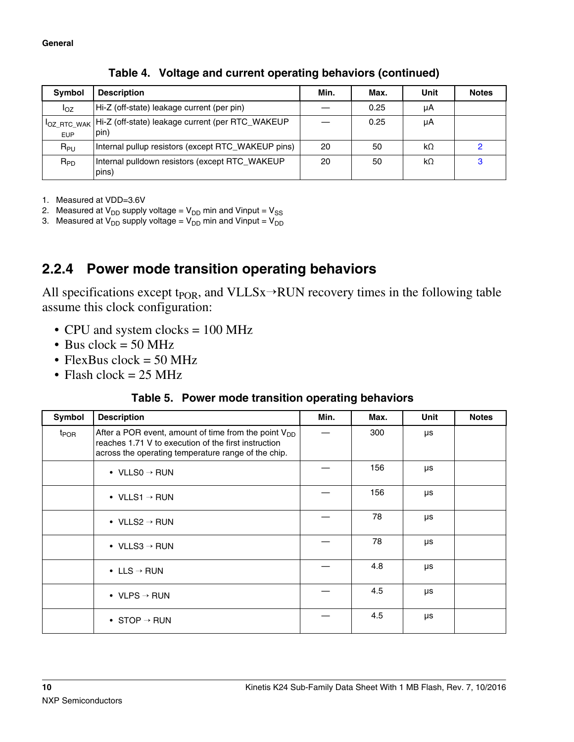**Table 4. Voltage and current operating behaviors (continued)**

| Symbol | Description | Min. | Max. | Unit | Notes |
|---|---|---|---|---|---|
| $I_{OZ}$ | Hi-Z (off-state) leakage current (per pin) | — | 0.25 | μA | |
| $I_{OZ\_RTC\_WAKEUP}$ | Hi-Z (off-state) leakage current (per RTC_WAKEUP pin) | — | 0.25 | μA | |
| $R_{PU}$ | Internal pullup resistors (except RTC_WAKEUP pins) | 20 | 50 | kΩ | 2 |
| $R_{PD}$ | Internal pulldown resistors (except RTC_WAKEUP pins) | 20 | 50 | kΩ | 3 |

1. Measured at VDD=3.6V
2. Measured at $V_{DD}$ supply voltage = $V_{DD}$ min and Vinput = $V_{SS}$
3. Measured at $V_{DD}$ supply voltage = $V_{DD}$ min and Vinput = $V_{DD}$

### 2.2.4 Power mode transition operating behaviors

All specifications except $t_{POR}$, and VLLSx→RUN recovery times in the following table assume this clock configuration:

- CPU and system clocks = 100 MHz
- Bus clock = 50 MHz
- FlexBus clock = 50 MHz
- Flash clock = 25 MHz

**Table 5. Power mode transition operating behaviors**

| Symbol | Description | Min. | Max. | Unit | Notes |
|---|---|---|---|---|---|
| $t_{POR}$ | After a POR event, amount of time from the point $V_{DD}$ reaches 1.71 V to execution of the first instruction across the operating temperature range of the chip. | — | 300 | μs | |
| | • VLLS0 → RUN | — | 156 | μs | |
| | • VLLS1 → RUN | — | 156 | μs | |
| | • VLLS2 → RUN | — | 78 | μs | |
| | • VLLS3 → RUN | — | 78 | μs | |
| | • LLS → RUN | — | 4.8 | μs | |
| | • VLPS → RUN | — | 4.5 | μs | |
| | • STOP → RUN | — | 4.5 | μs | |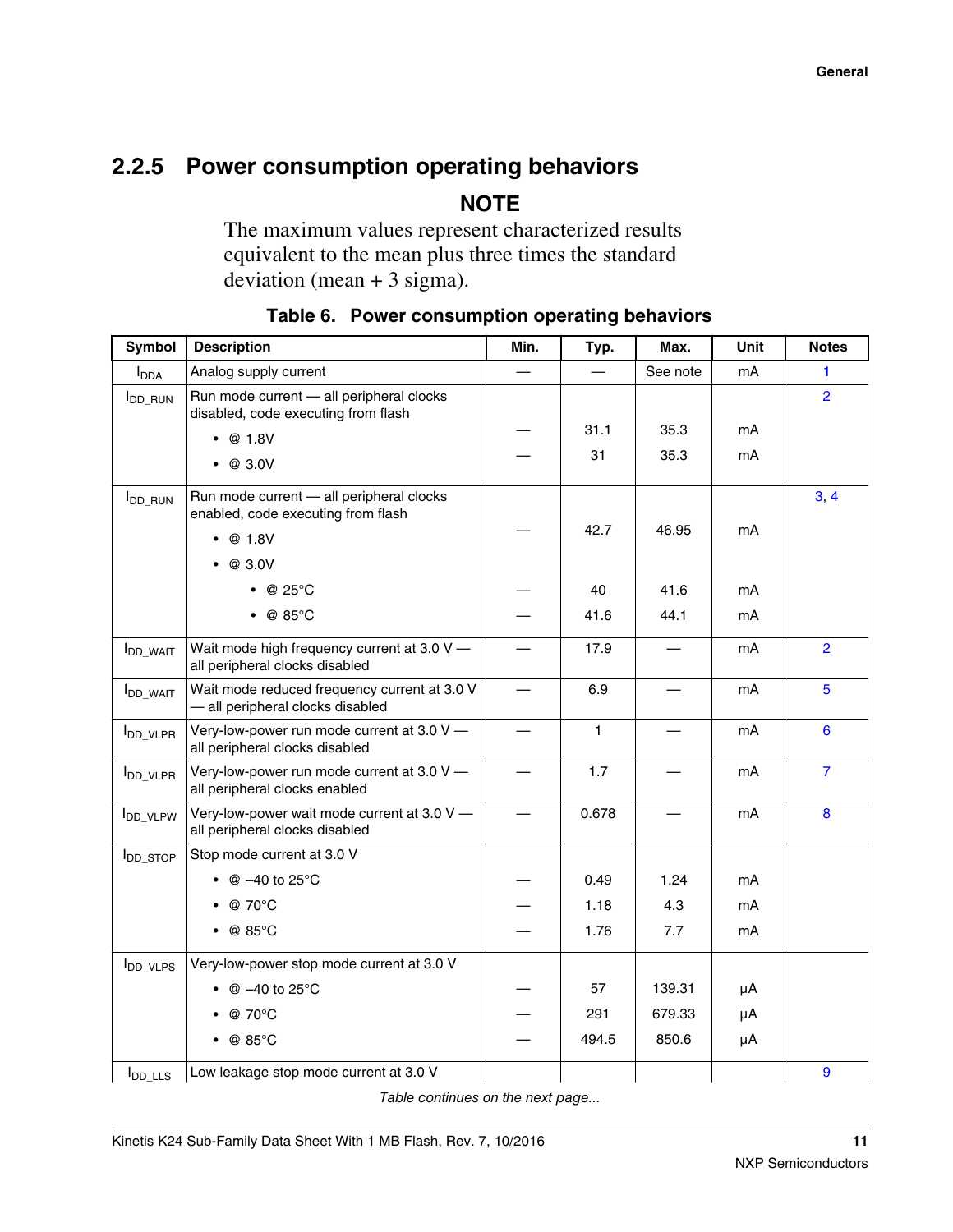### 2.2.5 Power consumption operating behaviors

**NOTE**

The maximum values represent characterized results equivalent to the mean plus three times the standard deviation (mean + 3 sigma).

**Table 6. Power consumption operating behaviors**

| Symbol | Description | Min. | Typ. | Max. | Unit | Notes |
|---|---|---|---|---|---|---|
| $I_{DDA}$ | Analog supply current | — | — | See note | mA | 1 |
| $I_{DD\_RUN}$ | Run mode current — all peripheral clocks disabled, code executing from flash | | | | | 2 |
| | • @ 1.8V | — | 31.1 | 35.3 | mA | |
| | • @ 3.0V | — | 31 | 35.3 | mA | |
| $I_{DD\_RUN}$ | Run mode current — all peripheral clocks enabled, code executing from flash | | | | | 3, 4 |
| | • @ 1.8V | — | 42.7 | 46.95 | mA | |
| | • @ 3.0V | | | | | |
| | • @ 25°C | — | 40 | 41.6 | mA | |
| | • @ 85°C | — | 41.6 | 44.1 | mA | |
| $I_{DD\_WAIT}$ | Wait mode high frequency current at 3.0 V — all peripheral clocks disabled | — | 17.9 | — | mA | 2 |
| $I_{DD\_WAIT}$ | Wait mode reduced frequency current at 3.0 V — all peripheral clocks disabled | — | 6.9 | — | mA | 5 |
| $I_{DD\_VLPR}$ | Very-low-power run mode current at 3.0 V — all peripheral clocks disabled | — | 1 | — | mA | 6 |
| $I_{DD\_VLPR}$ | Very-low-power run mode current at 3.0 V — all peripheral clocks enabled | — | 1.7 | — | mA | 7 |
| $I_{DD\_VLPW}$ | Very-low-power wait mode current at 3.0 V — all peripheral clocks disabled | — | 0.678 | — | mA | 8 |
| $I_{DD\_STOP}$ | Stop mode current at 3.0 V | | | | | |
| | • @ –40 to 25°C | — | 0.49 | 1.24 | mA | |
| | • @ 70°C | — | 1.18 | 4.3 | mA | |
| | • @ 85°C | — | 1.76 | 7.7 | mA | |
| $I_{DD\_VLPS}$ | Very-low-power stop mode current at 3.0 V | | | | | |
| | • @ –40 to 25°C | — | 57 | 139.31 | μA | |
| | • @ 70°C | — | 291 | 679.33 | μA | |
| | • @ 85°C | — | 494.5 | 850.6 | μA | |
| $I_{DD\_LLS}$ | Low leakage stop mode current at 3.0 V | | | | | 9 |

*Table continues on the next page...*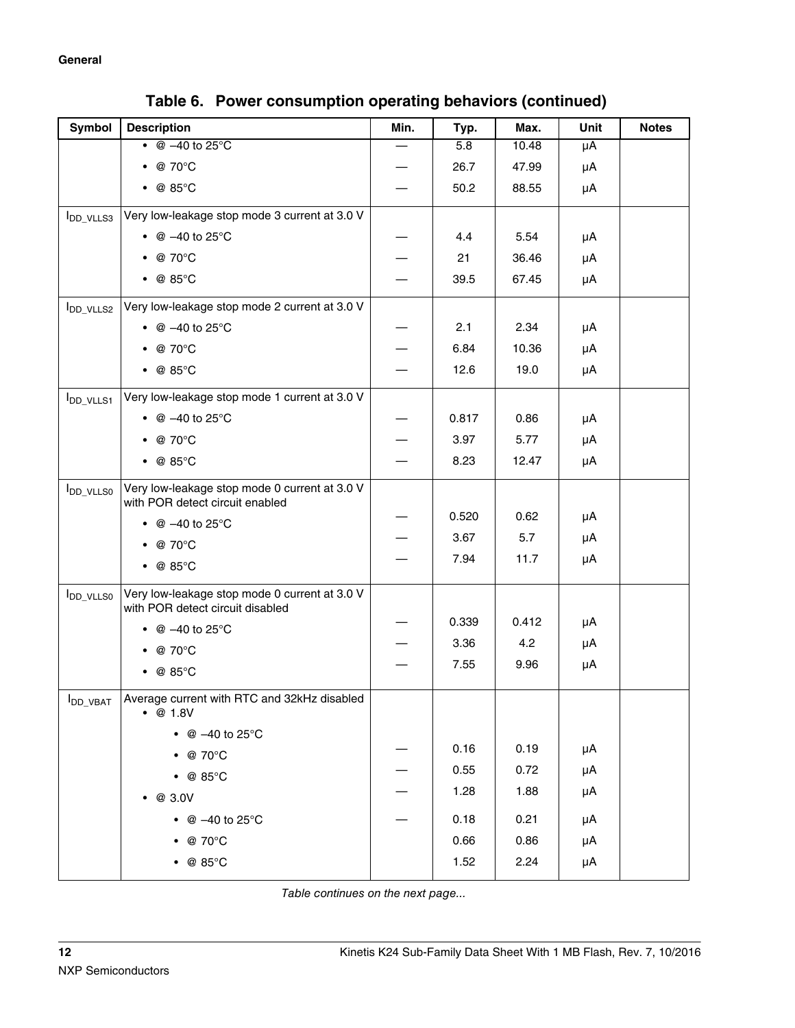**Table 6. Power consumption operating behaviors (continued)**

| Symbol | Description | Min. | Typ. | Max. | Unit | Notes |
|---|---|---|---|---|---|---|
| | • @ –40 to 25°C | — | 5.8 | 10.48 | μA | |
| | • @ 70°C | — | 26.7 | 47.99 | μA | |
| | • @ 85°C | — | 50.2 | 88.55 | μA | |
| $I_{DD\_VLLS3}$ | Very low-leakage stop mode 3 current at 3.0 V | | | | | |
| | • @ –40 to 25°C | — | 4.4 | 5.54 | μA | |
| | • @ 70°C | — | 21 | 36.46 | μA | |
| | • @ 85°C | — | 39.5 | 67.45 | μA | |
| $I_{DD\_VLLS2}$ | Very low-leakage stop mode 2 current at 3.0 V | | | | | |
| | • @ –40 to 25°C | — | 2.1 | 2.34 | μA | |
| | • @ 70°C | — | 6.84 | 10.36 | μA | |
| | • @ 85°C | — | 12.6 | 19.0 | μA | |
| $I_{DD\_VLLS1}$ | Very low-leakage stop mode 1 current at 3.0 V | | | | | |
| | • @ –40 to 25°C | — | 0.817 | 0.86 | μA | |
| | • @ 70°C | — | 3.97 | 5.77 | μA | |
| | • @ 85°C | — | 8.23 | 12.47 | μA | |
| $I_{DD\_VLLS0}$ | Very low-leakage stop mode 0 current at 3.0 V with POR detect circuit enabled | | | | | |
| | • @ –40 to 25°C | — | 0.520 | 0.62 | μA | |
| | • @ 70°C | — | 3.67 | 5.7 | μA | |
| | • @ 85°C | — | 7.94 | 11.7 | μA | |
| $I_{DD\_VLLS0}$ | Very low-leakage stop mode 0 current at 3.0 V with POR detect circuit disabled | | | | | |
| | • @ –40 to 25°C | — | 0.339 | 0.412 | μA | |
| | • @ 70°C | — | 3.36 | 4.2 | μA | |
| | • @ 85°C | — | 7.55 | 9.96 | μA | |
| $I_{DD\_VBAT}$ | Average current with RTC and 32kHz disabled | | | | | |
| | • @ 1.8V | | | | | |
| | &nbsp;&nbsp;• @ –40 to 25°C | — | 0.16 | 0.19 | μA | |
| | &nbsp;&nbsp;• @ 70°C | — | 0.55 | 0.72 | μA | |
| | &nbsp;&nbsp;• @ 85°C | — | 1.28 | 1.88 | μA | |
| | • @ 3.0V | | | | | |
| | &nbsp;&nbsp;• @ –40 to 25°C | — | 0.18 | 0.21 | μA | |
| | &nbsp;&nbsp;• @ 70°C | | 0.66 | 0.86 | μA | |
| | &nbsp;&nbsp;• @ 85°C | | 1.52 | 2.24 | μA | |

*Table continues on the next page...*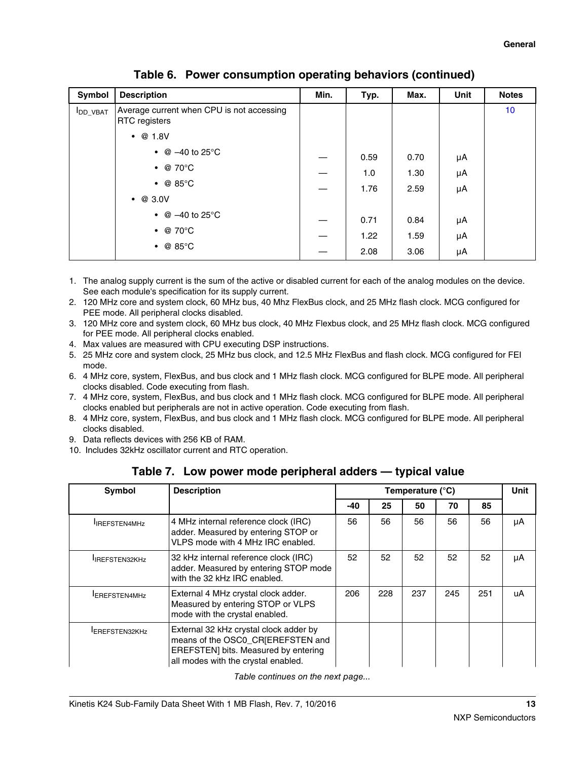**Table 6. Power consumption operating behaviors (continued)**

| Symbol | Description | Min. | Typ. | Max. | Unit | Notes |
|---|---|---|---|---|---|---|
| $I_{DD\_VBAT}$ | Average current when CPU is not accessing RTC registers | | | | | 10 |
| | • @ 1.8V | | | | | |
| | • @ –40 to 25°C | — | 0.59 | 0.70 | μA | |
| | • @ 70°C | — | 1.0 | 1.30 | μA | |
| | • @ 85°C | — | 1.76 | 2.59 | μA | |
| | • @ 3.0V | | | | | |
| | • @ –40 to 25°C | — | 0.71 | 0.84 | μA | |
| | • @ 70°C | — | 1.22 | 1.59 | μA | |
| | • @ 85°C | — | 2.08 | 3.06 | μA | |

1. The analog supply current is the sum of the active or disabled current for each of the analog modules on the device. See each module's specification for its supply current.
2. 120 MHz core and system clock, 60 MHz bus, 40 Mhz FlexBus clock, and 25 MHz flash clock. MCG configured for PEE mode. All peripheral clocks disabled.
3. 120 MHz core and system clock, 60 MHz bus clock, 40 MHz Flexbus clock, and 25 MHz flash clock. MCG configured for PEE mode. All peripheral clocks enabled.
4. Max values are measured with CPU executing DSP instructions.
5. 25 MHz core and system clock, 25 MHz bus clock, and 12.5 MHz FlexBus and flash clock. MCG configured for FEI mode.
6. 4 MHz core, system, FlexBus, and bus clock and 1 MHz flash clock. MCG configured for BLPE mode. All peripheral clocks disabled. Code executing from flash.
7. 4 MHz core, system, FlexBus, and bus clock and 1 MHz flash clock. MCG configured for BLPE mode. All peripheral clocks enabled but peripherals are not in active operation. Code executing from flash.
8. 4 MHz core, system, FlexBus, and bus clock and 1 MHz flash clock. MCG configured for BLPE mode. All peripheral clocks disabled.
9. Data reflects devices with 256 KB of RAM.
10. Includes 32kHz oscillator current and RTC operation.

**Table 7. Low power mode peripheral adders — typical value**

| Symbol | Description | Temperature (°C) | | | | | Unit |
|---|---|---|---|---|---|---|---|
| | | -40 | 25 | 50 | 70 | 85 | |
| $I_{IREFSTEN4MHz}$ | 4 MHz internal reference clock (IRC) adder. Measured by entering STOP or VLPS mode with 4 MHz IRC enabled. | 56 | 56 | 56 | 56 | 56 | µA |
| $I_{IREFSTEN32KHz}$ | 32 kHz internal reference clock (IRC) adder. Measured by entering STOP mode with the 32 kHz IRC enabled. | 52 | 52 | 52 | 52 | 52 | µA |
| $I_{EREFSTEN4MHz}$ | External 4 MHz crystal clock adder. Measured by entering STOP or VLPS mode with the crystal enabled. | 206 | 228 | 237 | 245 | 251 | uA |
| $I_{EREFSTEN32KHz}$ | External 32 kHz crystal clock adder by means of the OSC0_CR[EREFSTEN and EREFSTEN] bits. Measured by entering all modes with the crystal enabled. | | | | | | |

*Table continues on the next page...*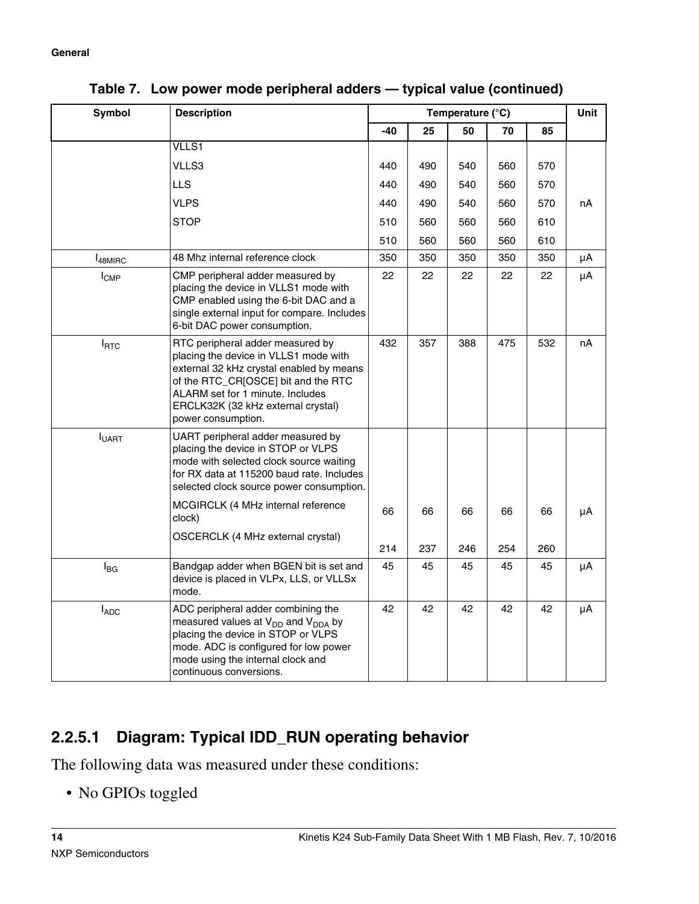**Table 7. Low power mode peripheral adders — typical value (continued)**

| Symbol | Description | Temperature (°C) | | | | | Unit |
|---|---|---|---|---|---|---|---|
| | | -40 | 25 | 50 | 70 | 85 | |
| | VLLS1<br>VLLS3<br>LLS<br>VLPS<br>STOP | 440<br>440<br>440<br>510<br>510 | 490<br>490<br>490<br>560<br>560 | 540<br>540<br>540<br>560<br>560 | 560<br>560<br>560<br>560<br>560 | 570<br>570<br>570<br>610<br>610 | nA |
| $I_{48MIRC}$ | 48 Mhz internal reference clock | 350 | 350 | 350 | 350 | 350 | µA |
| $I_{CMP}$ | CMP peripheral adder measured by placing the device in VLLS1 mode with CMP enabled using the 6-bit DAC and a single external input for compare. Includes 6-bit DAC power consumption. | 22 | 22 | 22 | 22 | 22 | µA |
| $I_{RTC}$ | RTC peripheral adder measured by placing the device in VLLS1 mode with external 32 kHz crystal enabled by means of the RTC_CR[OSCE] bit and the RTC ALARM set for 1 minute. Includes ERCLK32K (32 kHz external crystal) power consumption. | 432 | 357 | 388 | 475 | 532 | nA |
| $I_{UART}$ | UART peripheral adder measured by placing the device in STOP or VLPS mode with selected clock source waiting for RX data at 115200 baud rate. Includes selected clock source power consumption.<br>MCGIRCLK (4 MHz internal reference clock)<br>OSCERCLK (4 MHz external crystal) | 66<br>214 | 66<br>237 | 66<br>246 | 66<br>254 | 66<br>260 | µA |
| $I_{BG}$ | Bandgap adder when BGEN bit is set and device is placed in VLPx, LLS, or VLLSx mode. | 45 | 45 | 45 | 45 | 45 | µA |
| $I_{ADC}$ | ADC peripheral adder combining the measured values at $V_{DD}$ and $V_{DDA}$ by placing the device in STOP or VLPS mode. ADC is configured for low power mode using the internal clock and continuous conversions. | 42 | 42 | 42 | 42 | 42 | µA |

### 2.2.5.1 Diagram: Typical IDD_RUN operating behavior

The following data was measured under these conditions:

- No GPIOs toggled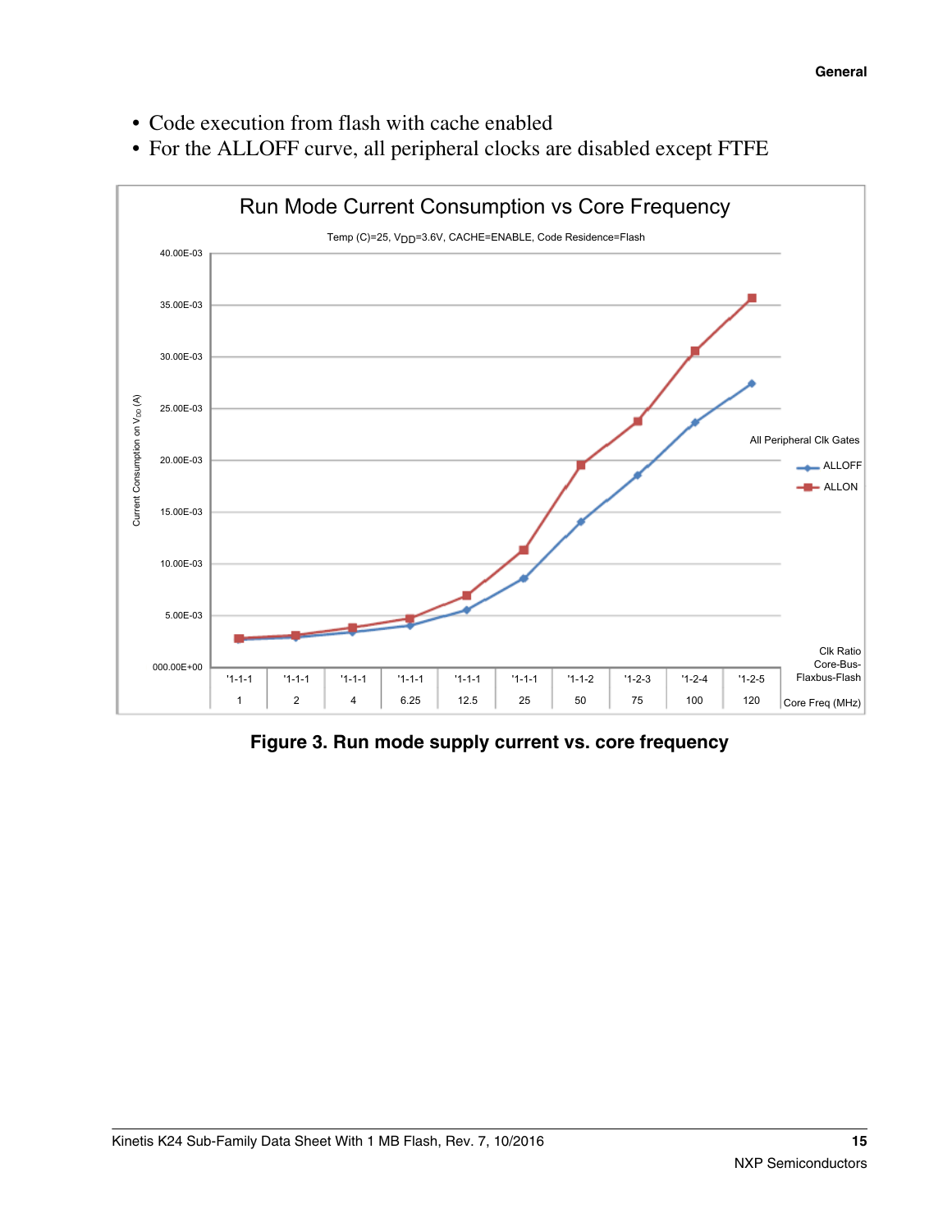- Code execution from flash with cache enabled
- For the ALLOFF curve, all peripheral clocks are disabled except FTFE

**Figure 3. Run mode supply current vs. core frequency**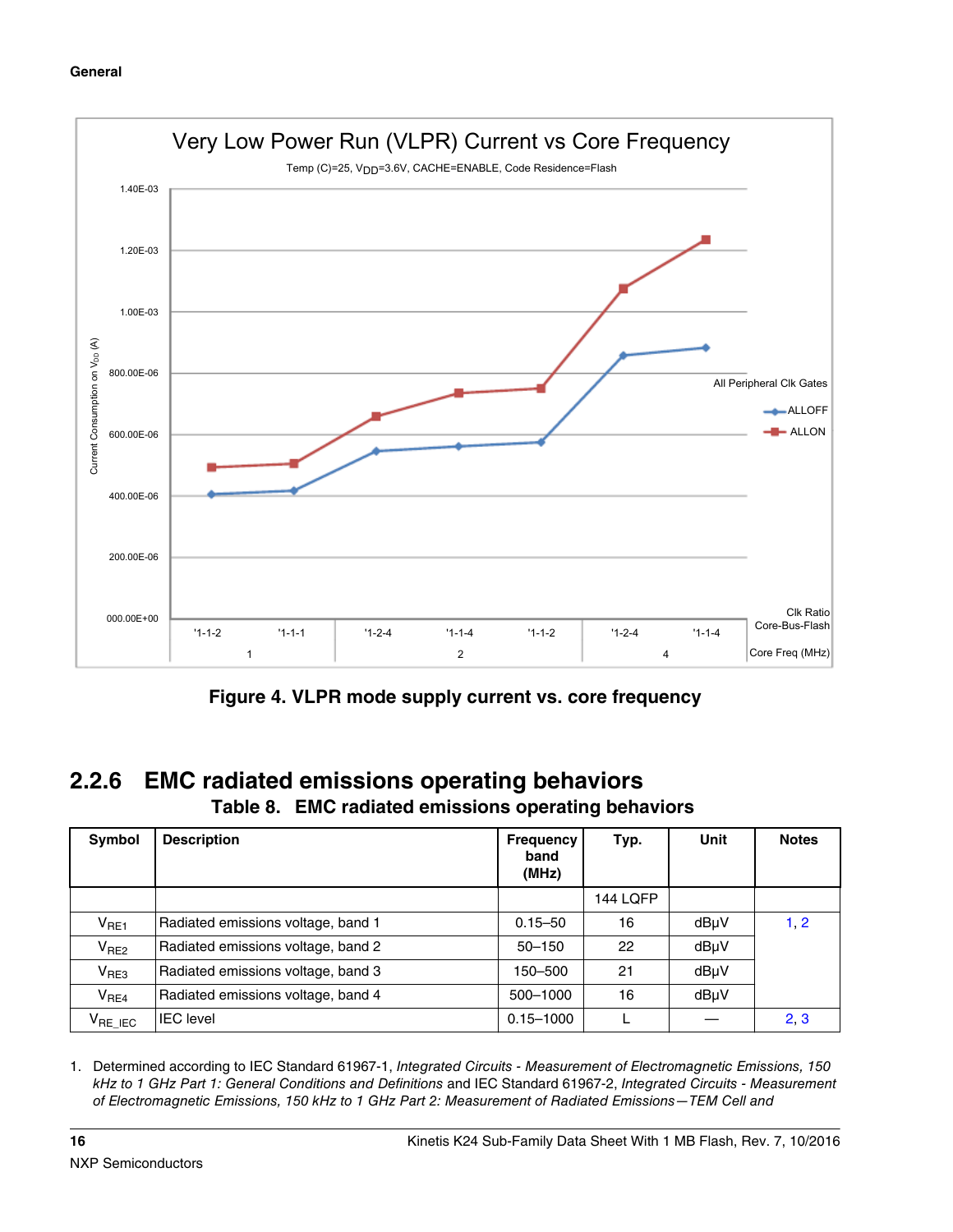Figure 4. VLPR mode supply current vs. core frequency

## 2.2.6 EMC radiated emissions operating behaviors

**Table 8. EMC radiated emissions operating behaviors**

| Symbol | Description | Frequency band (MHz) | Typ. | Unit | Notes |
|---|---|---|---|---|---|
| | | | 144 LQFP | | |
| $V_{RE1}$ | Radiated emissions voltage, band 1 | 0.15–50 | 16 | dBμV | 1, 2 |
| $V_{RE2}$ | Radiated emissions voltage, band 2 | 50–150 | 22 | dBμV | |
| $V_{RE3}$ | Radiated emissions voltage, band 3 | 150–500 | 21 | dBμV | |
| $V_{RE4}$ | Radiated emissions voltage, band 4 | 500–1000 | 16 | dBμV | |
| $V_{RE\_IEC}$ | IEC level | 0.15–1000 | L | — | 2, 3 |

1. Determined according to IEC Standard 61967-1, *Integrated Circuits - Measurement of Electromagnetic Emissions, 150 kHz to 1 GHz Part 1: General Conditions and Definitions* and IEC Standard 61967-2, *Integrated Circuits - Measurement of Electromagnetic Emissions, 150 kHz to 1 GHz Part 2: Measurement of Radiated Emissions—TEM Cell and*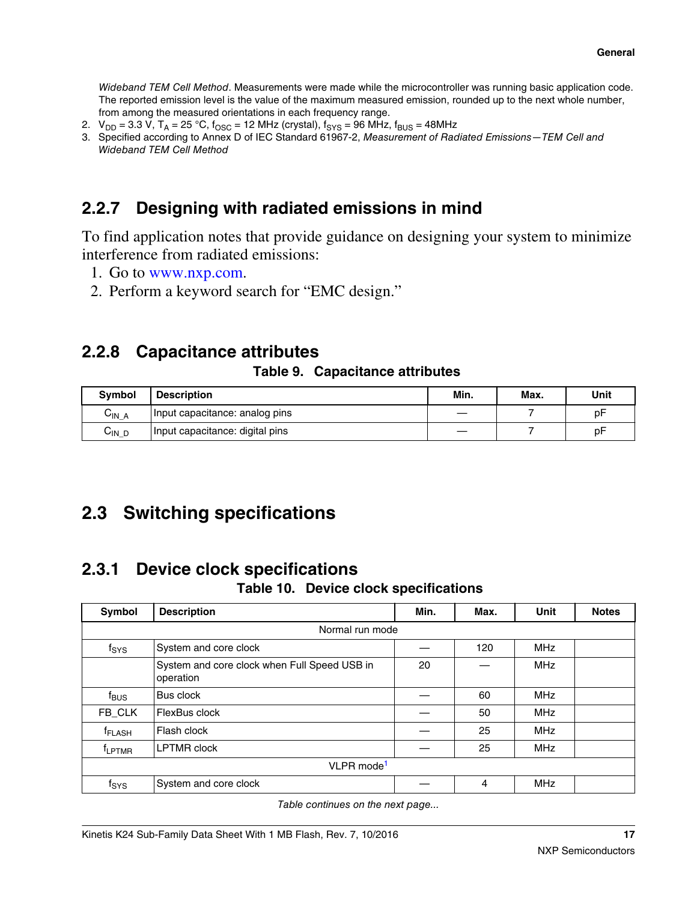*Wideband TEM Cell Method*. Measurements were made while the microcontroller was running basic application code. The reported emission level is the value of the maximum measured emission, rounded up to the next whole number, from among the measured orientations in each frequency range.

2. $V_{DD}$ = 3.3 V, $T_A$ = 25 °C, $f_{OSC}$ = 12 MHz (crystal), $f_{SYS}$ = 96 MHz, $f_{BUS}$ = 48MHz
3. Specified according to Annex D of IEC Standard 61967-2, *Measurement of Radiated Emissions—TEM Cell and Wideband TEM Cell Method*

### 2.2.7 Designing with radiated emissions in mind

To find application notes that provide guidance on designing your system to minimize interference from radiated emissions:

1. Go to www.nxp.com.
2. Perform a keyword search for "EMC design."

### 2.2.8 Capacitance attributes

**Table 9. Capacitance attributes**

| Symbol | Description | Min. | Max. | Unit |
|---|---|---|---|---|
| $C_{IN\_A}$ | Input capacitance: analog pins | — | 7 | pF |
| $C_{IN\_D}$ | Input capacitance: digital pins | — | 7 | pF |

## 2.3 Switching specifications

### 2.3.1 Device clock specifications

**Table 10. Device clock specifications**

| Symbol | Description | Min. | Max. | Unit | Notes |
|---|---|---|---|---|---|
| | Normal run mode | | | | |
| $f_{SYS}$ | System and core clock | — | 120 | MHz | |
| | System and core clock when Full Speed USB in operation | 20 | — | MHz | |
| $f_{BUS}$ | Bus clock | — | 60 | MHz | |
| FB_CLK | FlexBus clock | — | 50 | MHz | |
| $f_{FLASH}$ | Flash clock | — | 25 | MHz | |
| $f_{LPTMR}$ | LPTMR clock | — | 25 | MHz | |
| | VLPR mode[1] | | | | |
| $f_{SYS}$ | System and core clock | — | 4 | MHz | |

*Table continues on the next page...*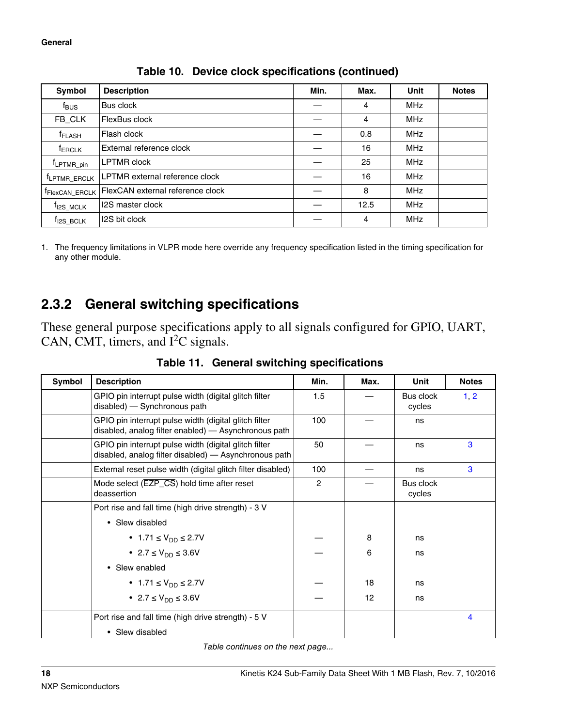**Table 10. Device clock specifications (continued)**

| Symbol | Description | Min. | Max. | Unit | Notes |
|---|---|---|---|---|---|
| $f_{BUS}$ | Bus clock | — | 4 | MHz | |
| FB_CLK | FlexBus clock | — | 4 | MHz | |
| $f_{FLASH}$ | Flash clock | — | 0.8 | MHz | |
| $f_{ERCLK}$ | External reference clock | — | 16 | MHz | |
| $f_{LPTMR\_pin}$ | LPTMR clock | — | 25 | MHz | |
| $f_{LPTMR\_ERCLK}$ | LPTMR external reference clock | — | 16 | MHz | |
| $f_{FlexCAN\_ERCLK}$ | FlexCAN external reference clock | — | 8 | MHz | |
| $f_{I2S\_MCLK}$ | I2S master clock | — | 12.5 | MHz | |
| $f_{I2S\_BCLK}$ | I2S bit clock | — | 4 | MHz | |

1. The frequency limitations in VLPR mode here override any frequency specification listed in the timing specification for any other module.

## 2.3.2 General switching specifications

These general purpose specifications apply to all signals configured for GPIO, UART, CAN, CMT, timers, and $I^2C$ signals.

**Table 11. General switching specifications**

| Symbol | Description | Min. | Max. | Unit | Notes |
|---|---|---|---|---|---|
| | GPIO pin interrupt pulse width (digital glitch filter disabled) — Synchronous path | 1.5 | — | Bus clock cycles | 1, 2 |
| | GPIO pin interrupt pulse width (digital glitch filter disabled, analog filter enabled) — Asynchronous path | 100 | — | ns | |
| | GPIO pin interrupt pulse width (digital glitch filter disabled, analog filter disabled) — Asynchronous path | 50 | — | ns | 3 |
| | External reset pulse width (digital glitch filter disabled) | 100 | — | ns | 3 |
| | Mode select ($\overline{EZP\_CS}$) hold time after reset deassertion | 2 | — | Bus clock cycles | |
| | Port rise and fall time (high drive strength) - 3 V | | | | |
| | • Slew disabled | | | | |
| | • $1.71 \le V_{DD} \le 2.7V$ | — | 8 | ns | |
| | • $2.7 \le V_{DD} \le 3.6V$ | — | 6 | ns | |
| | • Slew enabled | | | | |
| | • $1.71 \le V_{DD} \le 2.7V$ | — | 18 | ns | |
| | • $2.7 \le V_{DD} \le 3.6V$ | — | 12 | ns | |
| | Port rise and fall time (high drive strength) - 5 V | | | | 4 |
| | • Slew disabled | | | | |

*Table continues on the next page...*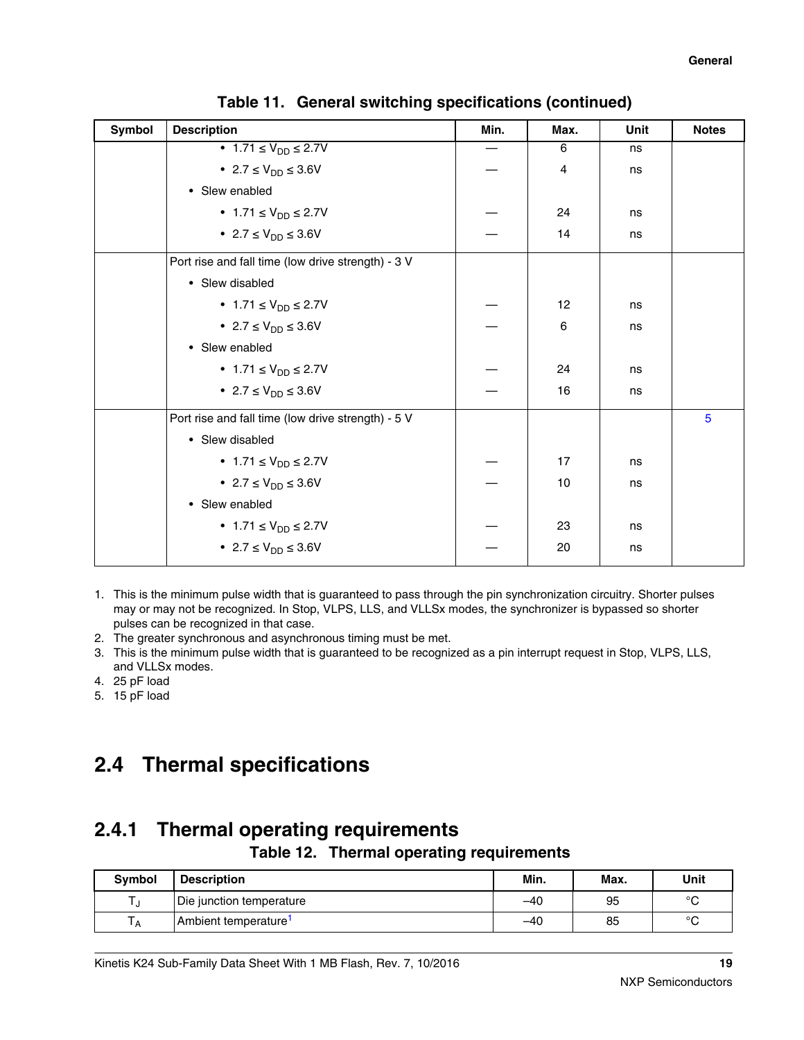**Table 11. General switching specifications (continued)**

| Symbol | Description | Min. | Max. | Unit | Notes |
|---|---|---|---|---|---|
| | • $1.71 \leq V_{DD} \leq 2.7V$ | — | 6 | ns | |
| | • $2.7 \leq V_{DD} \leq 3.6V$ | — | 4 | ns | |
| | • Slew enabled | | | | |
| | • $1.71 \leq V_{DD} \leq 2.7V$ | — | 24 | ns | |
| | • $2.7 \leq V_{DD} \leq 3.6V$ | — | 14 | ns | |
| | Port rise and fall time (low drive strength) - 3 V | | | | |
| | • Slew disabled | | | | |
| | • $1.71 \leq V_{DD} \leq 2.7V$ | — | 12 | ns | |
| | • $2.7 \leq V_{DD} \leq 3.6V$ | — | 6 | ns | |
| | • Slew enabled | | | | |
| | • $1.71 \leq V_{DD} \leq 2.7V$ | — | 24 | ns | |
| | • $2.7 \leq V_{DD} \leq 3.6V$ | — | 16 | ns | |
| | Port rise and fall time (low drive strength) - 5 V | | | | 5 |
| | • Slew disabled | | | | |
| | • $1.71 \leq V_{DD} \leq 2.7V$ | — | 17 | ns | |
| | • $2.7 \leq V_{DD} \leq 3.6V$ | — | 10 | ns | |
| | • Slew enabled | | | | |
| | • $1.71 \leq V_{DD} \leq 2.7V$ | — | 23 | ns | |
| | • $2.7 \leq V_{DD} \leq 3.6V$ | — | 20 | ns | |

1. This is the minimum pulse width that is guaranteed to pass through the pin synchronization circuitry. Shorter pulses may or may not be recognized. In Stop, VLPS, LLS, and VLLSx modes, the synchronizer is bypassed so shorter pulses can be recognized in that case.
2. The greater synchronous and asynchronous timing must be met.
3. This is the minimum pulse width that is guaranteed to be recognized as a pin interrupt request in Stop, VLPS, LLS, and VLLSx modes.
4. 25 pF load
5. 15 pF load

## 2.4 Thermal specifications

### 2.4.1 Thermal operating requirements

**Table 12. Thermal operating requirements**

| Symbol | Description | Min. | Max. | Unit |
|---|---|---|---|---|
| $T_J$ | Die junction temperature | –40 | 95 | °C |
| $T_A$ | Ambient temperature[1] | –40 | 85 | °C |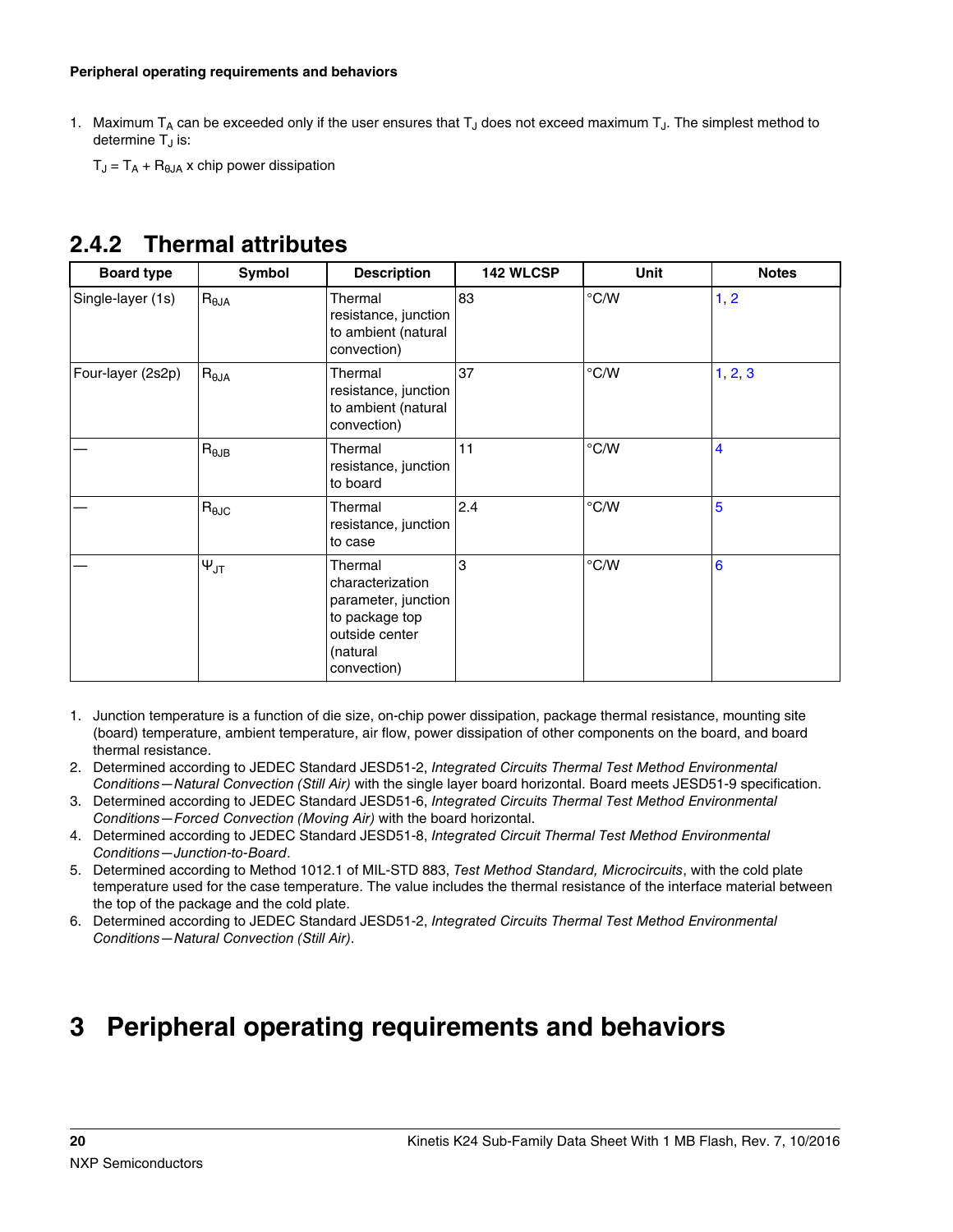1. Maximum $T_A$ can be exceeded only if the user ensures that $T_J$ does not exceed maximum $T_J$. The simplest method to determine $T_J$ is:

   $T_J = T_A + R_{\theta JA}$ x chip power dissipation

### 2.4.2 Thermal attributes

| Board type | Symbol | Description | 142 WLCSP | Unit | Notes |
|---|---|---|---|---|---|
| Single-layer (1s) | $R_{\theta JA}$ | Thermal resistance, junction to ambient (natural convection) | 83 | °C/W | 1, 2 |
| Four-layer (2s2p) | $R_{\theta JA}$ | Thermal resistance, junction to ambient (natural convection) | 37 | °C/W | 1, 2, 3 |
| — | $R_{\theta JB}$ | Thermal resistance, junction to board | 11 | °C/W | 4 |
| — | $R_{\theta JC}$ | Thermal resistance, junction to case | 2.4 | °C/W | 5 |
| — | $\Psi_{JT}$ | Thermal characterization parameter, junction to package top outside center (natural convection) | 3 | °C/W | 6 |

1. Junction temperature is a function of die size, on-chip power dissipation, package thermal resistance, mounting site (board) temperature, ambient temperature, air flow, power dissipation of other components on the board, and board thermal resistance.
2. Determined according to JEDEC Standard JESD51-2, *Integrated Circuits Thermal Test Method Environmental Conditions—Natural Convection (Still Air)* with the single layer board horizontal. Board meets JESD51-9 specification.
3. Determined according to JEDEC Standard JESD51-6, *Integrated Circuits Thermal Test Method Environmental Conditions—Forced Convection (Moving Air)* with the board horizontal.
4. Determined according to JEDEC Standard JESD51-8, *Integrated Circuit Thermal Test Method Environmental Conditions—Junction-to-Board*.
5. Determined according to Method 1012.1 of MIL-STD 883, *Test Method Standard, Microcircuits*, with the cold plate temperature used for the case temperature. The value includes the thermal resistance of the interface material between the top of the package and the cold plate.
6. Determined according to JEDEC Standard JESD51-2, *Integrated Circuits Thermal Test Method Environmental Conditions—Natural Convection (Still Air)*.

# 3 Peripheral operating requirements and behaviors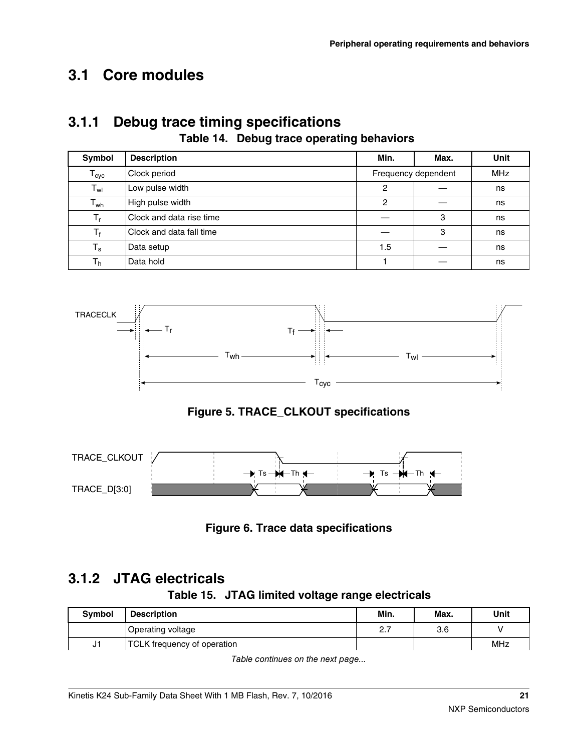## 3.1 Core modules

### 3.1.1 Debug trace timing specifications

**Table 14. Debug trace operating behaviors**

| Symbol | Description | Min. | Max. | Unit |
|---|---|---|---|---|
| $T_{cyc}$ | Clock period | Frequency dependent | | MHz |
| $T_{wl}$ | Low pulse width | 2 | — | ns |
| $T_{wh}$ | High pulse width | 2 | — | ns |
| $T_r$ | Clock and data rise time | — | 3 | ns |
| $T_f$ | Clock and data fall time | — | 3 | ns |
| $T_s$ | Data setup | 1.5 | — | ns |
| $T_h$ | Data hold | 1 | — | ns |

**Figure 5. TRACE_CLKOUT specifications**

**Figure 6. Trace data specifications**

### 3.1.2 JTAG electricals

**Table 15. JTAG limited voltage range electricals**

| Symbol | Description | Min. | Max. | Unit |
|---|---|---|---|---|
| | Operating voltage | 2.7 | 3.6 | V |
| J1 | TCLK frequency of operation | | | MHz |

*Table continues on the next page...*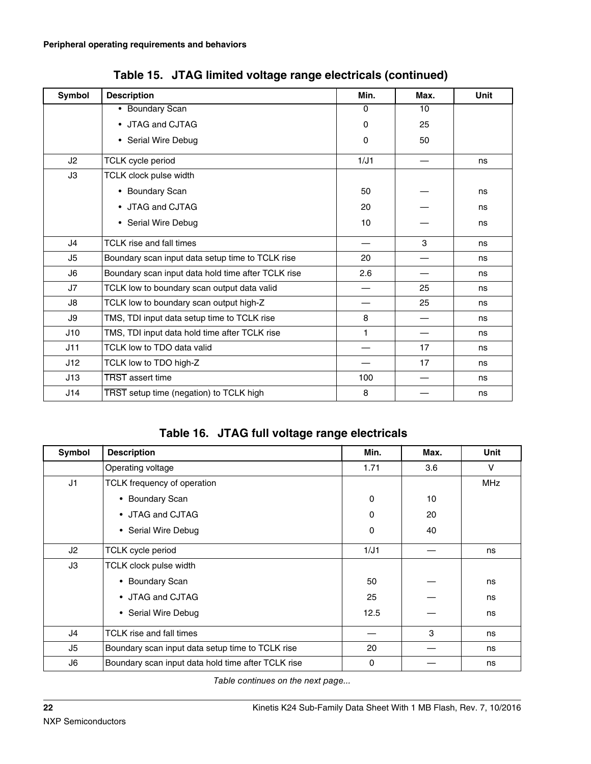**Table 15. JTAG limited voltage range electricals (continued)**

| Symbol | Description | Min. | Max. | Unit |
|---|---|---|---|---|
| | • Boundary Scan | 0 | 10 | |
| | • JTAG and CJTAG | 0 | 25 | |
| | • Serial Wire Debug | 0 | 50 | |
| J2 | TCLK cycle period | 1/J1 | — | ns |
| J3 | TCLK clock pulse width | | | |
| | • Boundary Scan | 50 | — | ns |
| | • JTAG and CJTAG | 20 | — | ns |
| | • Serial Wire Debug | 10 | — | ns |
| J4 | TCLK rise and fall times | — | 3 | ns |
| J5 | Boundary scan input data setup time to TCLK rise | 20 | — | ns |
| J6 | Boundary scan input data hold time after TCLK rise | 2.6 | — | ns |
| J7 | TCLK low to boundary scan output data valid | — | 25 | ns |
| J8 | TCLK low to boundary scan output high-Z | — | 25 | ns |
| J9 | TMS, TDI input data setup time to TCLK rise | 8 | — | ns |
| J10 | TMS, TDI input data hold time after TCLK rise | 1 | — | ns |
| J11 | TCLK low to TDO data valid | — | 17 | ns |
| J12 | TCLK low to TDO high-Z | — | 17 | ns |
| J13 | $\overline{\text{TRST}}$ assert time | 100 | — | ns |
| J14 | $\overline{\text{TRST}}$ setup time (negation) to TCLK high | 8 | — | ns |

**Table 16. JTAG full voltage range electricals**

| Symbol | Description | Min. | Max. | Unit |
|---|---|---|---|---|
| | Operating voltage | 1.71 | 3.6 | V |
| J1 | TCLK frequency of operation | | | MHz |
| | • Boundary Scan | 0 | 10 | |
| | • JTAG and CJTAG | 0 | 20 | |
| | • Serial Wire Debug | 0 | 40 | |
| J2 | TCLK cycle period | 1/J1 | — | ns |
| J3 | TCLK clock pulse width | | | |
| | • Boundary Scan | 50 | — | ns |
| | • JTAG and CJTAG | 25 | — | ns |
| | • Serial Wire Debug | 12.5 | — | ns |
| J4 | TCLK rise and fall times | — | 3 | ns |
| J5 | Boundary scan input data setup time to TCLK rise | 20 | — | ns |
| J6 | Boundary scan input data hold time after TCLK rise | 0 | — | ns |

*Table continues on the next page...*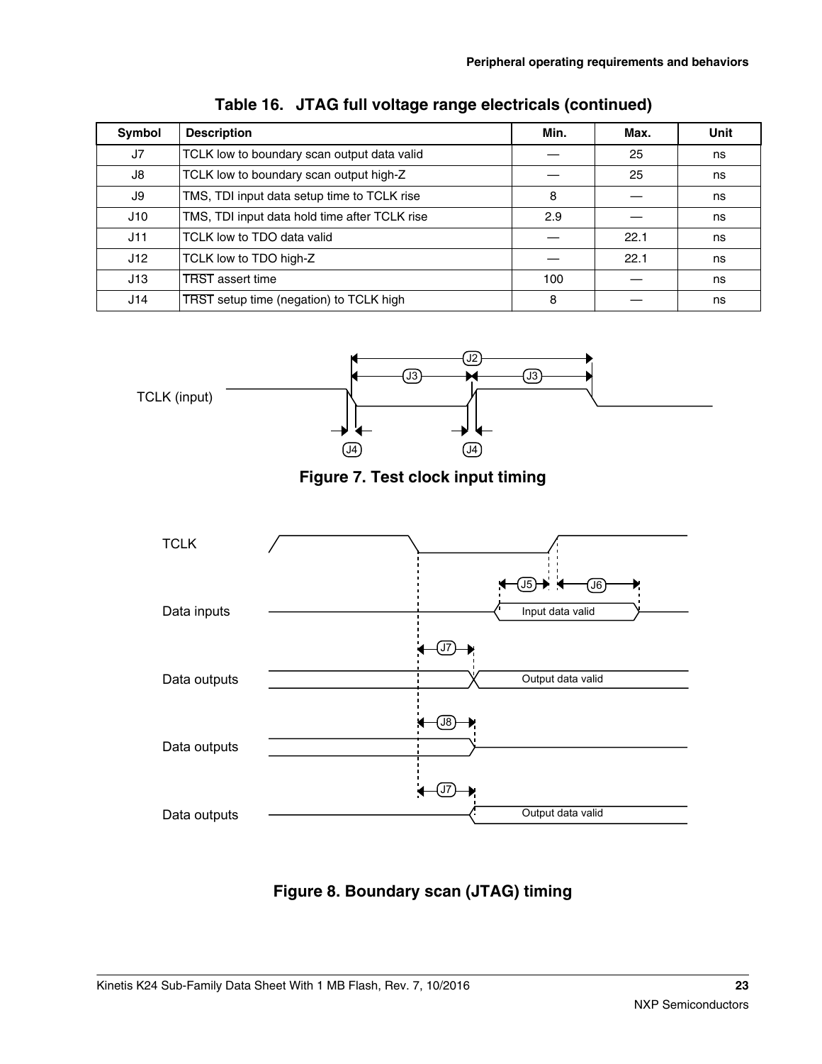**Table 16. JTAG full voltage range electricals (continued)**

| Symbol | Description | Min. | Max. | Unit |
|---|---|---|---|---|
| J7 | TCLK low to boundary scan output data valid | — | 25 | ns |
| J8 | TCLK low to boundary scan output high-Z | — | 25 | ns |
| J9 | TMS, TDI input data setup time to TCLK rise | 8 | — | ns |
| J10 | TMS, TDI input data hold time after TCLK rise | 2.9 | — | ns |
| J11 | TCLK low to TDO data valid | — | 22.1 | ns |
| J12 | TCLK low to TDO high-Z | — | 22.1 | ns |
| J13 | TRST assert time | 100 | — | ns |
| J14 | TRST setup time (negation) to TCLK high | 8 | — | ns |

**Figure 7. Test clock input timing**

**Figure 8. Boundary scan (JTAG) timing**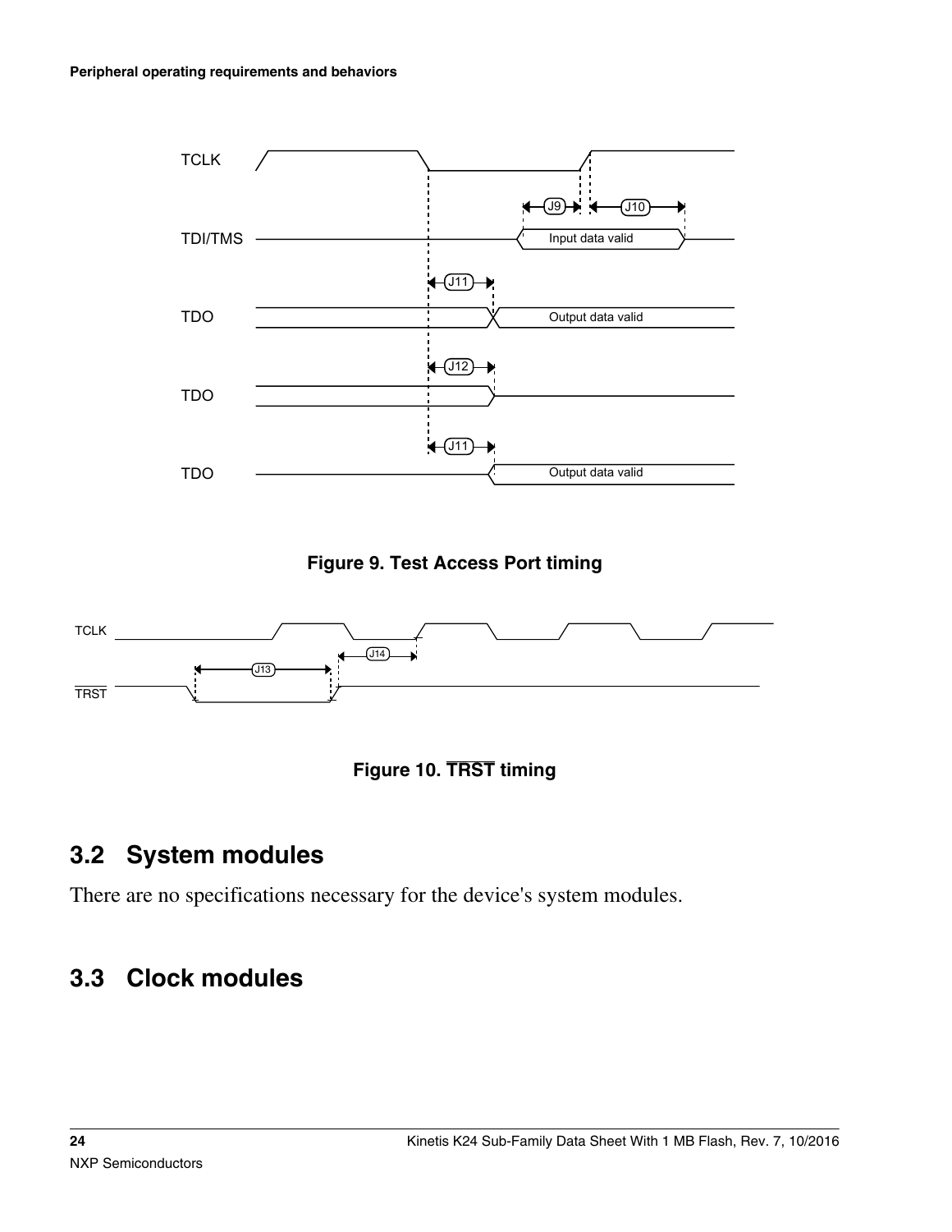Figure 9. Test Access Port timing

Figure 10. $\overline{TRST}$ timing

## 3.2 System modules

There are no specifications necessary for the device's system modules.

## 3.3 Clock modules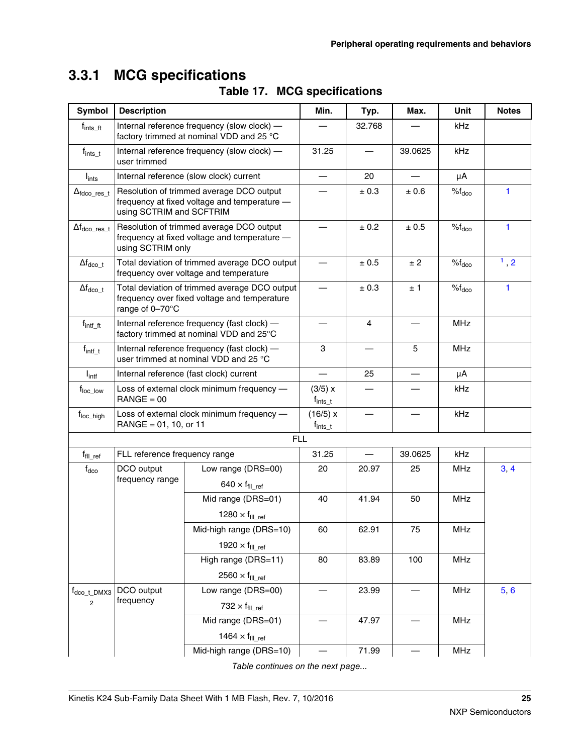### 3.3.1 MCG specifications

**Table 17. MCG specifications**

| Symbol | Description | | Min. | Typ. | Max. | Unit | Notes |
|---|---|---|---|---|---|---|---|
| $f_{ints\_ft}$ | Internal reference frequency (slow clock) — factory trimmed at nominal VDD and 25 °C | | — | 32.768 | — | kHz | |
| $f_{ints\_t}$ | Internal reference frequency (slow clock) — user trimmed | | 31.25 | — | 39.0625 | kHz | |
| $I_{ints}$ | Internal reference (slow clock) current | | — | 20 | — | µA | |
| $\Delta_{fdco\_res\_t}$ | Resolution of trimmed average DCO output frequency at fixed voltage and temperature — using SCTRIM and SCFTRIM | | — | ± 0.3 | ± 0.6 | $\%f_{dco}$ | 1 |
| $\Delta f_{dco\_res\_t}$ | Resolution of trimmed average DCO output frequency at fixed voltage and temperature — using SCTRIM only | | — | ± 0.2 | ± 0.5 | $\%f_{dco}$ | 1 |
| $\Delta f_{dco\_t}$ | Total deviation of trimmed average DCO output frequency over voltage and temperature | | — | ± 0.5 | ± 2 | $\%f_{dco}$ | 1, 2 |
| $\Delta f_{dco\_t}$ | Total deviation of trimmed average DCO output frequency over fixed voltage and temperature range of 0–70°C | | — | ± 0.3 | ± 1 | $\%f_{dco}$ | 1 |
| $f_{intf\_ft}$ | Internal reference frequency (fast clock) — factory trimmed at nominal VDD and 25°C | | — | 4 | — | MHz | |
| $f_{intf\_t}$ | Internal reference frequency (fast clock) — user trimmed at nominal VDD and 25 °C | | 3 | — | 5 | MHz | |
| $I_{intf}$ | Internal reference (fast clock) current | | — | 25 | — | µA | |
| $f_{loc\_low}$ | Loss of external clock minimum frequency — RANGE = 00 | | (3/5) x $f_{ints\_t}$ | — | — | kHz | |
| $f_{loc\_high}$ | Loss of external clock minimum frequency — RANGE = 01, 10, or 11 | | (16/5) x $f_{ints\_t}$ | — | — | kHz | |
| | | FLL | | | | | |
| $f_{fll\_ref}$ | FLL reference frequency range | | 31.25 | — | 39.0625 | kHz | |
| $f_{dco}$ | DCO output frequency range | Low range (DRS=00) $640 \times f_{fll\_ref}$ | 20 | 20.97 | 25 | MHz | 3, 4 |
| | | Mid range (DRS=01) $1280 \times f_{fll\_ref}$ | 40 | 41.94 | 50 | MHz | |
| | | Mid-high range (DRS=10) $1920 \times f_{fll\_ref}$ | 60 | 62.91 | 75 | MHz | |
| | | High range (DRS=11) $2560 \times f_{fll\_ref}$ | 80 | 83.89 | 100 | MHz | |
| $f_{dco\_t\_DMX32}$ | DCO output frequency | Low range (DRS=00) $732 \times f_{fll\_ref}$ | — | 23.99 | — | MHz | 5, 6 |
| | | Mid range (DRS=01) $1464 \times f_{fll\_ref}$ | — | 47.97 | — | MHz | |
| | | Mid-high range (DRS=10) | — | 71.99 | — | MHz | |

*Table continues on the next page...*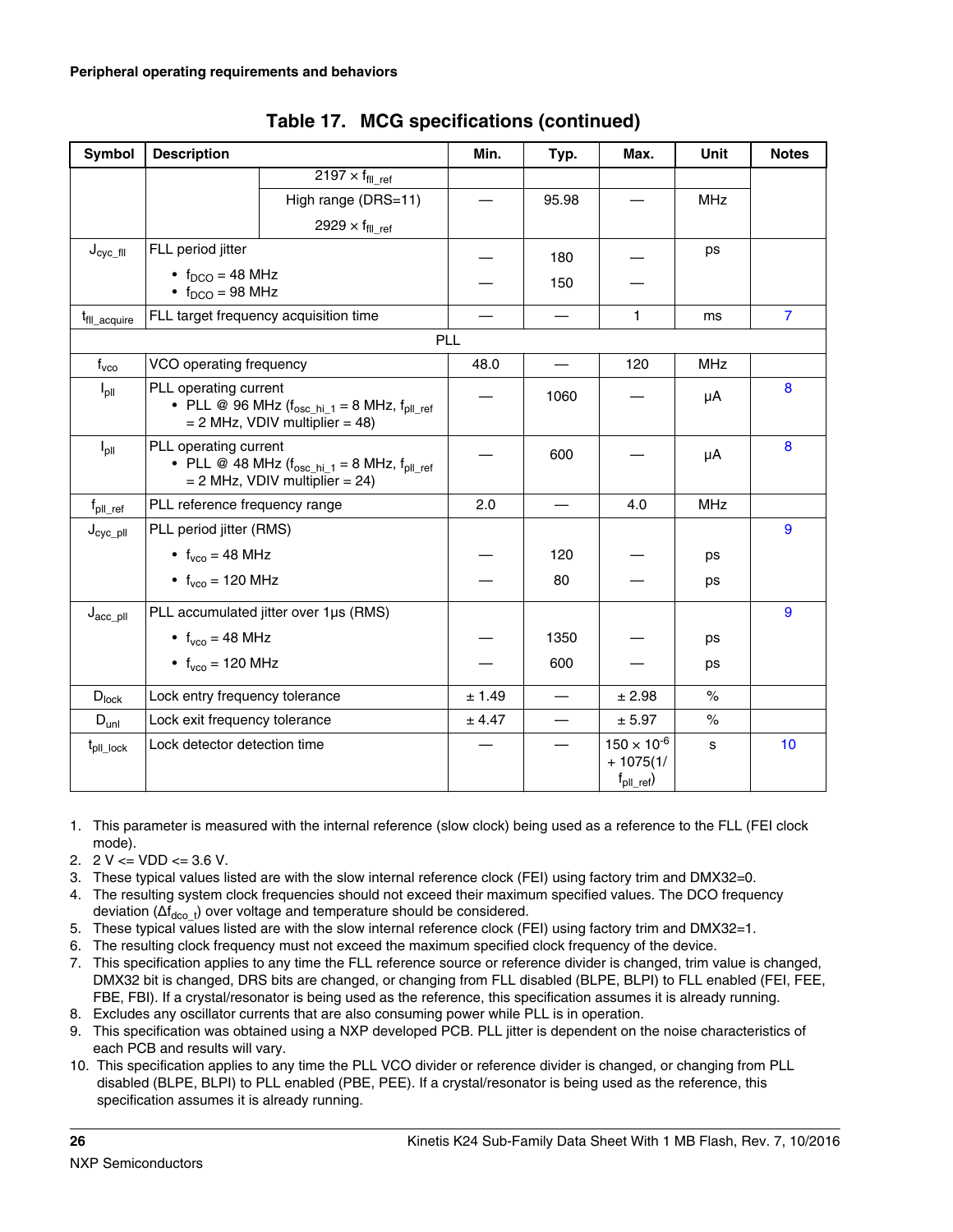**Peripheral operating requirements and behaviors**

**Table 17. MCG specifications (continued)**

| Symbol | Description | | Min. | Typ. | Max. | Unit | Notes |
|---|---|---|---|---|---|---|---|
| | | $2197 \times f_{fll\_ref}$ | | | | | |
| | | High range (DRS=11) $2929 \times f_{fll\_ref}$ | — | 95.98 | — | MHz | |
| $J_{cyc\_fll}$ | FLL period jitter<br>• $f_{DCO}$ = 48 MHz<br>• $f_{DCO}$ = 98 MHz | | —<br>— | 180<br>150 | —<br>— | ps | |
| $t_{fll\_acquire}$ | FLL target frequency acquisition time | | — | — | 1 | ms | 7 |
| PLL | | | | | | | |
| $f_{vco}$ | VCO operating frequency | | 48.0 | — | 120 | MHz | |
| $I_{pll}$ | PLL operating current<br>• PLL @ 96 MHz ($f_{osc\_hi\_1}$ = 8 MHz, $f_{pll\_ref}$ = 2 MHz, VDIV multiplier = 48) | | — | 1060 | — | µA | 8 |
| $I_{pll}$ | PLL operating current<br>• PLL @ 48 MHz ($f_{osc\_hi\_1}$ = 8 MHz, $f_{pll\_ref}$ = 2 MHz, VDIV multiplier = 24) | | — | 600 | — | µA | 8 |
| $f_{pll\_ref}$ | PLL reference frequency range | | 2.0 | — | 4.0 | MHz | |
| $J_{cyc\_pll}$ | PLL period jitter (RMS)<br>• $f_{vco}$ = 48 MHz<br>• $f_{vco}$ = 120 MHz | | —<br>— | 120<br>80 | —<br>— | ps<br>ps | 9 |
| $J_{acc\_pll}$ | PLL accumulated jitter over 1µs (RMS)<br>• $f_{vco}$ = 48 MHz<br>• $f_{vco}$ = 120 MHz | | —<br>— | 1350<br>600 | —<br>— | ps<br>ps | 9 |
| $D_{lock}$ | Lock entry frequency tolerance | | ± 1.49 | — | ± 2.98 | % | |
| $D_{unl}$ | Lock exit frequency tolerance | | ± 4.47 | — | ± 5.97 | % | |
| $t_{pll\_lock}$ | Lock detector detection time | | — | — | $150 \times 10^{-6} + 1075(1/f_{pll\_ref})$ | s | 10 |

1. This parameter is measured with the internal reference (slow clock) being used as a reference to the FLL (FEI clock mode).
2. 2 V <= VDD <= 3.6 V.
3. These typical values listed are with the slow internal reference clock (FEI) using factory trim and DMX32=0.
4. The resulting system clock frequencies should not exceed their maximum specified values. The DCO frequency deviation ($\Delta f_{dco\_t}$) over voltage and temperature should be considered.
5. These typical values listed are with the slow internal reference clock (FEI) using factory trim and DMX32=1.
6. The resulting clock frequency must not exceed the maximum specified clock frequency of the device.
7. This specification applies to any time the FLL reference source or reference divider is changed, trim value is changed, DMX32 bit is changed, DRS bits are changed, or changing from FLL disabled (BLPE, BLPI) to FLL enabled (FEI, FEE, FBE, FBI). If a crystal/resonator is being used as the reference, this specification assumes it is already running.
8. Excludes any oscillator currents that are also consuming power while PLL is in operation.
9. This specification was obtained using a NXP developed PCB. PLL jitter is dependent on the noise characteristics of each PCB and results will vary.
10. This specification applies to any time the PLL VCO divider or reference divider is changed, or changing from PLL disabled (BLPE, BLPI) to PLL enabled (PBE, PEE). If a crystal/resonator is being used as the reference, this specification assumes it is already running.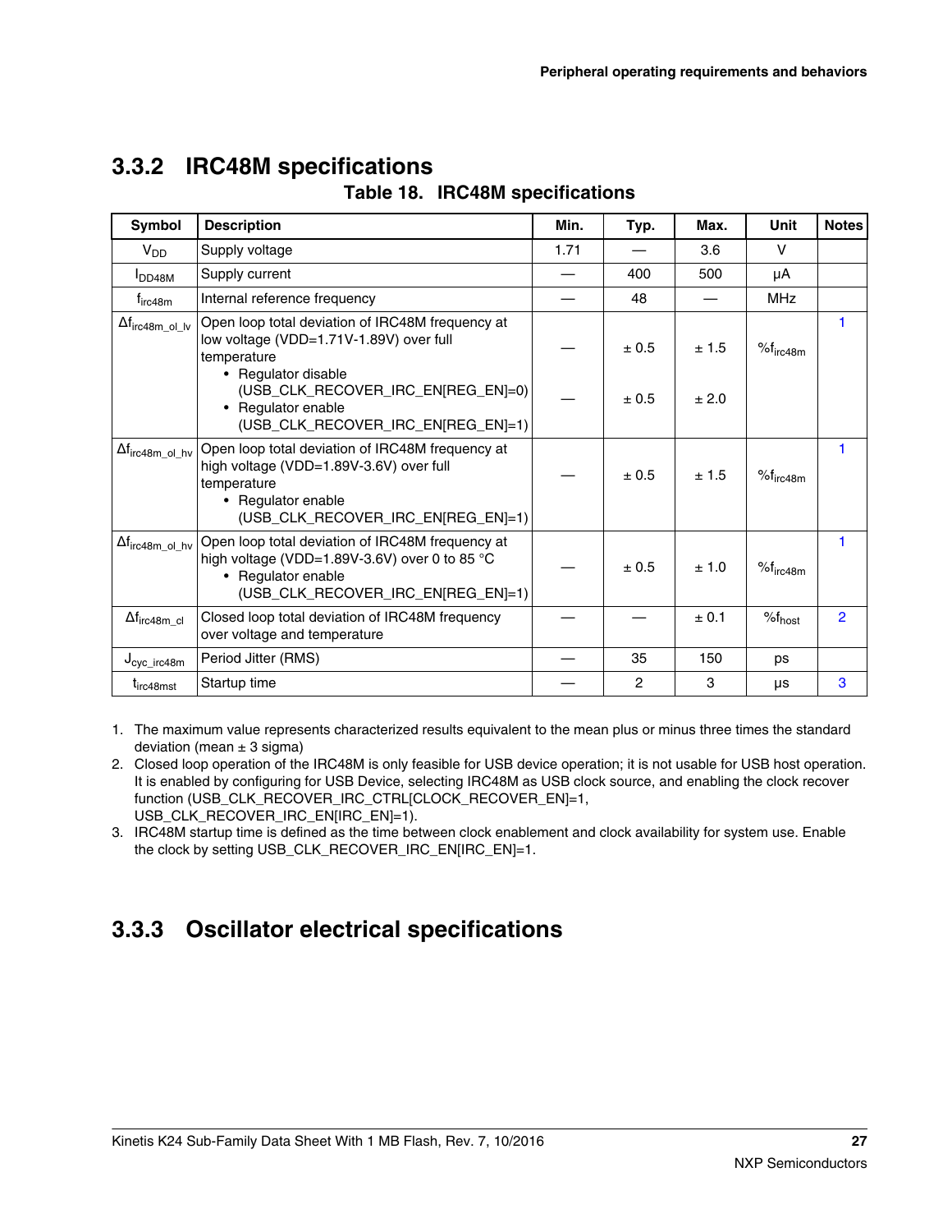## 3.3.2 IRC48M specifications

**Table 18. IRC48M specifications**

| Symbol | Description | Min. | Typ. | Max. | Unit | Notes |
|---|---|---|---|---|---|---|
| $V_{DD}$ | Supply voltage | 1.71 | — | 3.6 | V | |
| $I_{DD48M}$ | Supply current | — | 400 | 500 | μA | |
| $f_{irc48m}$ | Internal reference frequency | — | 48 | — | MHz | |
| $\Delta f_{irc48m\_ol\_lv}$ | Open loop total deviation of IRC48M frequency at low voltage (VDD=1.71V-1.89V) over full temperature<br>• Regulator disable (USB_CLK_RECOVER_IRC_EN[REG_EN]=0)<br>• Regulator enable (USB_CLK_RECOVER_IRC_EN[REG_EN]=1) | —<br>— | ± 0.5<br>± 0.5 | ± 1.5<br>± 2.0 | $\%f_{irc48m}$ | 1 |
| $\Delta f_{irc48m\_ol\_hv}$ | Open loop total deviation of IRC48M frequency at high voltage (VDD=1.89V-3.6V) over full temperature<br>• Regulator enable (USB_CLK_RECOVER_IRC_EN[REG_EN]=1) | — | ± 0.5 | ± 1.5 | $\%f_{irc48m}$ | 1 |
| $\Delta f_{irc48m\_ol\_hv}$ | Open loop total deviation of IRC48M frequency at high voltage (VDD=1.89V-3.6V) over 0 to 85 °C<br>• Regulator enable (USB_CLK_RECOVER_IRC_EN[REG_EN]=1) | — | ± 0.5 | ± 1.0 | $\%f_{irc48m}$ | 1 |
| $\Delta f_{irc48m\_cl}$ | Closed loop total deviation of IRC48M frequency over voltage and temperature | — | — | ± 0.1 | $\%f_{host}$ | 2 |
| $J_{cyc\_irc48m}$ | Period Jitter (RMS) | — | 35 | 150 | ps | |
| $t_{irc48mst}$ | Startup time | — | 2 | 3 | μs | 3 |

1. The maximum value represents characterized results equivalent to the mean plus or minus three times the standard deviation (mean ± 3 sigma)
2. Closed loop operation of the IRC48M is only feasible for USB device operation; it is not usable for USB host operation. It is enabled by configuring for USB Device, selecting IRC48M as USB clock source, and enabling the clock recover function (USB_CLK_RECOVER_IRC_CTRL[CLOCK_RECOVER_EN]=1, USB_CLK_RECOVER_IRC_EN[IRC_EN]=1).
3. IRC48M startup time is defined as the time between clock enablement and clock availability for system use. Enable the clock by setting USB_CLK_RECOVER_IRC_EN[IRC_EN]=1.

## 3.3.3 Oscillator electrical specifications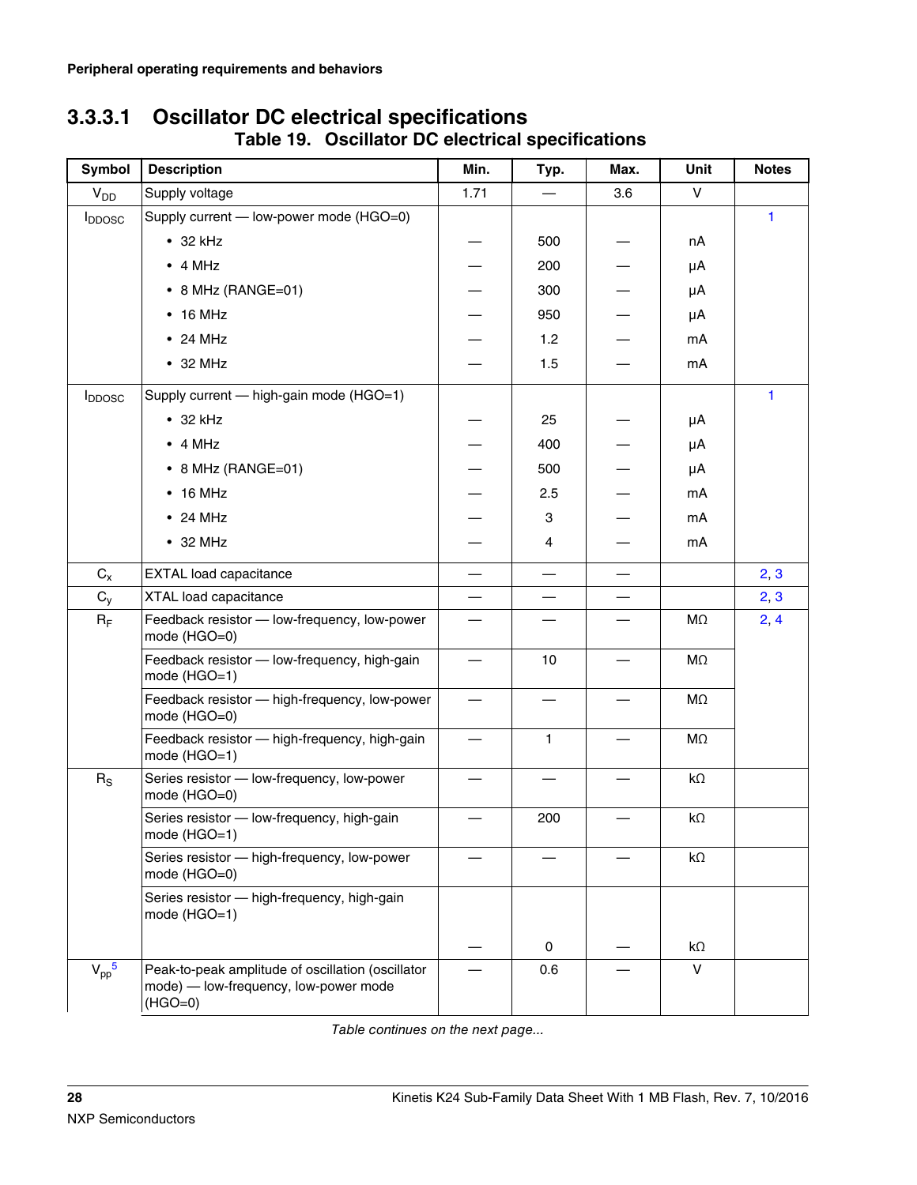### 3.3.3.1 Oscillator DC electrical specifications

**Table 19. Oscillator DC electrical specifications**

| Symbol | Description | Min. | Typ. | Max. | Unit | Notes |
|---|---|---|---|---|---|---|
| $V_{DD}$ | Supply voltage | 1.71 | — | 3.6 | V | |
| $I_{DDOSC}$ | Supply current — low-power mode (HGO=0) | | | | | 1 |
| | • 32 kHz | — | 500 | — | nA | |
| | • 4 MHz | — | 200 | — | μA | |
| | • 8 MHz (RANGE=01) | — | 300 | — | μA | |
| | • 16 MHz | — | 950 | — | μA | |
| | • 24 MHz | — | 1.2 | — | mA | |
| | • 32 MHz | — | 1.5 | — | mA | |
| $I_{DDOSC}$ | Supply current — high-gain mode (HGO=1) | | | | | 1 |
| | • 32 kHz | — | 25 | — | μA | |
| | • 4 MHz | — | 400 | — | μA | |
| | • 8 MHz (RANGE=01) | — | 500 | — | μA | |
| | • 16 MHz | — | 2.5 | — | mA | |
| | • 24 MHz | — | 3 | — | mA | |
| | • 32 MHz | — | 4 | — | mA | |
| $C_x$ | EXTAL load capacitance | — | — | — | | 2, 3 |
| $C_y$ | XTAL load capacitance | — | — | — | | 2, 3 |
| $R_F$ | Feedback resistor — low-frequency, low-power mode (HGO=0) | — | — | — | MΩ | 2, 4 |
| | Feedback resistor — low-frequency, high-gain mode (HGO=1) | — | 10 | — | MΩ | |
| | Feedback resistor — high-frequency, low-power mode (HGO=0) | — | — | — | MΩ | |
| | Feedback resistor — high-frequency, high-gain mode (HGO=1) | — | 1 | — | MΩ | |
| $R_S$ | Series resistor — low-frequency, low-power mode (HGO=0) | — | — | — | kΩ | |
| | Series resistor — low-frequency, high-gain mode (HGO=1) | — | 200 | — | kΩ | |
| | Series resistor — high-frequency, low-power mode (HGO=0) | — | — | — | kΩ | |
| | Series resistor — high-frequency, high-gain mode (HGO=1) | — | 0 | — | kΩ | |
| $V_{pp}$[5] | Peak-to-peak amplitude of oscillation (oscillator mode) — low-frequency, low-power mode (HGO=0) | — | 0.6 | — | V | |

*Table continues on the next page...*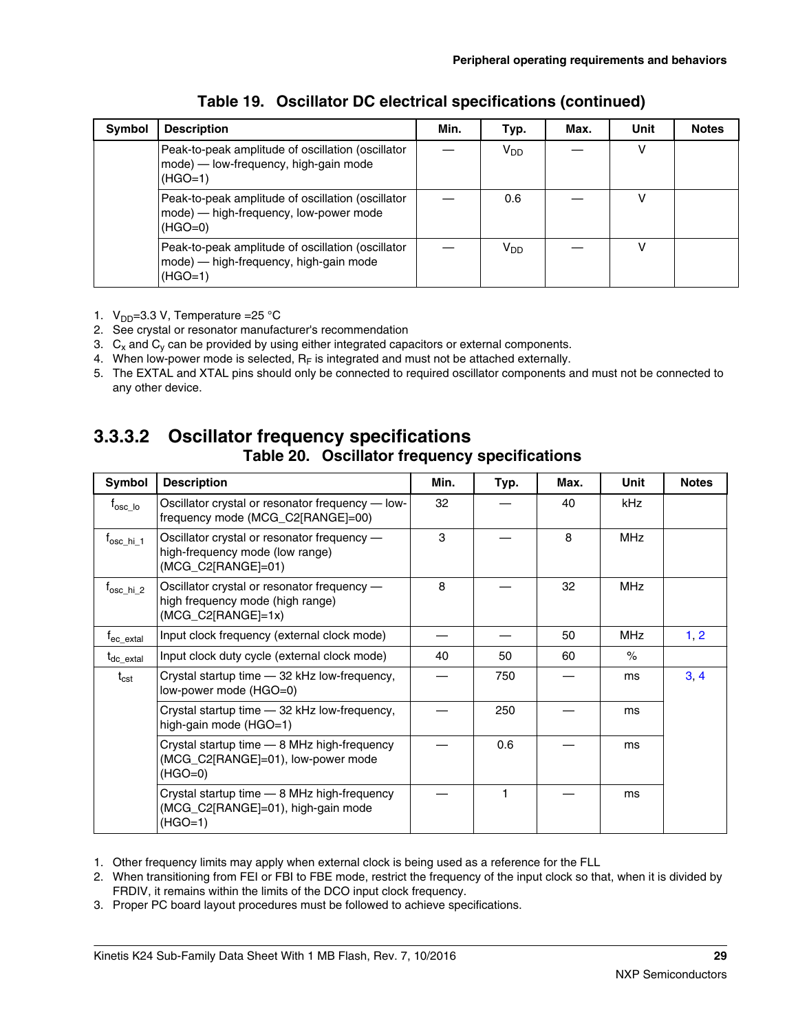**Table 19. Oscillator DC electrical specifications (continued)**

| Symbol | Description | Min. | Typ. | Max. | Unit | Notes |
|---|---|---|---|---|---|---|
| | Peak-to-peak amplitude of oscillation (oscillator mode) — low-frequency, high-gain mode (HGO=1) | — | $V_{DD}$ | — | V | |
| | Peak-to-peak amplitude of oscillation (oscillator mode) — high-frequency, low-power mode (HGO=0) | — | 0.6 | — | V | |
| | Peak-to-peak amplitude of oscillation (oscillator mode) — high-frequency, high-gain mode (HGO=1) | — | $V_{DD}$ | — | V | |

1. $V_{DD}$=3.3 V, Temperature =25 °C
2. See crystal or resonator manufacturer's recommendation
3. $C_x$ and $C_y$ can be provided by using either integrated capacitors or external components.
4. When low-power mode is selected, $R_F$ is integrated and must not be attached externally.
5. The EXTAL and XTAL pins should only be connected to required oscillator components and must not be connected to any other device.

### 3.3.3.2 Oscillator frequency specifications

**Table 20. Oscillator frequency specifications**

| Symbol | Description | Min. | Typ. | Max. | Unit | Notes |
|---|---|---|---|---|---|---|
| $f_{osc\_lo}$ | Oscillator crystal or resonator frequency — low-frequency mode (MCG_C2[RANGE]=00) | 32 | — | 40 | kHz | |
| $f_{osc\_hi\_1}$ | Oscillator crystal or resonator frequency — high-frequency mode (low range) (MCG_C2[RANGE]=01) | 3 | — | 8 | MHz | |
| $f_{osc\_hi\_2}$ | Oscillator crystal or resonator frequency — high frequency mode (high range) (MCG_C2[RANGE]=1x) | 8 | — | 32 | MHz | |
| $f_{ec\_extal}$ | Input clock frequency (external clock mode) | — | — | 50 | MHz | 1, 2 |
| $t_{dc\_extal}$ | Input clock duty cycle (external clock mode) | 40 | 50 | 60 | % | |
| $t_{cst}$ | Crystal startup time — 32 kHz low-frequency, low-power mode (HGO=0) | — | 750 | — | ms | 3, 4 |
| | Crystal startup time — 32 kHz low-frequency, high-gain mode (HGO=1) | — | 250 | — | ms | |
| | Crystal startup time — 8 MHz high-frequency (MCG_C2[RANGE]=01), low-power mode (HGO=0) | — | 0.6 | — | ms | |
| | Crystal startup time — 8 MHz high-frequency (MCG_C2[RANGE]=01), high-gain mode (HGO=1) | — | 1 | — | ms | |

1. Other frequency limits may apply when external clock is being used as a reference for the FLL
2. When transitioning from FEI or FBI to FBE mode, restrict the frequency of the input clock so that, when it is divided by FRDIV, it remains within the limits of the DCO input clock frequency.
3. Proper PC board layout procedures must be followed to achieve specifications.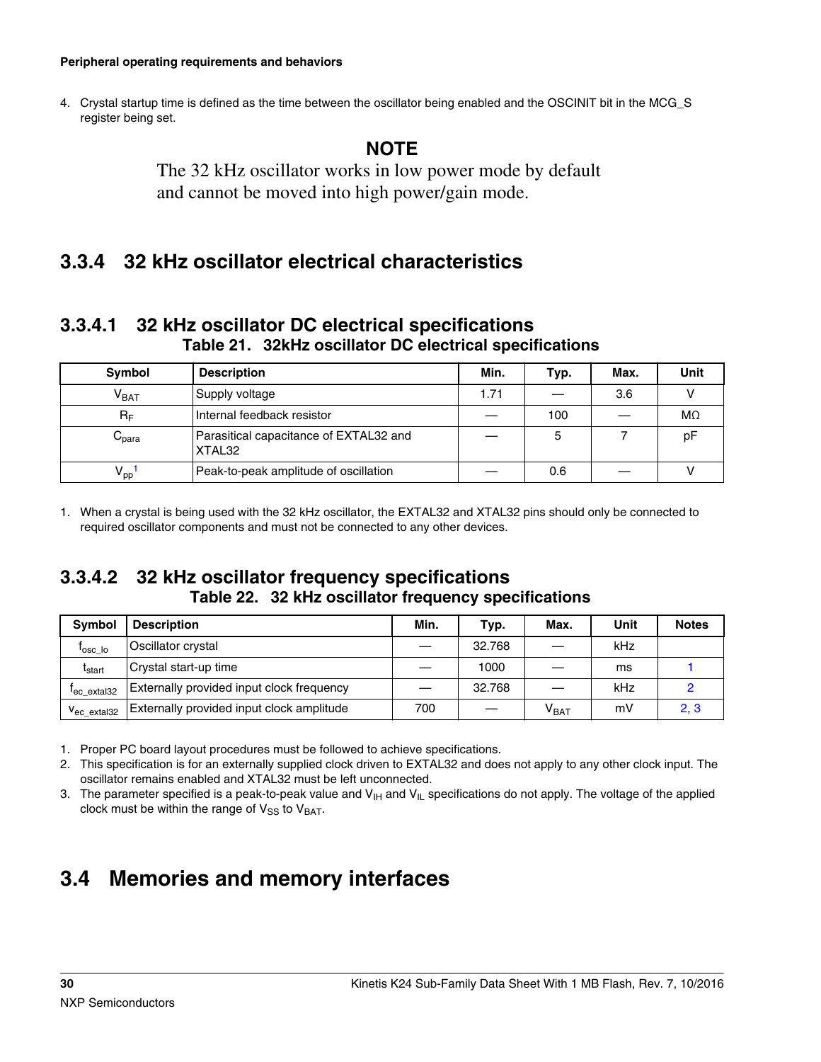4. Crystal startup time is defined as the time between the oscillator being enabled and the OSCINIT bit in the MCG_S register being set.

**NOTE**

The 32 kHz oscillator works in low power mode by default and cannot be moved into high power/gain mode.

## 3.3.4 32 kHz oscillator electrical characteristics

### 3.3.4.1 32 kHz oscillator DC electrical specifications

**Table 21. 32kHz oscillator DC electrical specifications**

| Symbol | Description | Min. | Typ. | Max. | Unit |
|---|---|---|---|---|---|
| $V_{BAT}$ | Supply voltage | 1.71 | — | 3.6 | V |
| $R_F$ | Internal feedback resistor | — | 100 | — | MΩ |
| $C_{para}$ | Parasitical capacitance of EXTAL32 and XTAL32 | — | 5 | 7 | pF |
| $V_{pp}$[1] | Peak-to-peak amplitude of oscillation | — | 0.6 | — | V |

1. When a crystal is being used with the 32 kHz oscillator, the EXTAL32 and XTAL32 pins should only be connected to required oscillator components and must not be connected to any other devices.

### 3.3.4.2 32 kHz oscillator frequency specifications

**Table 22. 32 kHz oscillator frequency specifications**

| Symbol | Description | Min. | Typ. | Max. | Unit | Notes |
|---|---|---|---|---|---|---|
| $f_{osc\_lo}$ | Oscillator crystal | — | 32.768 | — | kHz | |
| $t_{start}$ | Crystal start-up time | — | 1000 | — | ms | 1 |
| $f_{ec\_extal32}$ | Externally provided input clock frequency | — | 32.768 | — | kHz | 2 |
| $v_{ec\_extal32}$ | Externally provided input clock amplitude | 700 | — | $V_{BAT}$ | mV | 2, 3 |

1. Proper PC board layout procedures must be followed to achieve specifications.
2. This specification is for an externally supplied clock driven to EXTAL32 and does not apply to any other clock input. The oscillator remains enabled and XTAL32 must be left unconnected.
3. The parameter specified is a peak-to-peak value and $V_{IH}$ and $V_{IL}$ specifications do not apply. The voltage of the applied clock must be within the range of $V_{SS}$ to $V_{BAT}$.

## 3.4 Memories and memory interfaces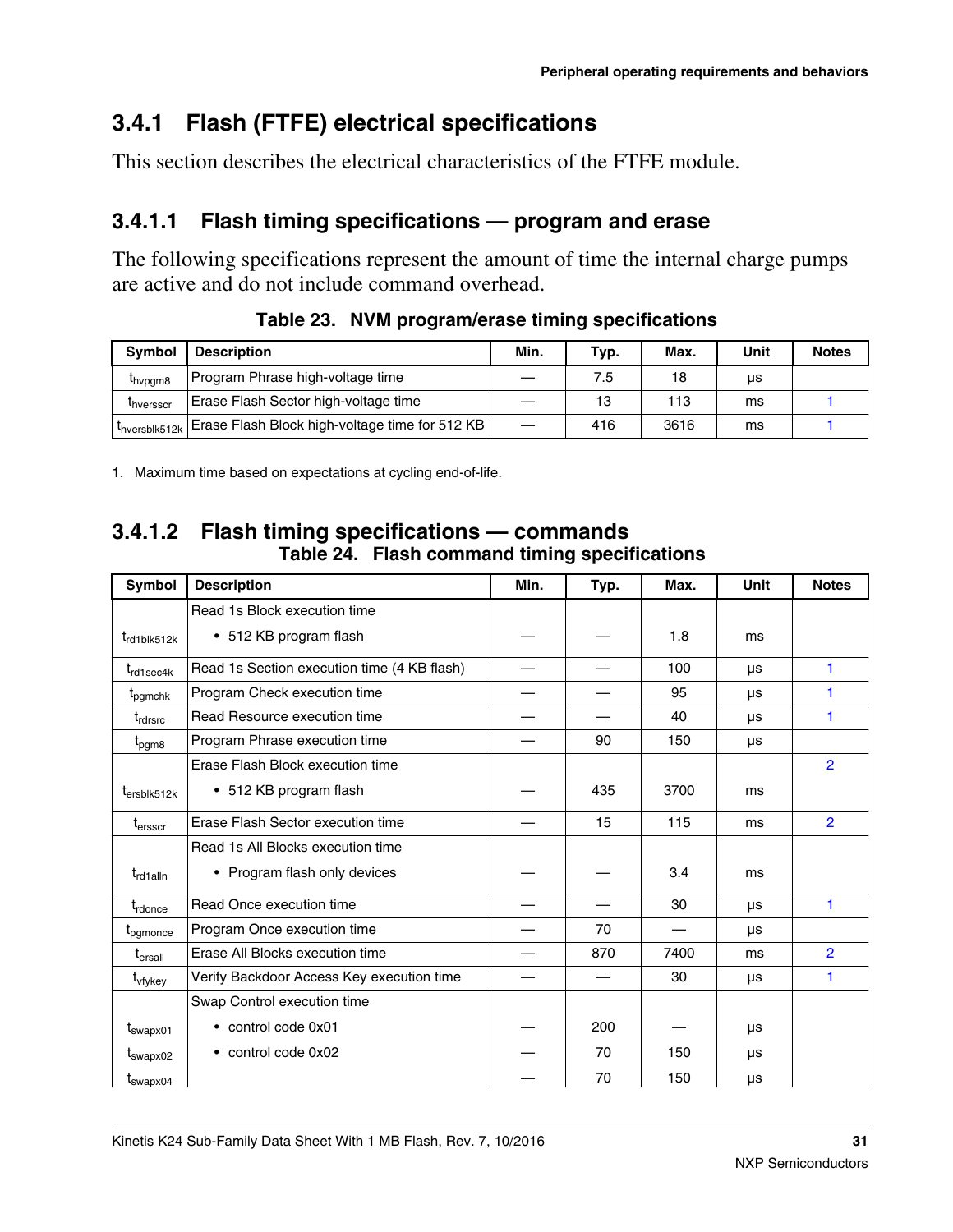## 3.4.1 Flash (FTFE) electrical specifications

This section describes the electrical characteristics of the FTFE module.

### 3.4.1.1 Flash timing specifications — program and erase

The following specifications represent the amount of time the internal charge pumps are active and do not include command overhead.

**Table 23. NVM program/erase timing specifications**

| Symbol | Description | Min. | Typ. | Max. | Unit | Notes |
|---|---|---|---|---|---|---|
| $t_{hvpgm8}$ | Program Phrase high-voltage time | — | 7.5 | 18 | μs | |
| $t_{hversscr}$ | Erase Flash Sector high-voltage time | — | 13 | 113 | ms | 1 |
| $t_{hversblk512k}$ | Erase Flash Block high-voltage time for 512 KB | — | 416 | 3616 | ms | 1 |

1. Maximum time based on expectations at cycling end-of-life.

### 3.4.1.2 Flash timing specifications — commands

**Table 24. Flash command timing specifications**

| Symbol | Description | Min. | Typ. | Max. | Unit | Notes |
|---|---|---|---|---|---|---|
| | Read 1s Block execution time | | | | | |
| $t_{rd1blk512k}$ | • 512 KB program flash | — | — | 1.8 | ms | |
| $t_{rd1sec4k}$ | Read 1s Section execution time (4 KB flash) | — | — | 100 | μs | 1 |
| $t_{pgmchk}$ | Program Check execution time | — | — | 95 | μs | 1 |
| $t_{rdrsrc}$ | Read Resource execution time | — | — | 40 | μs | 1 |
| $t_{pgm8}$ | Program Phrase execution time | — | 90 | 150 | μs | |
| | Erase Flash Block execution time | | | | | 2 |
| $t_{ersblk512k}$ | • 512 KB program flash | — | 435 | 3700 | ms | |
| $t_{ersscr}$ | Erase Flash Sector execution time | — | 15 | 115 | ms | 2 |
| | Read 1s All Blocks execution time | | | | | |
| $t_{rd1alln}$ | • Program flash only devices | — | — | 3.4 | ms | |
| $t_{rdonce}$ | Read Once execution time | — | — | 30 | μs | 1 |
| $t_{pgmonce}$ | Program Once execution time | — | 70 | — | μs | |
| $t_{ersall}$ | Erase All Blocks execution time | — | 870 | 7400 | ms | 2 |
| $t_{vfykey}$ | Verify Backdoor Access Key execution time | — | — | 30 | μs | 1 |
| | Swap Control execution time | | | | | |
| $t_{swapx01}$ | • control code 0x01 | — | 200 | — | μs | |
| $t_{swapx02}$ | • control code 0x02 | — | 70 | 150 | μs | |
| $t_{swapx04}$ | | — | 70 | 150 | μs | |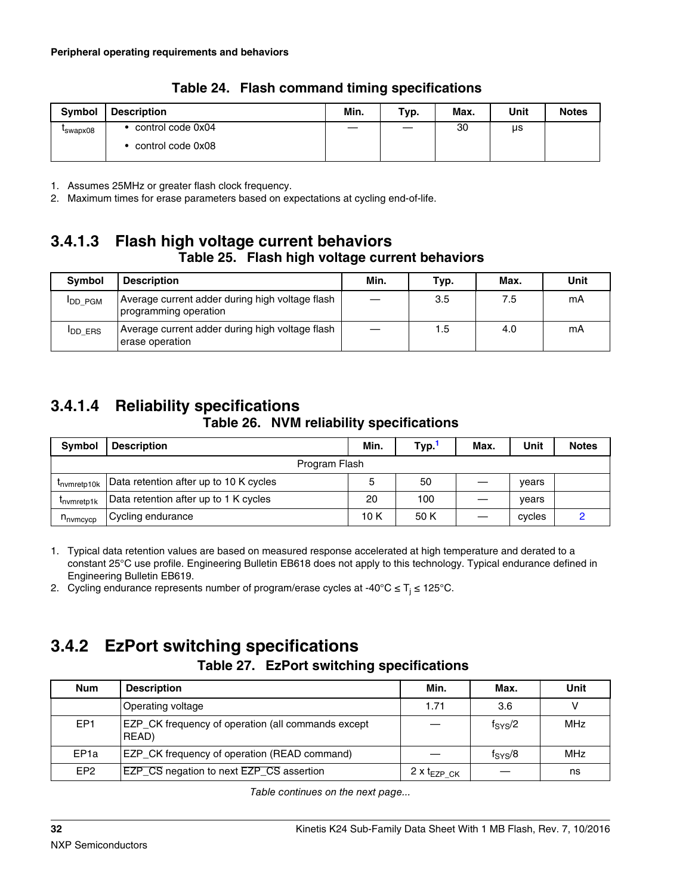**Table 24. Flash command timing specifications**

| Symbol | Description | Min. | Typ. | Max. | Unit | Notes |
|---|---|---|---|---|---|---|
| $t_{swapx08}$ | • control code 0x04<br>• control code 0x08 | — | — | 30 | μs | |

1. Assumes 25MHz or greater flash clock frequency.
2. Maximum times for erase parameters based on expectations at cycling end-of-life.

### 3.4.1.3 Flash high voltage current behaviors

**Table 25. Flash high voltage current behaviors**

| Symbol | Description | Min. | Typ. | Max. | Unit |
|---|---|---|---|---|---|
| $I_{DD\_PGM}$ | Average current adder during high voltage flash programming operation | — | 3.5 | 7.5 | mA |
| $I_{DD\_ERS}$ | Average current adder during high voltage flash erase operation | — | 1.5 | 4.0 | mA |

### 3.4.1.4 Reliability specifications

**Table 26. NVM reliability specifications**

| Symbol | Description | Min. | Typ.[1] | Max. | Unit | Notes |
|---|---|---|---|---|---|---|
| | Program Flash | | | | | |
| $t_{nvmretp10k}$ | Data retention after up to 10 K cycles | 5 | 50 | — | years | |
| $t_{nvmretp1k}$ | Data retention after up to 1 K cycles | 20 | 100 | — | years | |
| $n_{nvmcycp}$ | Cycling endurance | 10 K | 50 K | — | cycles | 2 |

1. Typical data retention values are based on measured response accelerated at high temperature and derated to a constant 25°C use profile. Engineering Bulletin EB618 does not apply to this technology. Typical endurance defined in Engineering Bulletin EB619.
2. Cycling endurance represents number of program/erase cycles at -40°C ≤ $T_j$ ≤ 125°C.

## 3.4.2 EzPort switching specifications

**Table 27. EzPort switching specifications**

| Num | Description | Min. | Max. | Unit |
|---|---|---|---|---|
| | Operating voltage | 1.71 | 3.6 | V |
| EP1 | EZP_CK frequency of operation (all commands except READ) | — | $f_{SYS}/2$ | MHz |
| EP1a | EZP_CK frequency of operation (READ command) | — | $f_{SYS}/8$ | MHz |
| EP2 | $\overline{EZP\_CS}$ negation to next $\overline{EZP\_CS}$ assertion | 2 x $t_{EZP\_CK}$ | — | ns |

*Table continues on the next page...*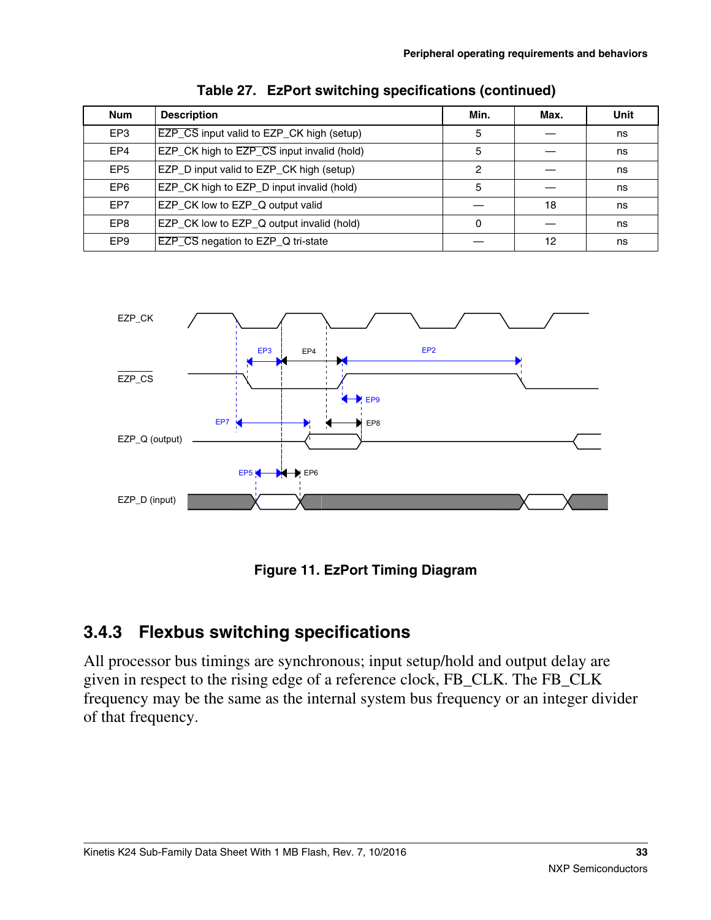Table 27. EzPort switching specifications (continued)

| Num | Description | Min. | Max. | Unit |
|---|---|---|---|---|
| EP3 | EZP_CS input valid to EZP_CK high (setup) | 5 | — | ns |
| EP4 | EZP_CK high to EZP_CS input invalid (hold) | 5 | — | ns |
| EP5 | EZP_D input valid to EZP_CK high (setup) | 2 | — | ns |
| EP6 | EZP_CK high to EZP_D input invalid (hold) | 5 | — | ns |
| EP7 | EZP_CK low to EZP_Q output valid | — | 18 | ns |
| EP8 | EZP_CK low to EZP_Q output invalid (hold) | 0 | — | ns |
| EP9 | EZP_CS negation to EZP_Q tri-state | — | 12 | ns |

Figure 11. EzPort Timing Diagram

### 3.4.3 Flexbus switching specifications

All processor bus timings are synchronous; input setup/hold and output delay are given in respect to the rising edge of a reference clock, FB_CLK. The FB_CLK frequency may be the same as the internal system bus frequency or an integer divider of that frequency.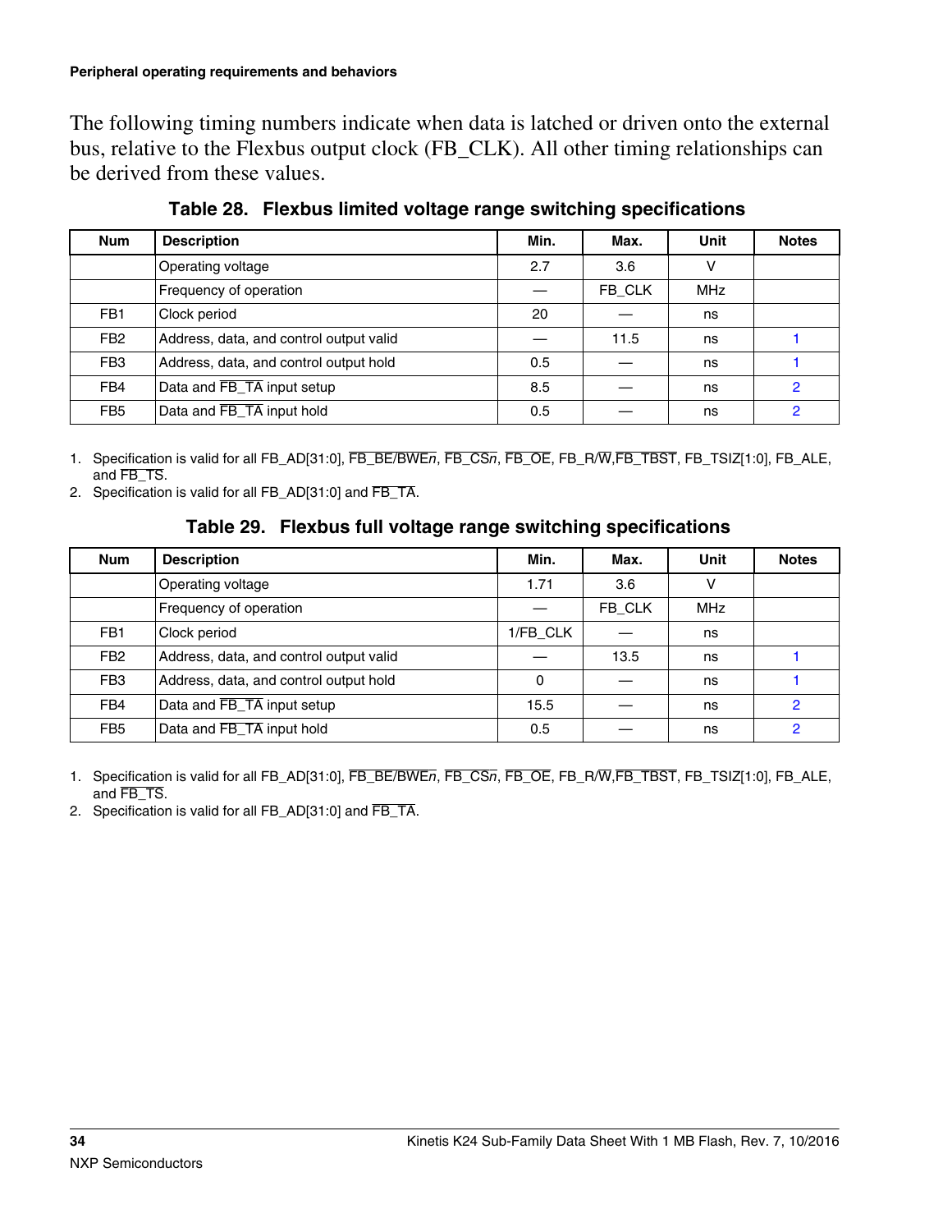The following timing numbers indicate when data is latched or driven onto the external bus, relative to the Flexbus output clock (FB_CLK). All other timing relationships can be derived from these values.

**Table 28. Flexbus limited voltage range switching specifications**

| Num | Description | Min. | Max. | Unit | Notes |
|---|---|---|---|---|---|
| | Operating voltage | 2.7 | 3.6 | V | |
| | Frequency of operation | — | FB_CLK | MHz | |
| FB1 | Clock period | 20 | — | ns | |
| FB2 | Address, data, and control output valid | — | 11.5 | ns | 1 |
| FB3 | Address, data, and control output hold | 0.5 | — | ns | 1 |
| FB4 | Data and FB_TA input setup | 8.5 | — | ns | 2 |
| FB5 | Data and FB_TA input hold | 0.5 | — | ns | 2 |

1. Specification is valid for all FB_AD[31:0], FB_BE/BWE*n*, FB_CS*n*, FB_OE, FB_R/W,FB_TBST, FB_TSIZ[1:0], FB_ALE, and FB_TS.
2. Specification is valid for all FB_AD[31:0] and FB_TA.

**Table 29. Flexbus full voltage range switching specifications**

| Num | Description | Min. | Max. | Unit | Notes |
|---|---|---|---|---|---|
| | Operating voltage | 1.71 | 3.6 | V | |
| | Frequency of operation | — | FB_CLK | MHz | |
| FB1 | Clock period | 1/FB_CLK | — | ns | |
| FB2 | Address, data, and control output valid | — | 13.5 | ns | 1 |
| FB3 | Address, data, and control output hold | 0 | — | ns | 1 |
| FB4 | Data and FB_TA input setup | 15.5 | — | ns | 2 |
| FB5 | Data and FB_TA input hold | 0.5 | — | ns | 2 |

1. Specification is valid for all FB_AD[31:0], FB_BE/BWE*n*, FB_CS*n*, FB_OE, FB_R/W,FB_TBST, FB_TSIZ[1:0], FB_ALE, and FB_TS.
2. Specification is valid for all FB_AD[31:0] and FB_TA.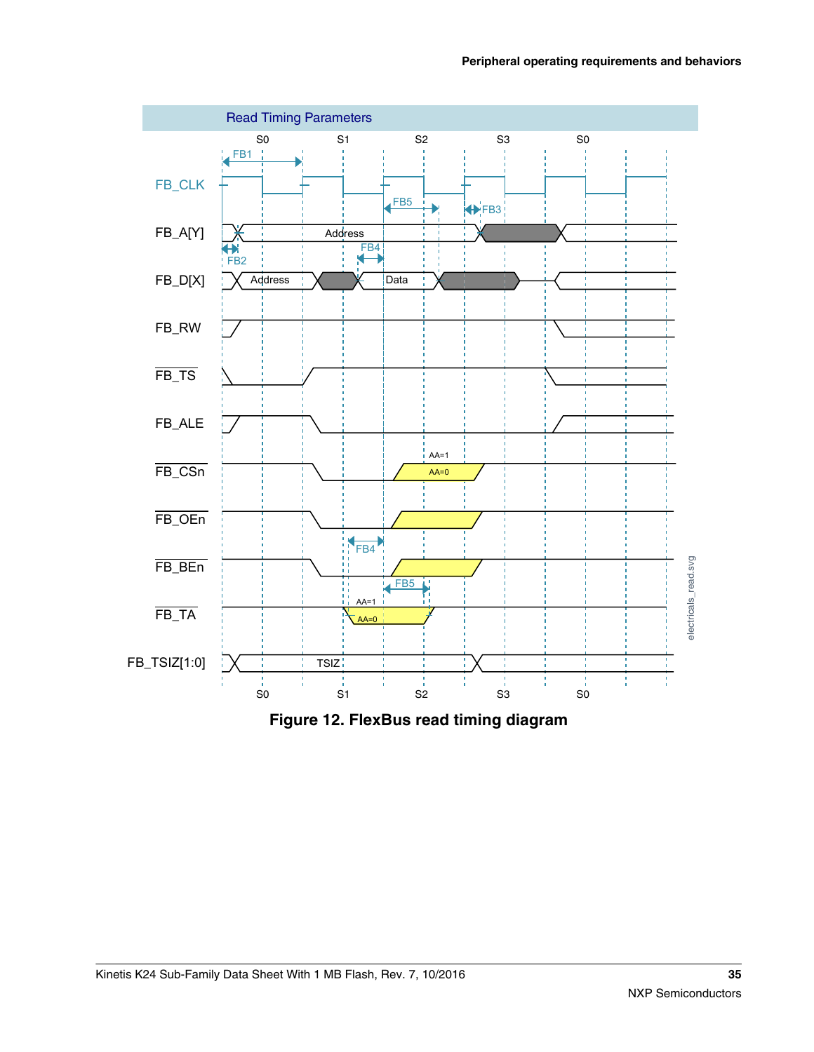Figure 12. FlexBus read timing diagram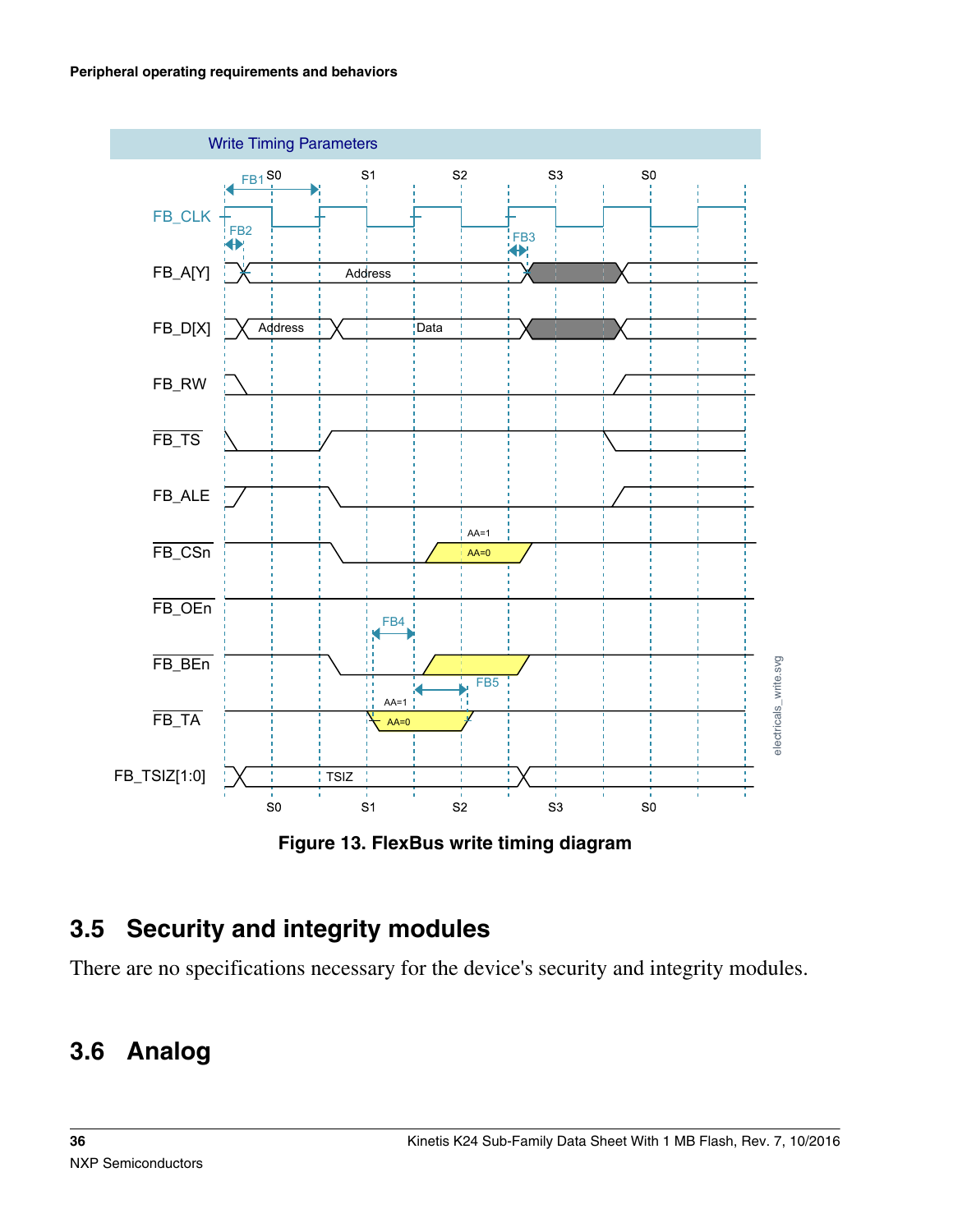Figure 13. FlexBus write timing diagram

## 3.5 Security and integrity modules

There are no specifications necessary for the device's security and integrity modules.

## 3.6 Analog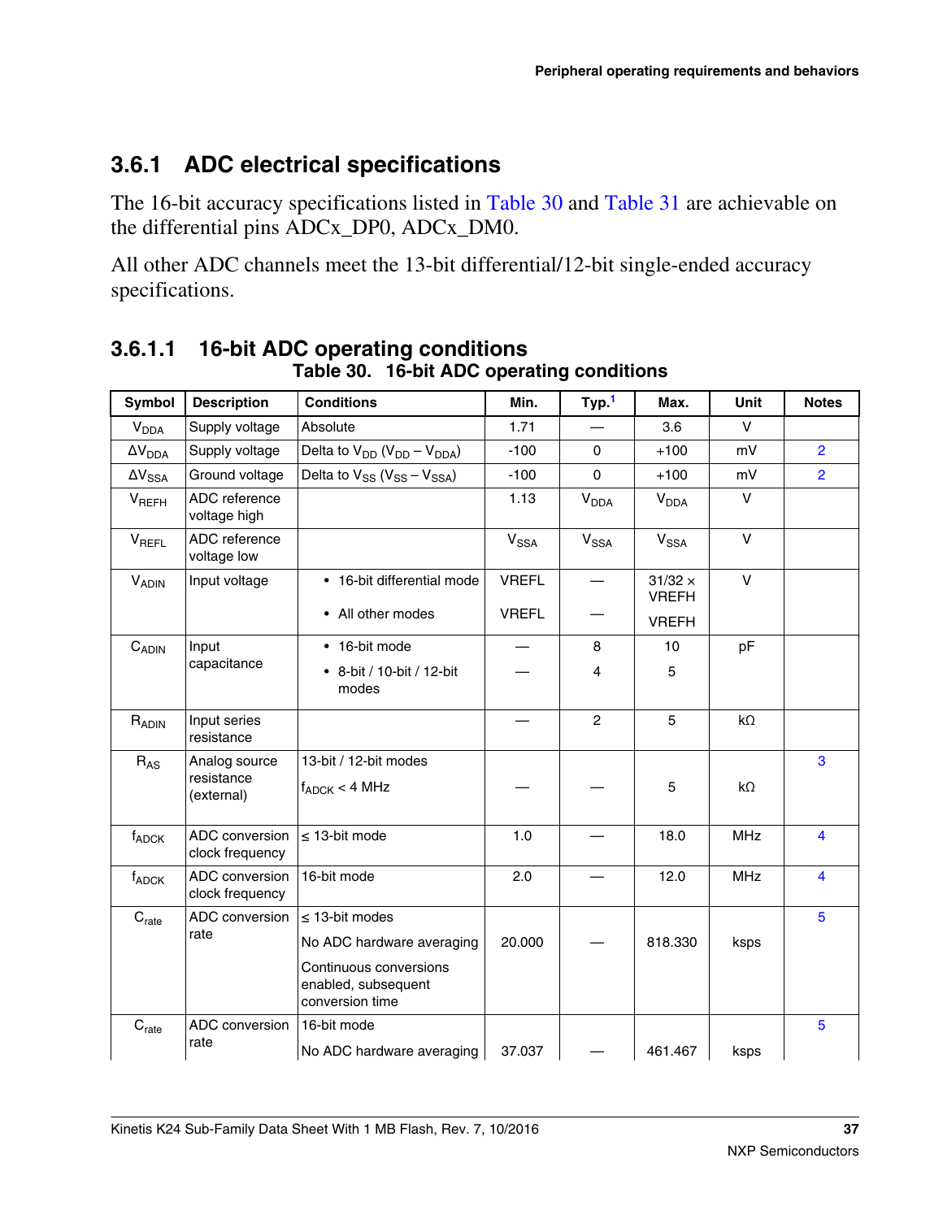### 3.6.1 ADC electrical specifications

The 16-bit accuracy specifications listed in Table 30 and Table 31 are achievable on the differential pins ADCx_DP0, ADCx_DM0.

All other ADC channels meet the 13-bit differential/12-bit single-ended accuracy specifications.

#### 3.6.1.1 16-bit ADC operating conditions

Table 30. 16-bit ADC operating conditions

| Symbol | Description | Conditions | Min. | Typ.[1] | Max. | Unit | Notes |
|---|---|---|---|---|---|---|---|
| $V_{DDA}$ | Supply voltage | Absolute | 1.71 | — | 3.6 | V | |
| $\Delta V_{DDA}$ | Supply voltage | Delta to $V_{DD}$ ($V_{DD} – V_{DDA}$) | -100 | 0 | +100 | mV | 2 |
| $\Delta V_{SSA}$ | Ground voltage | Delta to $V_{SS}$ ($V_{SS} – V_{SSA}$) | -100 | 0 | +100 | mV | 2 |
| $V_{REFH}$ | ADC reference voltage high | | 1.13 | $V_{DDA}$ | $V_{DDA}$ | V | |
| $V_{REFL}$ | ADC reference voltage low | | $V_{SSA}$ | $V_{SSA}$ | $V_{SSA}$ | V | |
| $V_{ADIN}$ | Input voltage | • 16-bit differential mode<br>• All other modes | VREFL<br>VREFL | —<br>— | 31/32 × VREFH<br>VREFH | V | |
| $C_{ADIN}$ | Input capacitance | • 16-bit mode<br>• 8-bit / 10-bit / 12-bit modes | —<br>— | 8<br>4 | 10<br>5 | pF | |
| $R_{ADIN}$ | Input series resistance | | — | 2 | 5 | kΩ | |
| $R_{AS}$ | Analog source resistance (external) | 13-bit / 12-bit modes<br>$f_{ADCK}$ < 4 MHz | — | — | 5 | kΩ | 3 |
| $f_{ADCK}$ | ADC conversion clock frequency | ≤ 13-bit mode | 1.0 | — | 18.0 | MHz | 4 |
| $f_{ADCK}$ | ADC conversion clock frequency | 16-bit mode | 2.0 | — | 12.0 | MHz | 4 |
| $C_{rate}$ | ADC conversion rate | ≤ 13-bit modes<br>No ADC hardware averaging<br>Continuous conversions enabled, subsequent conversion time | 20.000 | — | 818.330 | ksps | 5 |
| $C_{rate}$ | ADC conversion rate | 16-bit mode<br>No ADC hardware averaging | 37.037 | — | 461.467 | ksps | 5 |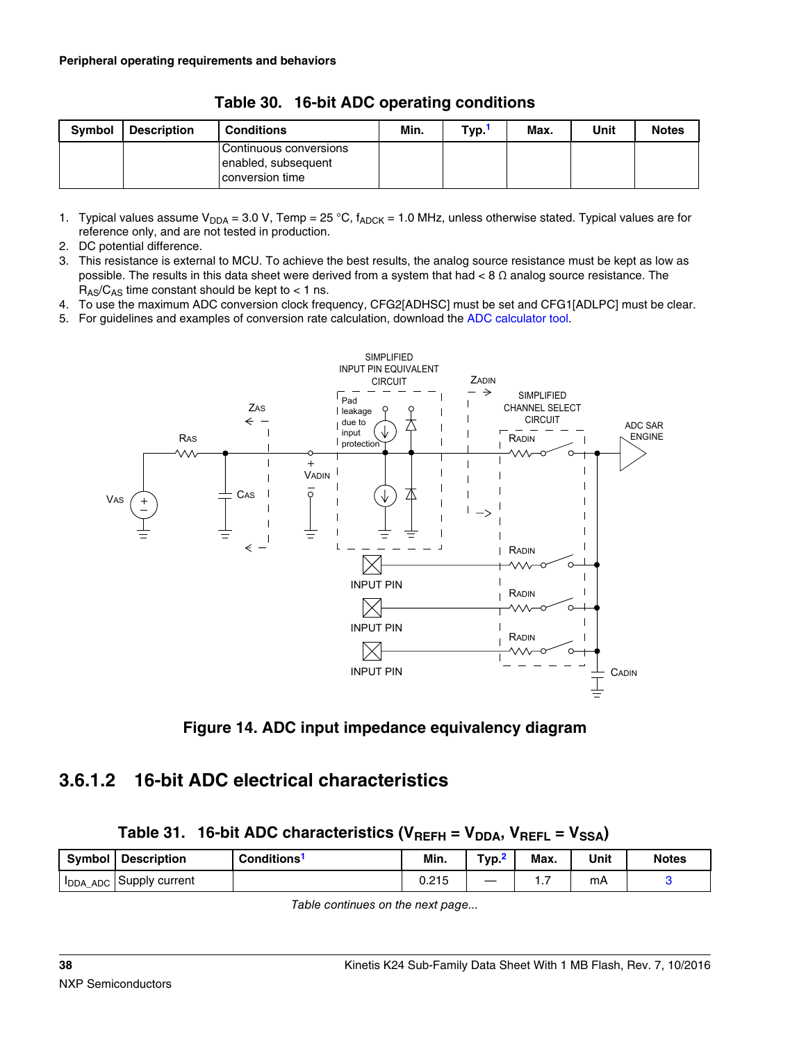## Table 30. 16-bit ADC operating conditions

| Symbol | Description | Conditions | Min. | Typ.[1] | Max. | Unit | Notes |
|---|---|---|---|---|---|---|---|
| | | Continuous conversions enabled, subsequent conversion time | | | | | |

1. Typical values assume $V_{DDA}$ = 3.0 V, Temp = 25 °C, $f_{ADCK}$ = 1.0 MHz, unless otherwise stated. Typical values are for reference only, and are not tested in production.
2. DC potential difference.
3. This resistance is external to MCU. To achieve the best results, the analog source resistance must be kept as low as possible. The results in this data sheet were derived from a system that had < 8 Ω analog source resistance. The $R_{AS}/C_{AS}$ time constant should be kept to < 1 ns.
4. To use the maximum ADC conversion clock frequency, CFG2[ADHSC] must be set and CFG1[ADLPC] must be clear.
5. For guidelines and examples of conversion rate calculation, download the ADC calculator tool.

**Figure 14. ADC input impedance equivalency diagram**

### 3.6.1.2 16-bit ADC electrical characteristics

**Table 31. 16-bit ADC characteristics ($V_{REFH} = V_{DDA}$, $V_{REFL} = V_{SSA}$)**

| Symbol | Description | Conditions[1] | Min. | Typ.[2] | Max. | Unit | Notes |
|---|---|---|---|---|---|---|---|
| $I_{DDA\_ADC}$ | Supply current | | 0.215 | — | 1.7 | mA | 3 |

*Table continues on the next page...*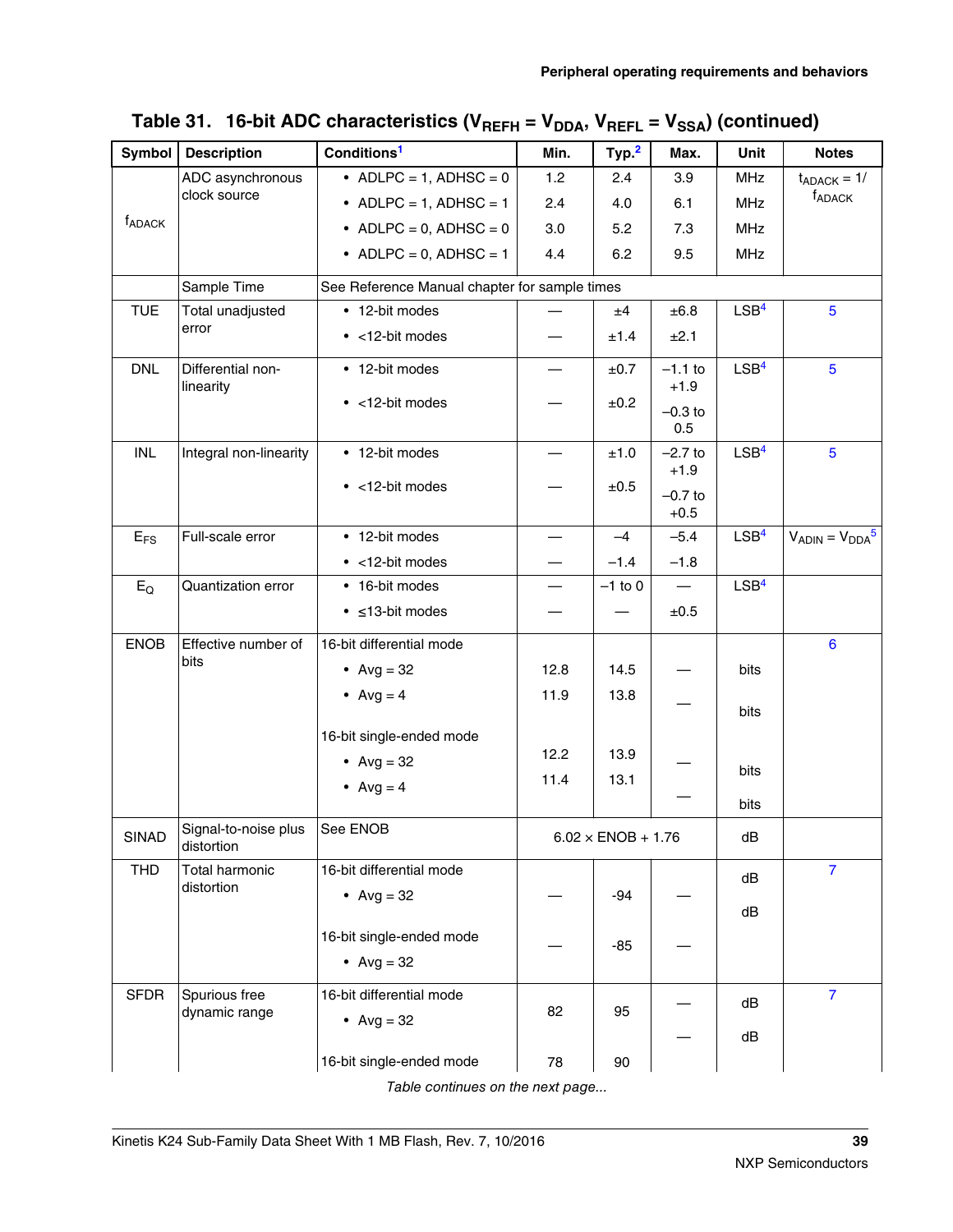**Table 31. 16-bit ADC characteristics ($V_{REFH} = V_{DDA}$, $V_{REFL} = V_{SSA}$) (continued)**

| Symbol | Description | Conditions[1] | Min. | Typ.[2] | Max. | Unit | Notes |
|---|---|---|---|---|---|---|---|
| $f_{ADACK}$ | ADC asynchronous clock source | • ADLPC = 1, ADHSC = 0 | 1.2 | 2.4 | 3.9 | MHz | $t_{ADACK}$ = 1/ $f_{ADACK}$ |
| | | • ADLPC = 1, ADHSC = 1 | 2.4 | 4.0 | 6.1 | MHz | |
| | | • ADLPC = 0, ADHSC = 0 | 3.0 | 5.2 | 7.3 | MHz | |
| | | • ADLPC = 0, ADHSC = 1 | 4.4 | 6.2 | 9.5 | MHz | |
| | Sample Time | See Reference Manual chapter for sample times | | | | | |
| TUE | Total unadjusted error | • 12-bit modes | — | ±4 | ±6.8 | LSB[4] | 5 |
| | | • <12-bit modes | — | ±1.4 | ±2.1 | | |
| DNL | Differential non-linearity | • 12-bit modes | — | ±0.7 | −1.1 to +1.9 | LSB[4] | 5 |
| | | • <12-bit modes | — | ±0.2 | −0.3 to 0.5 | | |
| INL | Integral non-linearity | • 12-bit modes | — | ±1.0 | −2.7 to +1.9 | LSB[4] | 5 |
| | | • <12-bit modes | — | ±0.5 | −0.7 to +0.5 | | |
| $E_{FS}$ | Full-scale error | • 12-bit modes | — | −4 | −5.4 | LSB[4] | $V_{ADIN} = V_{DDA}$[5] |
| | | • <12-bit modes | — | −1.4 | −1.8 | | |
| $E_Q$ | Quantization error | • 16-bit modes | — | −1 to 0 | — | LSB[4] | |
| | | • ≤13-bit modes | — | — | ±0.5 | | |
| ENOB | Effective number of bits | 16-bit differential mode | | | | | 6 |
| | | • Avg = 32 | 12.8 | 14.5 | — | bits | |
| | | • Avg = 4 | 11.9 | 13.8 | — | bits | |
| | | 16-bit single-ended mode | | | | | |
| | | • Avg = 32 | 12.2 | 13.9 | — | bits | |
| | | • Avg = 4 | 11.4 | 13.1 | — | bits | |
| SINAD | Signal-to-noise plus distortion | See ENOB | 6.02 × ENOB + 1.76 | | | dB | |
| THD | Total harmonic distortion | 16-bit differential mode | | | | | 7 |
| | | • Avg = 32 | — | -94 | — | dB | |
| | | 16-bit single-ended mode | | | | | |
| | | • Avg = 32 | — | -85 | — | dB | |
| SFDR | Spurious free dynamic range | 16-bit differential mode | | | | | 7 |
| | | • Avg = 32 | 82 | 95 | — | dB | |
| | | 16-bit single-ended mode | 78 | 90 | — | dB | |

*Table continues on the next page...*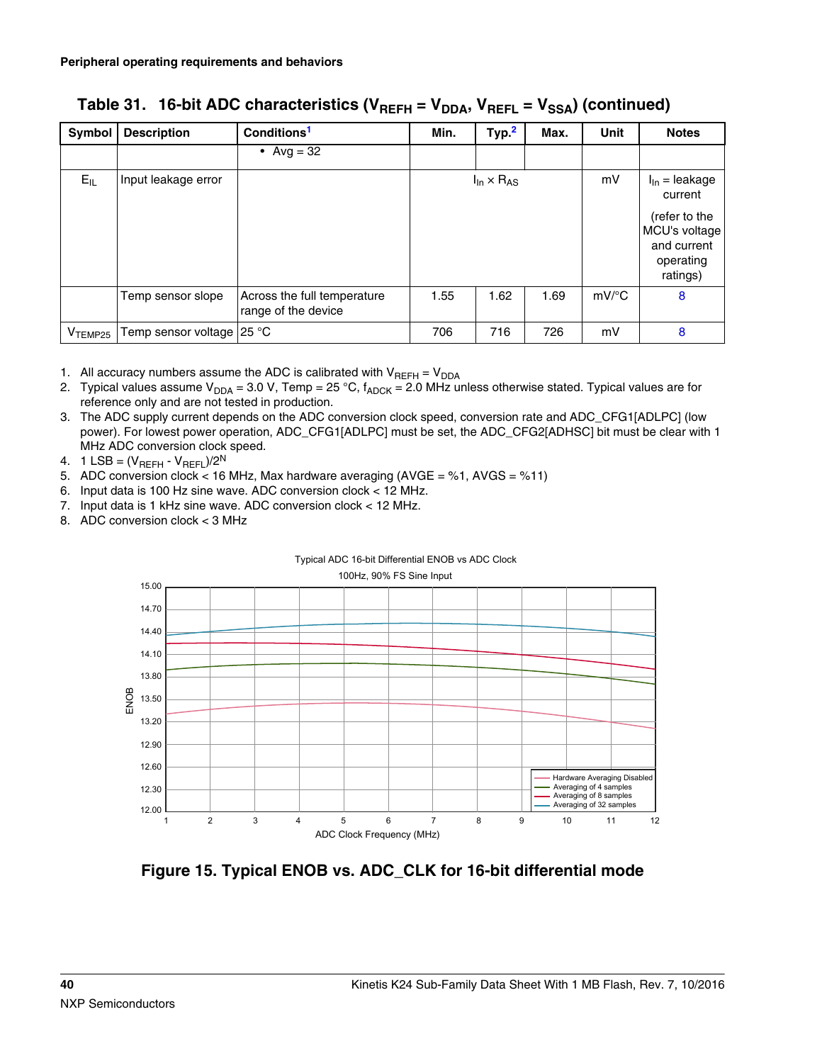**Table 31. 16-bit ADC characteristics ($V_{REFH} = V_{DDA}$, $V_{REFL} = V_{SSA}$) (continued)**

| Symbol | Description | Conditions[1] | Min. | Typ.[2] | Max. | Unit | Notes |
|---|---|---|---|---|---|---|---|
| | | • Avg = 32 | | | | | |
| $E_{IL}$ | Input leakage error | | | $I_{In} \times R_{AS}$ | | mV | $I_{In}$ = leakage current (refer to the MCU's voltage and current operating ratings) |
| | Temp sensor slope | Across the full temperature range of the device | 1.55 | 1.62 | 1.69 | mV/°C | 8 |
| $V_{TEMP25}$ | Temp sensor voltage | 25 °C | 706 | 716 | 726 | mV | 8 |

1. All accuracy numbers assume the ADC is calibrated with $V_{REFH} = V_{DDA}$
2. Typical values assume $V_{DDA}$ = 3.0 V, Temp = 25 °C, $f_{ADCK}$ = 2.0 MHz unless otherwise stated. Typical values are for reference only and are not tested in production.
3. The ADC supply current depends on the ADC conversion clock speed, conversion rate and ADC_CFG1[ADLPC] (low power). For lowest power operation, ADC_CFG1[ADLPC] must be set, the ADC_CFG2[ADHSC] bit must be clear with 1 MHz ADC conversion clock speed.
4. 1 LSB = $(V_{REFH} - V_{REFL})/2^N$
5. ADC conversion clock < 16 MHz, Max hardware averaging (AVGE = %1, AVGS = %11)
6. Input data is 100 Hz sine wave. ADC conversion clock < 12 MHz.
7. Input data is 1 kHz sine wave. ADC conversion clock < 12 MHz.
8. ADC conversion clock < 3 MHz

**Figure 15. Typical ENOB vs. ADC_CLK for 16-bit differential mode**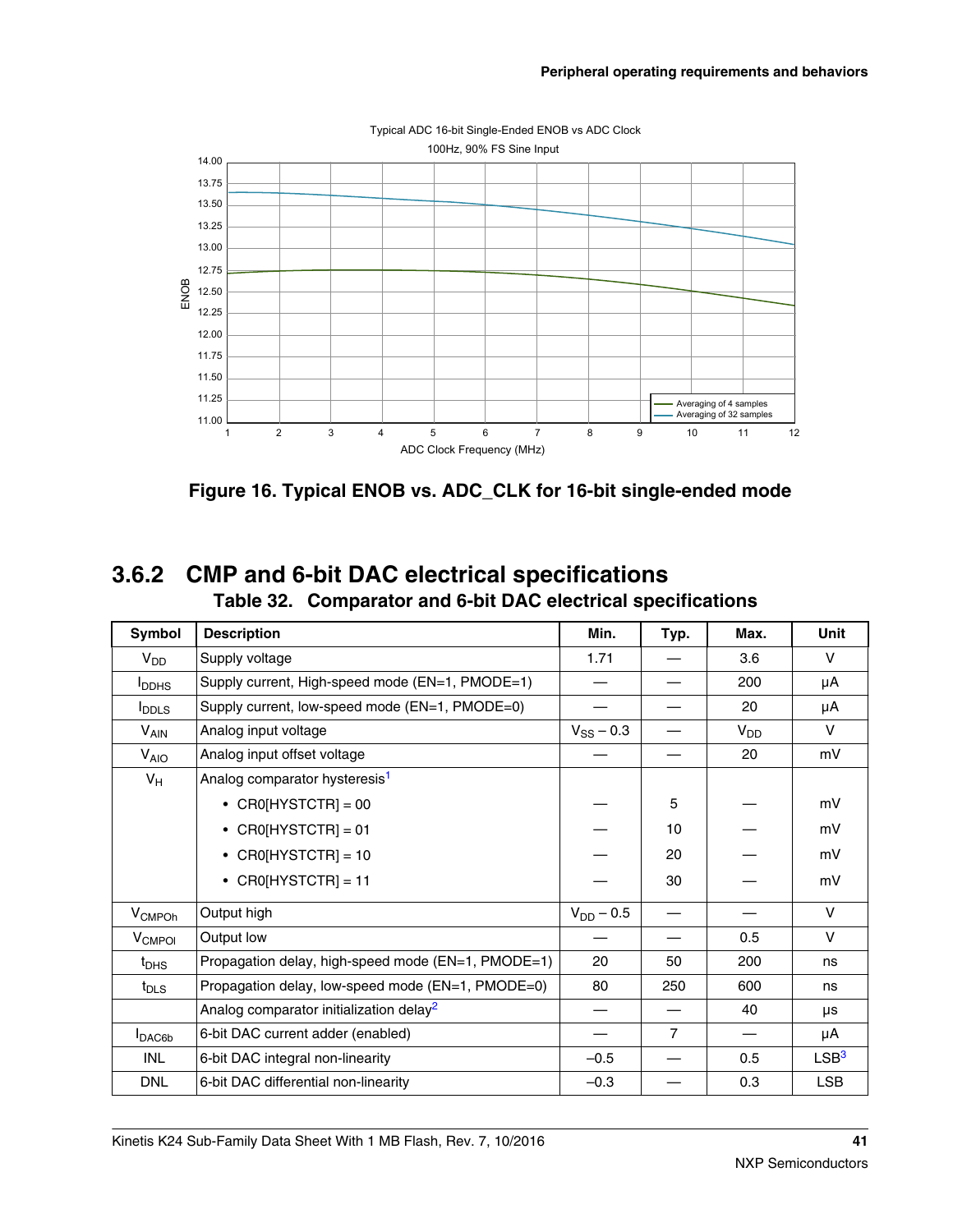Figure 16. Typical ENOB vs. ADC_CLK for 16-bit single-ended mode

### 3.6.2 CMP and 6-bit DAC electrical specifications

**Table 32. Comparator and 6-bit DAC electrical specifications**

| Symbol | Description | Min. | Typ. | Max. | Unit |
|---|---|---|---|---|---|
| $V_{DD}$ | Supply voltage | 1.71 | — | 3.6 | V |
| $I_{DDHS}$ | Supply current, High-speed mode (EN=1, PMODE=1) | — | — | 200 | μA |
| $I_{DDLS}$ | Supply current, low-speed mode (EN=1, PMODE=0) | — | — | 20 | μA |
| $V_{AIN}$ | Analog input voltage | $V_{SS}$ – 0.3 | — | $V_{DD}$ | V |
| $V_{AIO}$ | Analog input offset voltage | — | — | 20 | mV |
| $V_H$ | Analog comparator hysteresis[1] | | | | |
| | • CR0[HYSTCTR] = 00 | — | 5 | — | mV |
| | • CR0[HYSTCTR] = 01 | — | 10 | — | mV |
| | • CR0[HYSTCTR] = 10 | — | 20 | — | mV |
| | • CR0[HYSTCTR] = 11 | — | 30 | — | mV |
| $V_{CMPOh}$ | Output high | $V_{DD}$ – 0.5 | — | — | V |
| $V_{CMPOl}$ | Output low | — | — | 0.5 | V |
| $t_{DHS}$ | Propagation delay, high-speed mode (EN=1, PMODE=1) | 20 | 50 | 200 | ns |
| $t_{DLS}$ | Propagation delay, low-speed mode (EN=1, PMODE=0) | 80 | 250 | 600 | ns |
| | Analog comparator initialization delay[2] | — | — | 40 | μs |
| $I_{DAC6b}$ | 6-bit DAC current adder (enabled) | — | 7 | — | μA |
| INL | 6-bit DAC integral non-linearity | –0.5 | — | 0.5 | LSB[3] |
| DNL | 6-bit DAC differential non-linearity | –0.3 | — | 0.3 | LSB |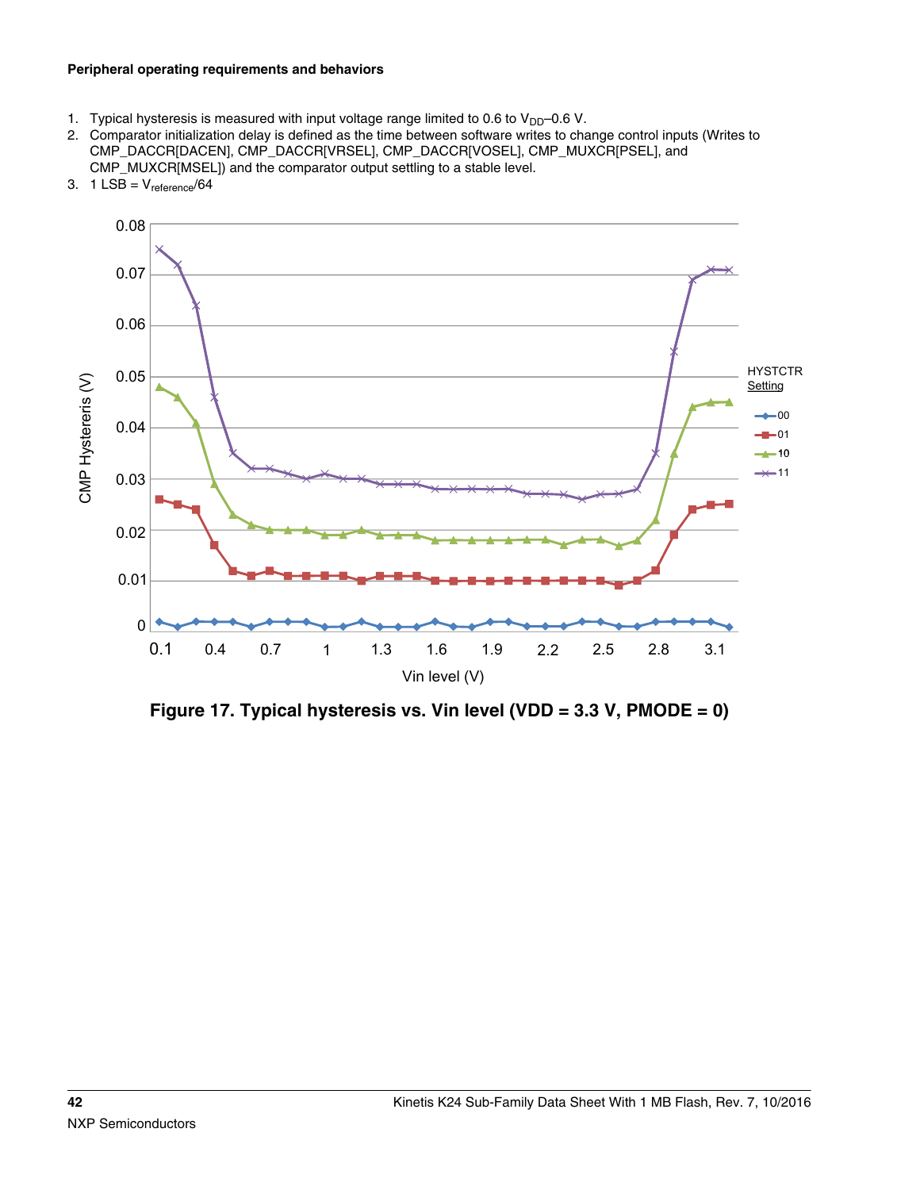1. Typical hysteresis is measured with input voltage range limited to 0.6 to $V_{DD}$–0.6 V.
2. Comparator initialization delay is defined as the time between software writes to change control inputs (Writes to CMP_DACCR[DACEN], CMP_DACCR[VRSEL], CMP_DACCR[VOSEL], CMP_MUXCR[PSEL], and CMP_MUXCR[MSEL]) and the comparator output settling to a stable level.
3. 1 LSB = $V_{reference}$/64

**Figure 17. Typical hysteresis vs. Vin level (VDD = 3.3 V, PMODE = 0)**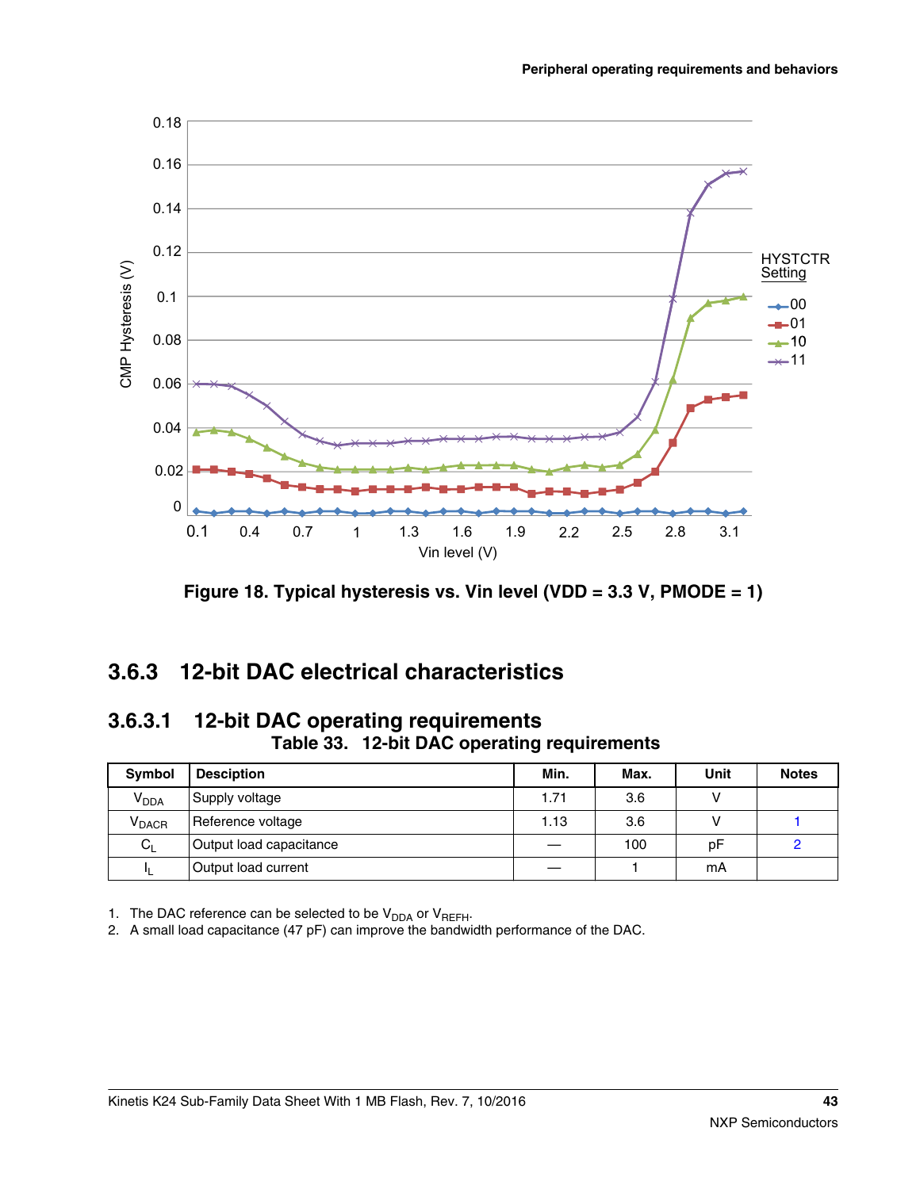Figure 18. Typical hysteresis vs. Vin level (VDD = 3.3 V, PMODE = 1)

### 3.6.3 12-bit DAC electrical characteristics

#### 3.6.3.1 12-bit DAC operating requirements

Table 33. 12-bit DAC operating requirements

| Symbol | Desciption | Min. | Max. | Unit | Notes |
|---|---|---|---|---|---|
| $V_{DDA}$ | Supply voltage | 1.71 | 3.6 | V | |
| $V_{DACR}$ | Reference voltage | 1.13 | 3.6 | V | 1 |
| $C_L$ | Output load capacitance | — | 100 | pF | 2 |
| $I_L$ | Output load current | — | 1 | mA | |

1. The DAC reference can be selected to be $V_{DDA}$ or $V_{REFH}$.
2. A small load capacitance (47 pF) can improve the bandwidth performance of the DAC.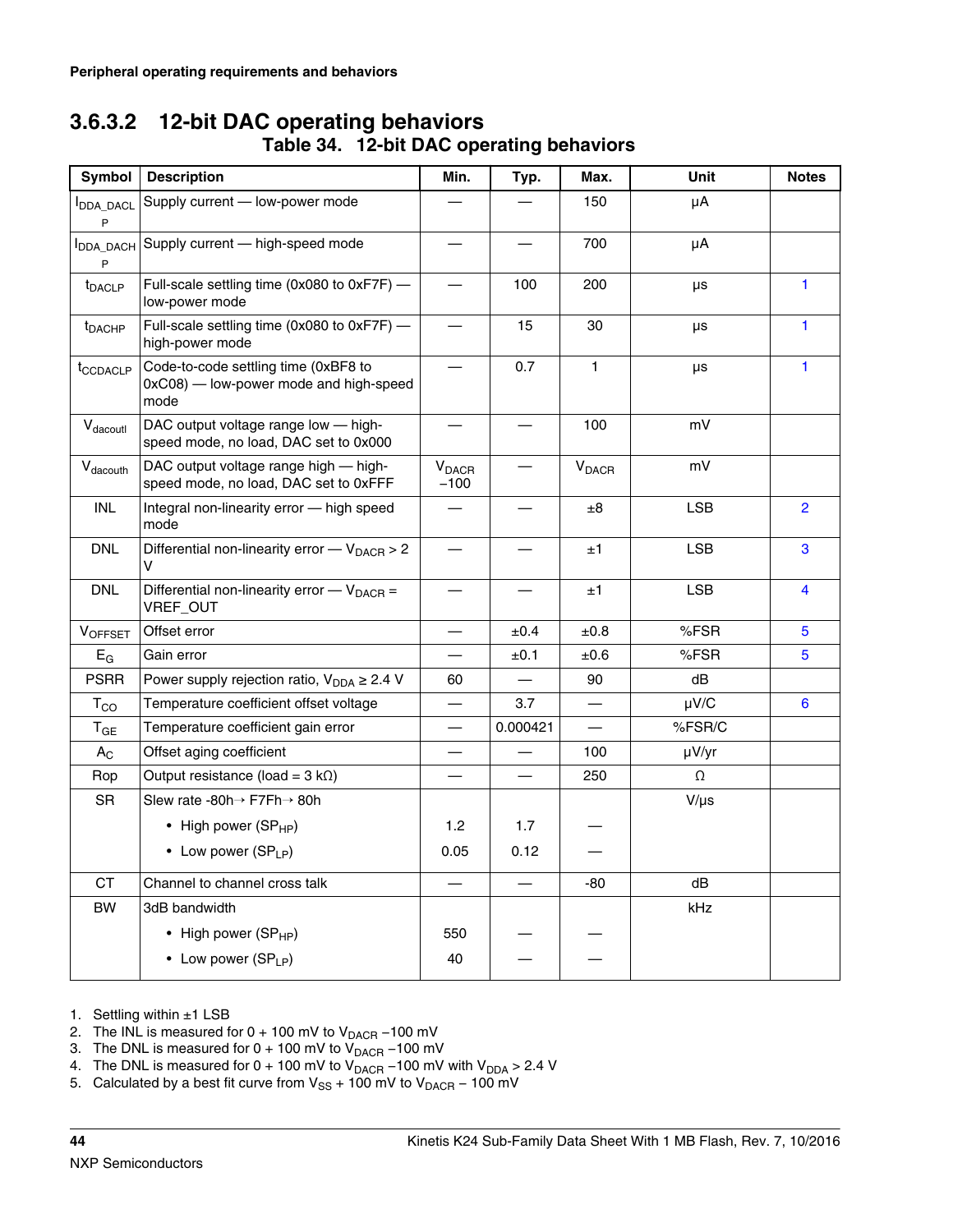### 3.6.3.2 12-bit DAC operating behaviors

**Table 34. 12-bit DAC operating behaviors**

| Symbol | Description | Min. | Typ. | Max. | Unit | Notes |
|---|---|---|---|---|---|---|
| $I_{DDA\_DACLP}$ | Supply current — low-power mode | — | — | 150 | μA | |
| $I_{DDA\_DACHP}$ | Supply current — high-speed mode | — | — | 700 | μA | |
| $t_{DACLP}$ | Full-scale settling time (0x080 to 0xF7F) — low-power mode | — | 100 | 200 | μs | 1 |
| $t_{DACHP}$ | Full-scale settling time (0x080 to 0xF7F) — high-power mode | — | 15 | 30 | μs | 1 |
| $t_{CCDACLP}$ | Code-to-code settling time (0xBF8 to 0xC08) — low-power mode and high-speed mode | — | 0.7 | 1 | μs | 1 |
| $V_{dacoutl}$ | DAC output voltage range low — high-speed mode, no load, DAC set to 0x000 | — | — | 100 | mV | |
| $V_{dacouth}$ | DAC output voltage range high — high-speed mode, no load, DAC set to 0xFFF | $V_{DACR}$ −100 | — | $V_{DACR}$ | mV | |
| INL | Integral non-linearity error — high speed mode | — | — | ±8 | LSB | 2 |
| DNL | Differential non-linearity error — $V_{DACR}$ > 2 V | — | — | ±1 | LSB | 3 |
| DNL | Differential non-linearity error — $V_{DACR}$ = VREF_OUT | — | — | ±1 | LSB | 4 |
| $V_{OFFSET}$ | Offset error | — | ±0.4 | ±0.8 | %FSR | 5 |
| $E_G$ | Gain error | — | ±0.1 | ±0.6 | %FSR | 5 |
| PSRR | Power supply rejection ratio, $V_{DDA}$ ≥ 2.4 V | 60 | — | 90 | dB | |
| $T_{CO}$ | Temperature coefficient offset voltage | — | 3.7 | — | μV/C | 6 |
| $T_{GE}$ | Temperature coefficient gain error | — | 0.000421 | — | %FSR/C | |
| $A_C$ | Offset aging coefficient | — | — | 100 | μV/yr | |
| Rop | Output resistance (load = 3 kΩ) | — | — | 250 | Ω | |
| SR | Slew rate -80h→ F7Fh→ 80h | | | | V/μs | |
| | • High power ($SP_{HP}$) | 1.2 | 1.7 | — | | |
| | • Low power ($SP_{LP}$) | 0.05 | 0.12 | — | | |
| CT | Channel to channel cross talk | — | — | -80 | dB | |
| BW | 3dB bandwidth | | | | kHz | |
| | • High power ($SP_{HP}$) | 550 | — | — | | |
| | • Low power ($SP_{LP}$) | 40 | — | — | | |

1. Settling within ±1 LSB
2. The INL is measured for 0 + 100 mV to $V_{DACR}$ −100 mV
3. The DNL is measured for 0 + 100 mV to $V_{DACR}$ −100 mV
4. The DNL is measured for 0 + 100 mV to $V_{DACR}$ −100 mV with $V_{DDA}$ > 2.4 V
5. Calculated by a best fit curve from $V_{SS}$ + 100 mV to $V_{DACR}$ − 100 mV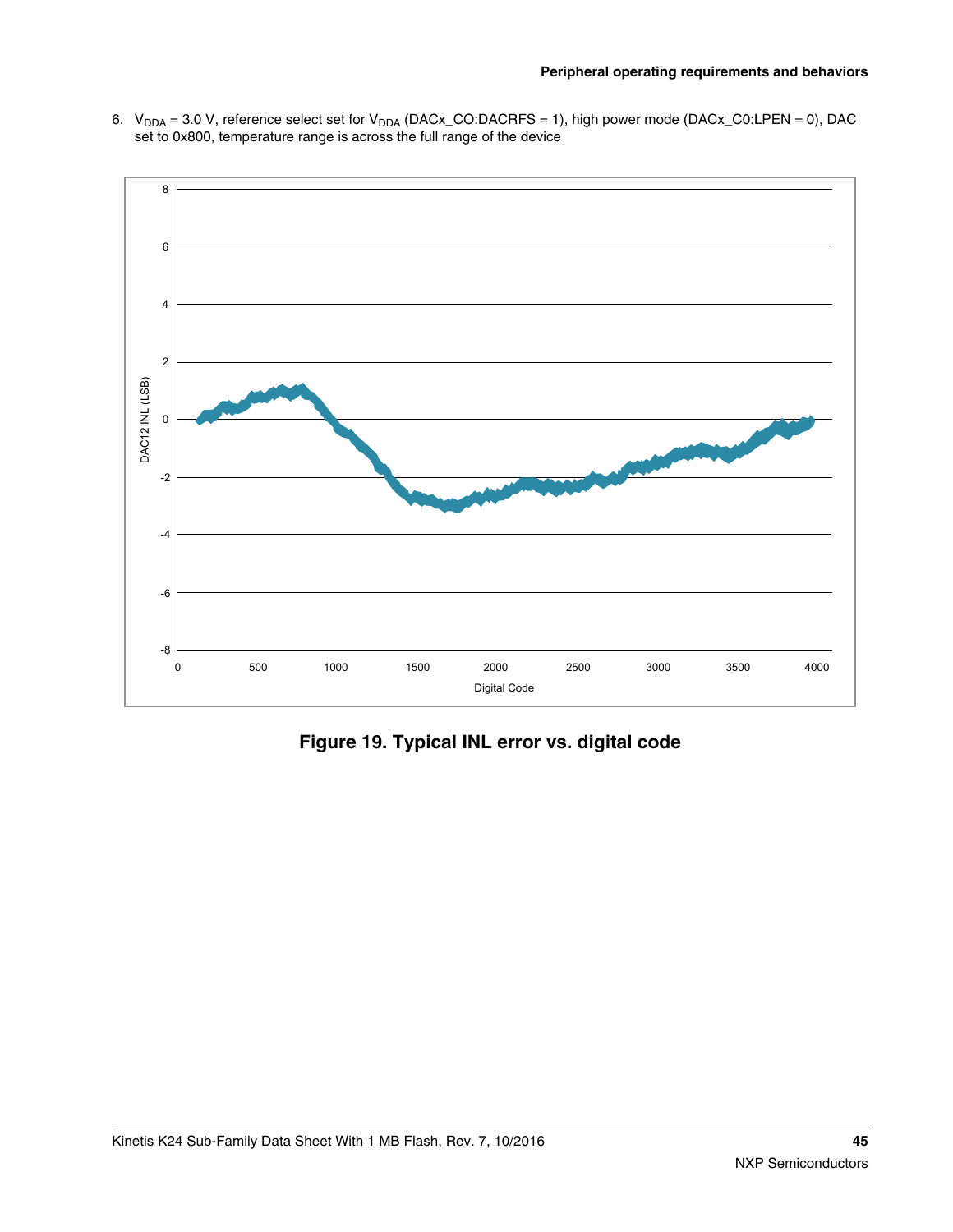6. $V_{DDA}$ = 3.0 V, reference select set for $V_{DDA}$ (DACx_CO:DACRFS = 1), high power mode (DACx_C0:LPEN = 0), DAC set to 0x800, temperature range is across the full range of the device

**Figure 19. Typical INL error vs. digital code**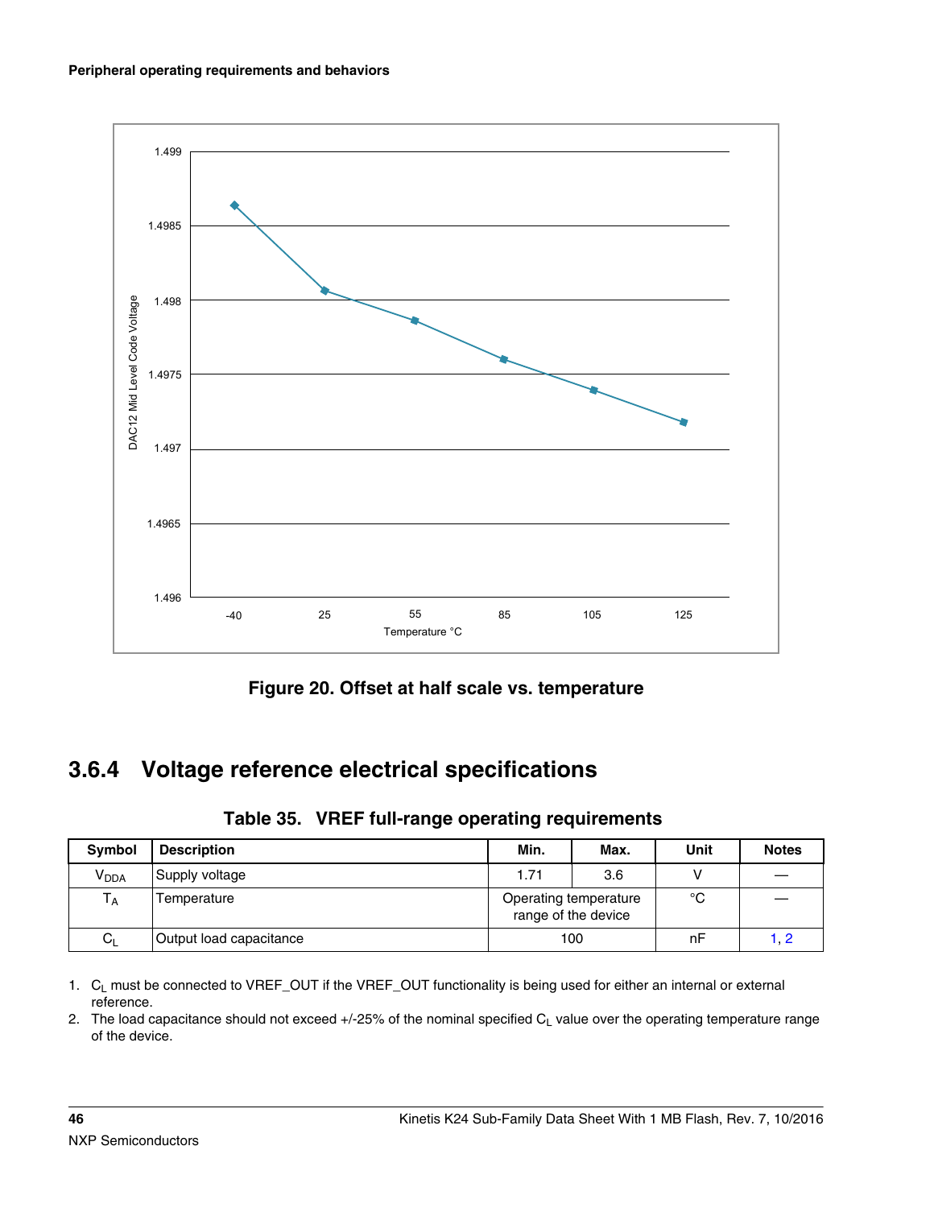Figure 20. Offset at half scale vs. temperature

### 3.6.4 Voltage reference electrical specifications

**Table 35. VREF full-range operating requirements**

| Symbol | Description | Min. | Max. | Unit | Notes |
|---|---|---|---|---|---|
| $V_{DDA}$ | Supply voltage | 1.71 | 3.6 | V | — |
| $T_A$ | Temperature | Operating temperature range of the device | | °C | — |
| $C_L$ | Output load capacitance | 100 | | nF | 1, 2 |

1. $C_L$ must be connected to VREF_OUT if the VREF_OUT functionality is being used for either an internal or external reference.
2. The load capacitance should not exceed +/-25% of the nominal specified $C_L$ value over the operating temperature range of the device.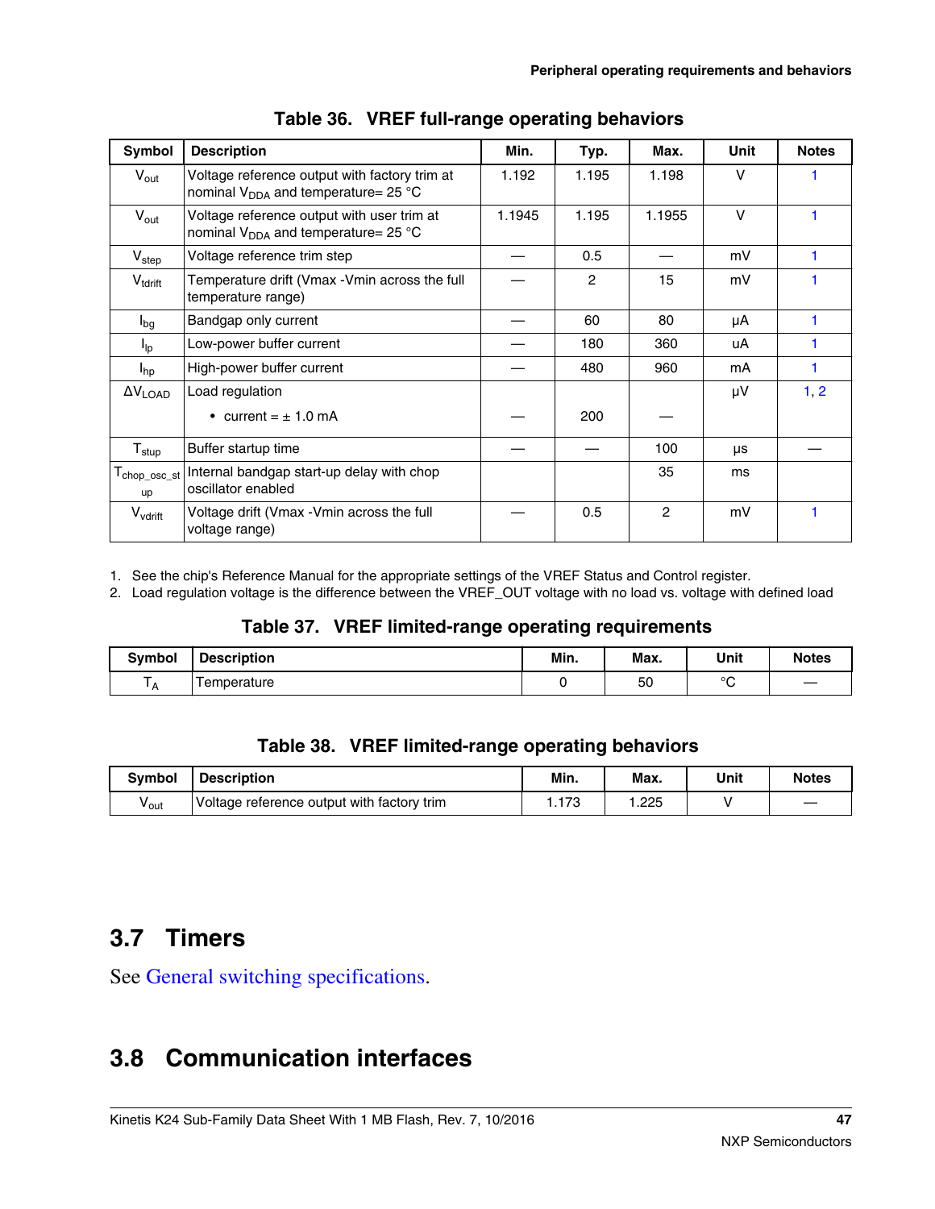**Table 36. VREF full-range operating behaviors**

| Symbol | Description | Min. | Typ. | Max. | Unit | Notes |
|---|---|---|---|---|---|---|
| $V_{out}$ | Voltage reference output with factory trim at nominal $V_{DDA}$ and temperature= 25 °C | 1.192 | 1.195 | 1.198 | V | 1 |
| $V_{out}$ | Voltage reference output with user trim at nominal $V_{DDA}$ and temperature= 25 °C | 1.1945 | 1.195 | 1.1955 | V | 1 |
| $V_{step}$ | Voltage reference trim step | — | 0.5 | — | mV | 1 |
| $V_{tdrift}$ | Temperature drift (Vmax -Vmin across the full temperature range) | — | 2 | 15 | mV | 1 |
| $I_{bg}$ | Bandgap only current | — | 60 | 80 | µA | 1 |
| $I_{lp}$ | Low-power buffer current | — | 180 | 360 | uA | 1 |
| $I_{hp}$ | High-power buffer current | — | 480 | 960 | mA | 1 |
| $\Delta V_{LOAD}$ | Load regulation<br>• current = ± 1.0 mA | — | 200 | — | µV | 1, 2 |
| $T_{stup}$ | Buffer startup time | — | — | 100 | µs | — |
| $T_{chop\_osc\_stup}$ | Internal bandgap start-up delay with chop oscillator enabled | | | 35 | ms | |
| $V_{vdrift}$ | Voltage drift (Vmax -Vmin across the full voltage range) | — | 0.5 | 2 | mV | 1 |

1. See the chip's Reference Manual for the appropriate settings of the VREF Status and Control register.
2. Load regulation voltage is the difference between the VREF_OUT voltage with no load vs. voltage with defined load

**Table 37. VREF limited-range operating requirements**

| Symbol | Description | Min. | Max. | Unit | Notes |
|---|---|---|---|---|---|
| $T_A$ | Temperature | 0 | 50 | °C | — |

**Table 38. VREF limited-range operating behaviors**

| Symbol | Description | Min. | Max. | Unit | Notes |
|---|---|---|---|---|---|
| $V_{out}$ | Voltage reference output with factory trim | 1.173 | 1.225 | V | — |

## 3.7 Timers

See General switching specifications.

## 3.8 Communication interfaces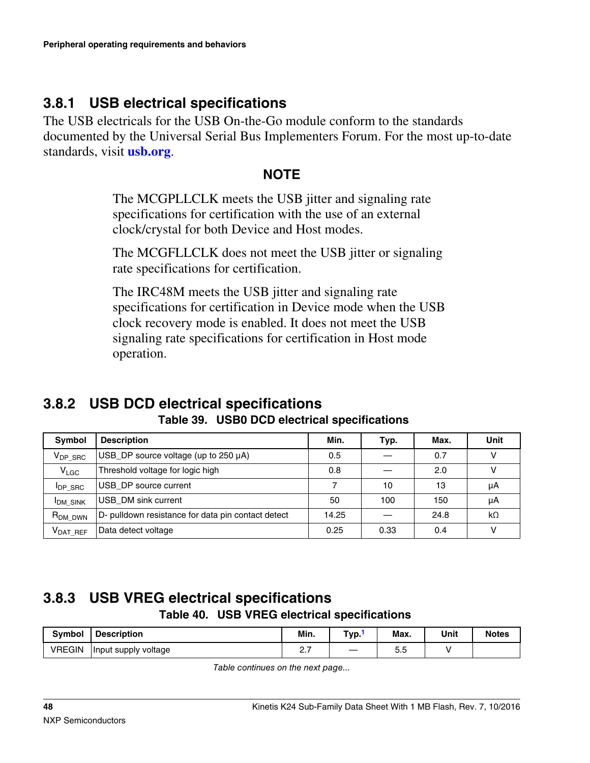### 3.8.1 USB electrical specifications

The USB electricals for the USB On-the-Go module conform to the standards documented by the Universal Serial Bus Implementers Forum. For the most up-to-date standards, visit **usb.org**.

**NOTE**

The MCGPLLCLK meets the USB jitter and signaling rate specifications for certification with the use of an external clock/crystal for both Device and Host modes.

The MCGFLLCLK does not meet the USB jitter or signaling rate specifications for certification.

The IRC48M meets the USB jitter and signaling rate specifications for certification in Device mode when the USB clock recovery mode is enabled. It does not meet the USB signaling rate specifications for certification in Host mode operation.

### 3.8.2 USB DCD electrical specifications

**Table 39. USB0 DCD electrical specifications**

| Symbol | Description | Min. | Typ. | Max. | Unit |
|---|---|---|---|---|---|
| $V_{DP\_SRC}$ | USB_DP source voltage (up to 250 μA) | 0.5 | — | 0.7 | V |
| $V_{LGC}$ | Threshold voltage for logic high | 0.8 | — | 2.0 | V |
| $I_{DP\_SRC}$ | USB_DP source current | 7 | 10 | 13 | μA |
| $I_{DM\_SINK}$ | USB_DM sink current | 50 | 100 | 150 | μA |
| $R_{DM\_DWN}$ | D- pulldown resistance for data pin contact detect | 14.25 | — | 24.8 | kΩ |
| $V_{DAT\_REF}$ | Data detect voltage | 0.25 | 0.33 | 0.4 | V |

### 3.8.3 USB VREG electrical specifications

**Table 40. USB VREG electrical specifications**

| Symbol | Description | Min. | Typ.[1] | Max. | Unit | Notes |
|---|---|---|---|---|---|---|
| VREGIN | Input supply voltage | 2.7 | — | 5.5 | V | |

*Table continues on the next page...*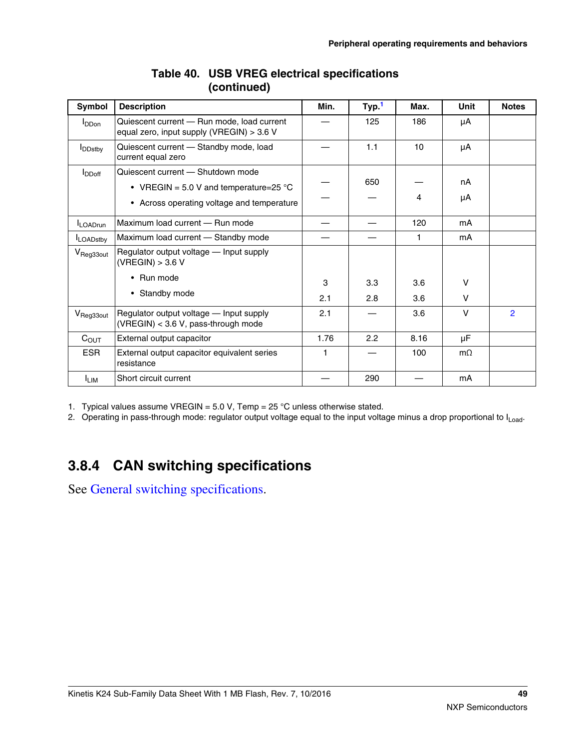**Table 40. USB VREG electrical specifications (continued)**

| Symbol | Description | Min. | Typ.[1] | Max. | Unit | Notes |
|---|---|---|---|---|---|---|
| $I_{DDon}$ | Quiescent current — Run mode, load current equal zero, input supply (VREGIN) > 3.6 V | — | 125 | 186 | μA | |
| $I_{DDstby}$ | Quiescent current — Standby mode, load current equal zero | — | 1.1 | 10 | μA | |
| $I_{DDoff}$ | Quiescent current — Shutdown mode | | | | | |
| | • VREGIN = 5.0 V and temperature=25 °C | — | 650 | — | nA | |
| | • Across operating voltage and temperature | — | — | 4 | μA | |
| $I_{LOADrun}$ | Maximum load current — Run mode | — | — | 120 | mA | |
| $I_{LOADstby}$ | Maximum load current — Standby mode | — | — | 1 | mA | |
| $V_{Reg33out}$ | Regulator output voltage — Input supply (VREGIN) > 3.6 V | | | | | |
| | • Run mode | 3 | 3.3 | 3.6 | V | |
| | • Standby mode | 2.1 | 2.8 | 3.6 | V | |
| $V_{Reg33out}$ | Regulator output voltage — Input supply (VREGIN) < 3.6 V, pass-through mode | 2.1 | — | 3.6 | V | 2 |
| $C_{OUT}$ | External output capacitor | 1.76 | 2.2 | 8.16 | μF | |
| ESR | External output capacitor equivalent series resistance | 1 | — | 100 | mΩ | |
| $I_{LIM}$ | Short circuit current | — | 290 | — | mA | |

1. Typical values assume VREGIN = 5.0 V, Temp = 25 °C unless otherwise stated.
2. Operating in pass-through mode: regulator output voltage equal to the input voltage minus a drop proportional to $I_{Load}$.

## 3.8.4 CAN switching specifications

See General switching specifications.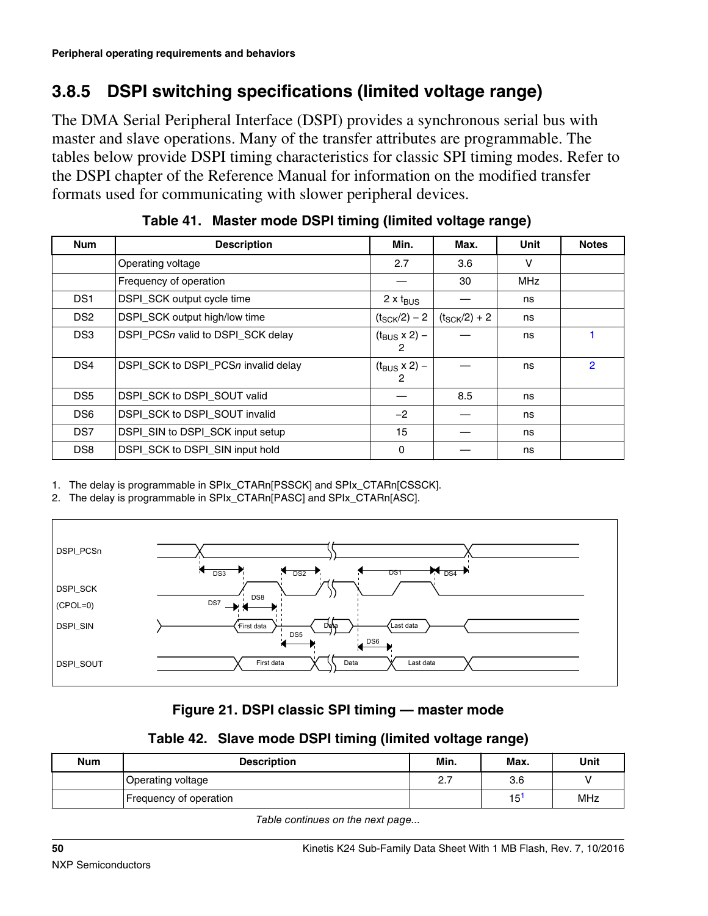### 3.8.5 DSPI switching specifications (limited voltage range)

The DMA Serial Peripheral Interface (DSPI) provides a synchronous serial bus with master and slave operations. Many of the transfer attributes are programmable. The tables below provide DSPI timing characteristics for classic SPI timing modes. Refer to the DSPI chapter of the Reference Manual for information on the modified transfer formats used for communicating with slower peripheral devices.

**Table 41. Master mode DSPI timing (limited voltage range)**

| Num | Description | Min. | Max. | Unit | Notes |
|---|---|---|---|---|---|
| | Operating voltage | 2.7 | 3.6 | V | |
| | Frequency of operation | — | 30 | MHz | |
| DS1 | DSPI_SCK output cycle time | 2 x $t_{BUS}$ | — | ns | |
| DS2 | DSPI_SCK output high/low time | $(t_{SCK}/2) - 2$ | $(t_{SCK}/2) + 2$ | ns | |
| DS3 | DSPI_PCS*n* valid to DSPI_SCK delay | $(t_{BUS} \times 2) - 2$ | — | ns | 1 |
| DS4 | DSPI_SCK to DSPI_PCS*n* invalid delay | $(t_{BUS} \times 2) - 2$ | — | ns | 2 |
| DS5 | DSPI_SCK to DSPI_SOUT valid | — | 8.5 | ns | |
| DS6 | DSPI_SCK to DSPI_SOUT invalid | −2 | — | ns | |
| DS7 | DSPI_SIN to DSPI_SCK input setup | 15 | — | ns | |
| DS8 | DSPI_SCK to DSPI_SIN input hold | 0 | — | ns | |

1. The delay is programmable in SPIx_CTARn[PSSCK] and SPIx_CTARn[CSSCK].
2. The delay is programmable in SPIx_CTARn[PASC] and SPIx_CTARn[ASC].

**Figure 21. DSPI classic SPI timing — master mode**

**Table 42. Slave mode DSPI timing (limited voltage range)**

| Num | Description | Min. | Max. | Unit |
|---|---|---|---|---|
| | Operating voltage | 2.7 | 3.6 | V |
| | Frequency of operation | | 15[1] | MHz |

*Table continues on the next page...*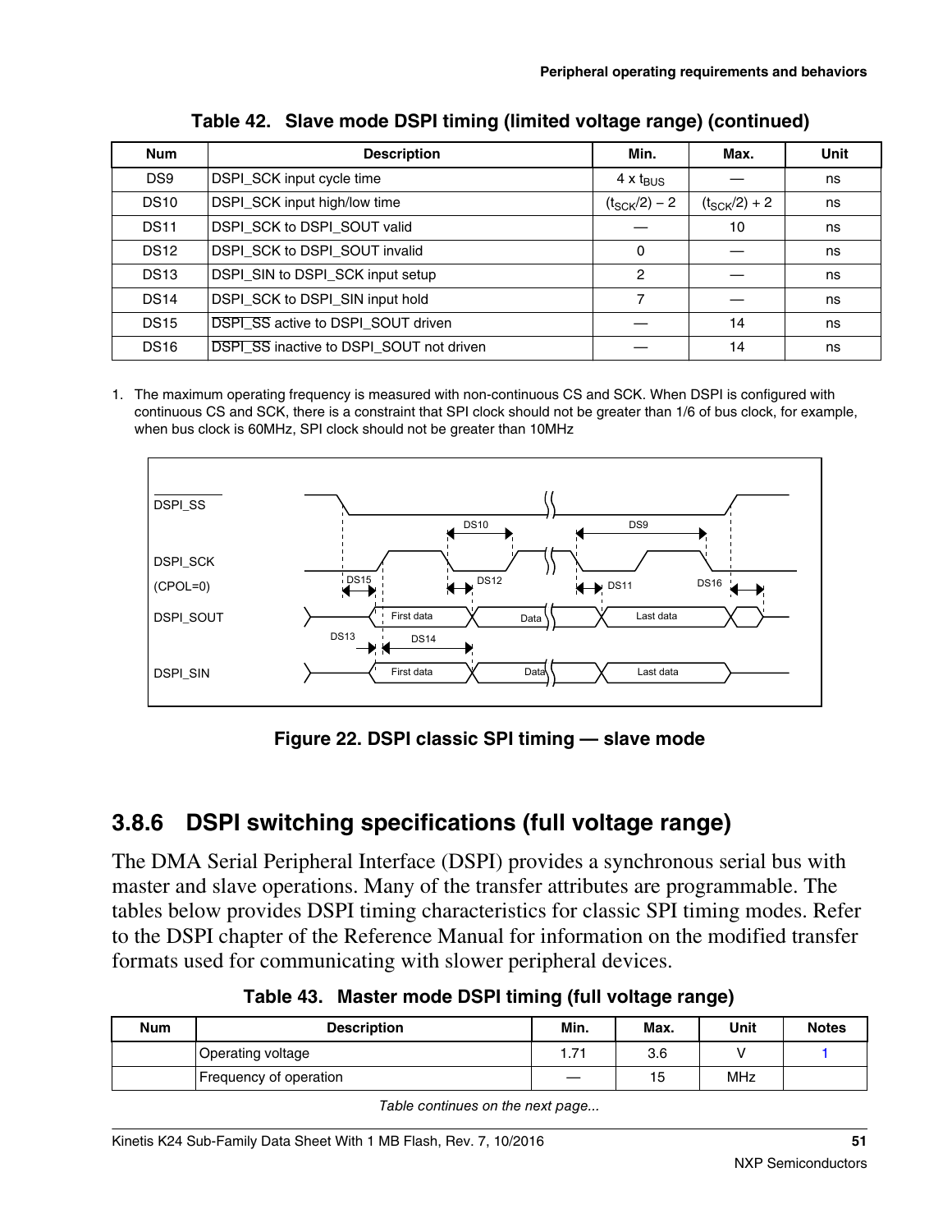Table 42. Slave mode DSPI timing (limited voltage range) (continued)

| Num | Description | Min. | Max. | Unit |
|---|---|---|---|---|
| DS9 | DSPI_SCK input cycle time | 4 x $t_{BUS}$ | — | ns |
| DS10 | DSPI_SCK input high/low time | $(t_{SCK}/2) - 2$ | $(t_{SCK}/2) + 2$ | ns |
| DS11 | DSPI_SCK to DSPI_SOUT valid | — | 10 | ns |
| DS12 | DSPI_SCK to DSPI_SOUT invalid | 0 | — | ns |
| DS13 | DSPI_SIN to DSPI_SCK input setup | 2 | — | ns |
| DS14 | DSPI_SCK to DSPI_SIN input hold | 7 | — | ns |
| DS15 | DSPI_SS active to DSPI_SOUT driven | — | 14 | ns |
| DS16 | DSPI_SS inactive to DSPI_SOUT not driven | — | 14 | ns |

1. The maximum operating frequency is measured with non-continuous CS and SCK. When DSPI is configured with continuous CS and SCK, there is a constraint that SPI clock should not be greater than 1/6 of bus clock, for example, when bus clock is 60MHz, SPI clock should not be greater than 10MHz

**Figure 22. DSPI classic SPI timing — slave mode**

## 3.8.6 DSPI switching specifications (full voltage range)

The DMA Serial Peripheral Interface (DSPI) provides a synchronous serial bus with master and slave operations. Many of the transfer attributes are programmable. The tables below provides DSPI timing characteristics for classic SPI timing modes. Refer to the DSPI chapter of the Reference Manual for information on the modified transfer formats used for communicating with slower peripheral devices.

Table 43. Master mode DSPI timing (full voltage range)

| Num | Description | Min. | Max. | Unit | Notes |
|---|---|---|---|---|---|
| | Operating voltage | 1.71 | 3.6 | V | 1 |
| | Frequency of operation | — | 15 | MHz | |

*Table continues on the next page...*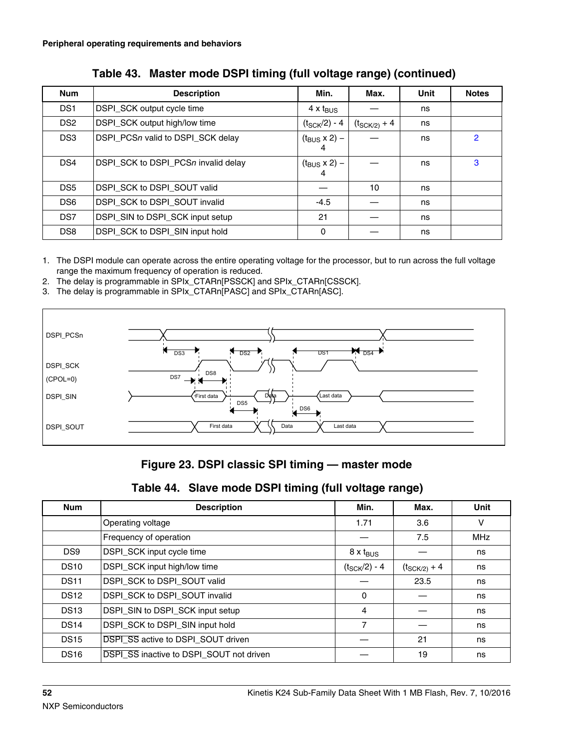**Peripheral operating requirements and behaviors**

**Table 43. Master mode DSPI timing (full voltage range) (continued)**

| Num | Description | Min. | Max. | Unit | Notes |
|---|---|---|---|---|---|
| DS1 | DSPI_SCK output cycle time | 4 x $t_{BUS}$ | — | ns | |
| DS2 | DSPI_SCK output high/low time | $(t_{SCK}/2) - 4$ | $(t_{SCK/2}) + 4$ | ns | |
| DS3 | DSPI_PCS*n* valid to DSPI_SCK delay | $(t_{BUS} \times 2) - 4$ | — | ns | 2 |
| DS4 | DSPI_SCK to DSPI_PCS*n* invalid delay | $(t_{BUS} \times 2) - 4$ | — | ns | 3 |
| DS5 | DSPI_SCK to DSPI_SOUT valid | — | 10 | ns | |
| DS6 | DSPI_SCK to DSPI_SOUT invalid | -4.5 | — | ns | |
| DS7 | DSPI_SIN to DSPI_SCK input setup | 21 | — | ns | |
| DS8 | DSPI_SCK to DSPI_SIN input hold | 0 | — | ns | |

1. The DSPI module can operate across the entire operating voltage for the processor, but to run across the full voltage range the maximum frequency of operation is reduced.
2. The delay is programmable in SPIx_CTARn[PSSCK] and SPIx_CTARn[CSSCK].
3. The delay is programmable in SPIx_CTARn[PASC] and SPIx_CTARn[ASC].

**Figure 23. DSPI classic SPI timing — master mode**

**Table 44. Slave mode DSPI timing (full voltage range)**

| Num | Description | Min. | Max. | Unit |
|---|---|---|---|---|
| | Operating voltage | 1.71 | 3.6 | V |
| | Frequency of operation | — | 7.5 | MHz |
| DS9 | DSPI_SCK input cycle time | 8 x $t_{BUS}$ | — | ns |
| DS10 | DSPI_SCK input high/low time | $(t_{SCK}/2) - 4$ | $(t_{SCK/2}) + 4$ | ns |
| DS11 | DSPI_SCK to DSPI_SOUT valid | — | 23.5 | ns |
| DS12 | DSPI_SCK to DSPI_SOUT invalid | 0 | — | ns |
| DS13 | DSPI_SIN to DSPI_SCK input setup | 4 | — | ns |
| DS14 | DSPI_SCK to DSPI_SIN input hold | 7 | — | ns |
| DS15 | $\overline{\text{DSPI\_SS}}$ active to DSPI_SOUT driven | — | 21 | ns |
| DS16 | $\overline{\text{DSPI\_SS}}$ inactive to DSPI_SOUT not driven | — | 19 | ns |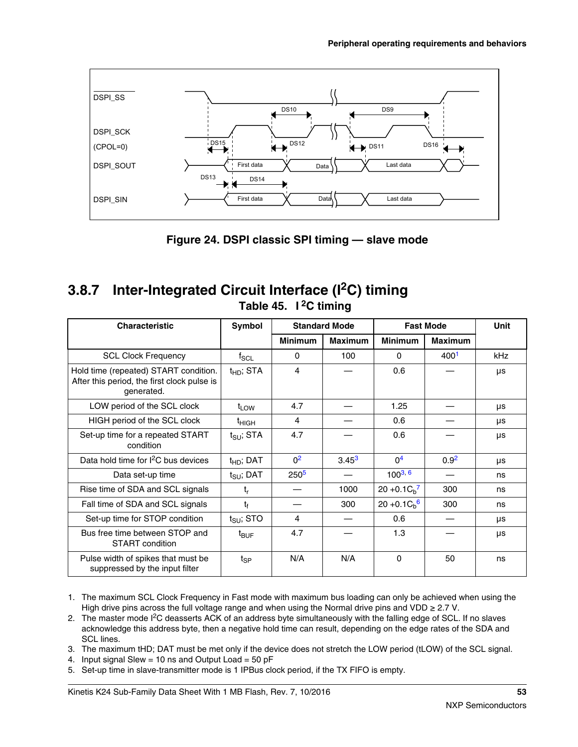**Figure 24. DSPI classic SPI timing — slave mode**

### 3.8.7 Inter-Integrated Circuit Interface (I$^2$C) timing

**Table 45. I$^2$C timing**

| Characteristic | Symbol | Standard Mode | | Fast Mode | | Unit |
|---|---|---|---|---|---|---|
| | | Minimum | Maximum | Minimum | Maximum | |
| SCL Clock Frequency | $f_{SCL}$ | 0 | 100 | 0 | 400[1] | kHz |
| Hold time (repeated) START condition. After this period, the first clock pulse is generated. | $t_{HD}$; STA | 4 | — | 0.6 | — | µs |
| LOW period of the SCL clock | $t_{LOW}$ | 4.7 | — | 1.25 | — | µs |
| HIGH period of the SCL clock | $t_{HIGH}$ | 4 | — | 0.6 | — | µs |
| Set-up time for a repeated START condition | $t_{SU}$; STA | 4.7 | — | 0.6 | — | µs |
| Data hold time for I$^2$C bus devices | $t_{HD}$; DAT | 0[2] | 3.45[3] | 0[4] | 0.9[2] | µs |
| Data set-up time | $t_{SU}$; DAT | 250[5] | — | 100[3, 6] | — | ns |
| Rise time of SDA and SCL signals | $t_r$ | — | 1000 | 20 +0.1$C_b$[7] | 300 | ns |
| Fall time of SDA and SCL signals | $t_f$ | — | 300 | 20 +0.1$C_b$[6] | 300 | ns |
| Set-up time for STOP condition | $t_{SU}$; STO | 4 | — | 0.6 | — | µs |
| Bus free time between STOP and START condition | $t_{BUF}$ | 4.7 | — | 1.3 | — | µs |
| Pulse width of spikes that must be suppressed by the input filter | $t_{SP}$ | N/A | N/A | 0 | 50 | ns |

1. The maximum SCL Clock Frequency in Fast mode with maximum bus loading can only be achieved when using the High drive pins across the full voltage range and when using the Normal drive pins and VDD ≥ 2.7 V.
2. The master mode I$^2$C deasserts ACK of an address byte simultaneously with the falling edge of SCL. If no slaves acknowledge this address byte, then a negative hold time can result, depending on the edge rates of the SDA and SCL lines.
3. The maximum tHD; DAT must be met only if the device does not stretch the LOW period (tLOW) of the SCL signal.
4. Input signal Slew = 10 ns and Output Load = 50 pF
5. Set-up time in slave-transmitter mode is 1 IPBus clock period, if the TX FIFO is empty.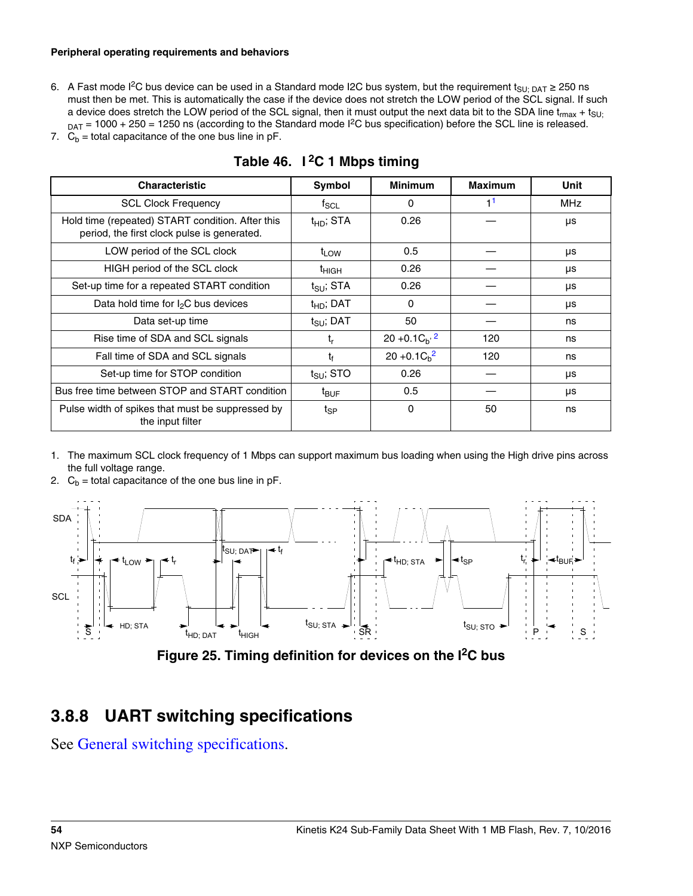6. A Fast mode I2C bus device can be used in a Standard mode I2C bus system, but the requirement $t_{SU;\,DAT} \geq 250$ ns must then be met. This is automatically the case if the device does not stretch the LOW period of the SCL signal. If such a device does stretch the LOW period of the SCL signal, then it must output the next data bit to the SDA line $t_{rmax} + t_{SU;\,DAT} = 1000 + 250 = 1250$ ns (according to the Standard mode I2C bus specification) before the SCL line is released.
7. $C_b$ = total capacitance of the one bus line in pF.

**Table 46. I2C 1 Mbps timing**

| Characteristic | Symbol | Minimum | Maximum | Unit |
|---|---|---|---|---|
| SCL Clock Frequency | $f_{SCL}$ | 0 | 1[1] | MHz |
| Hold time (repeated) START condition. After this period, the first clock pulse is generated. | $t_{HD}$; STA | 0.26 | — | µs |
| LOW period of the SCL clock | $t_{LOW}$ | 0.5 | — | µs |
| HIGH period of the SCL clock | $t_{HIGH}$ | 0.26 | — | µs |
| Set-up time for a repeated START condition | $t_{SU}$; STA | 0.26 | — | µs |
| Data hold time for $I_2$C bus devices | $t_{HD}$; DAT | 0 | — | µs |
| Data set-up time | $t_{SU}$; DAT | 50 | — | ns |
| Rise time of SDA and SCL signals | $t_r$ | $20 + 0.1C_b$[2] | 120 | ns |
| Fall time of SDA and SCL signals | $t_f$ | $20 + 0.1C_b$[2] | 120 | ns |
| Set-up time for STOP condition | $t_{SU}$; STO | 0.26 | — | µs |
| Bus free time between STOP and START condition | $t_{BUF}$ | 0.5 | — | µs |
| Pulse width of spikes that must be suppressed by the input filter | $t_{SP}$ | 0 | 50 | ns |

1. The maximum SCL clock frequency of 1 Mbps can support maximum bus loading when using the High drive pins across the full voltage range.
2. $C_b$ = total capacitance of the one bus line in pF.

**Figure 25. Timing definition for devices on the I2C bus**

## 3.8.8 UART switching specifications

See General switching specifications.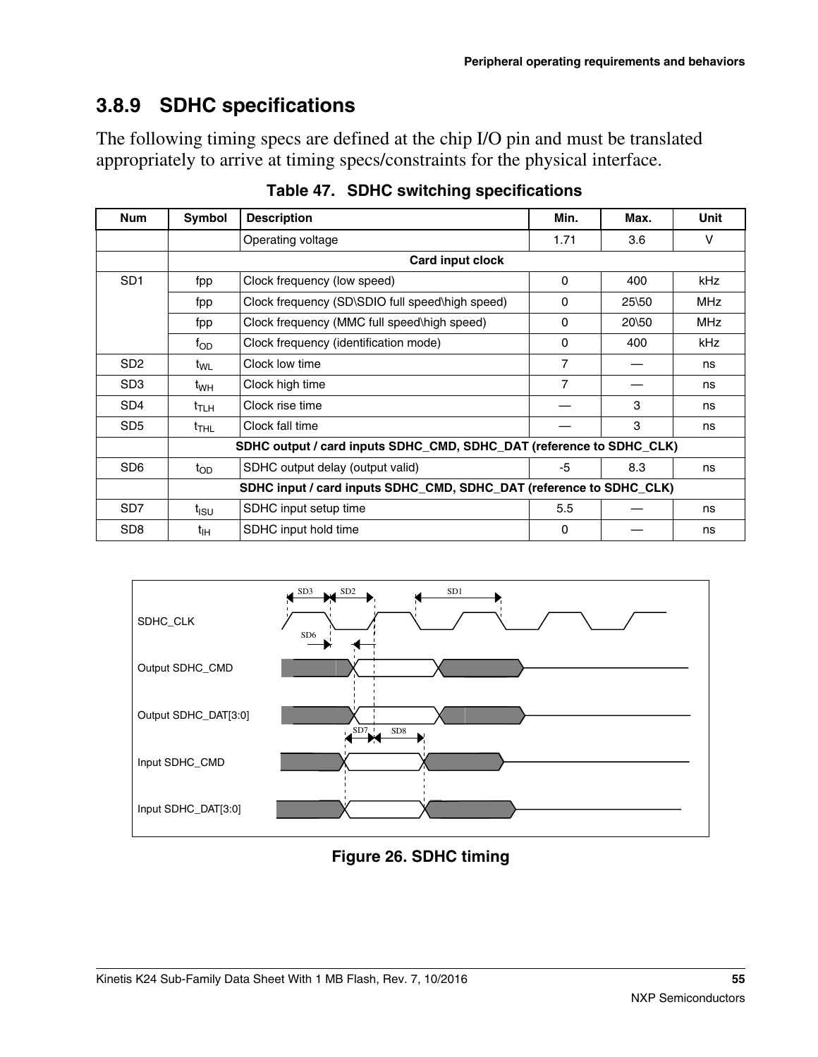### 3.8.9 SDHC specifications

The following timing specs are defined at the chip I/O pin and must be translated appropriately to arrive at timing specs/constraints for the physical interface.

**Table 47. SDHC switching specifications**

| Num | Symbol | Description | Min. | Max. | Unit |
|---|---|---|---|---|---|
| | | Operating voltage | 1.71 | 3.6 | V |
| | **Card input clock** | | | | |
| SD1 | fpp | Clock frequency (low speed) | 0 | 400 | kHz |
| | fpp | Clock frequency (SD\SDIO full speed\high speed) | 0 | 25\50 | MHz |
| | fpp | Clock frequency (MMC full speed\high speed) | 0 | 20\50 | MHz |
| | $f_{OD}$ | Clock frequency (identification mode) | 0 | 400 | kHz |
| SD2 | $t_{WL}$ | Clock low time | 7 | — | ns |
| SD3 | $t_{WH}$ | Clock high time | 7 | — | ns |
| SD4 | $t_{TLH}$ | Clock rise time | — | 3 | ns |
| SD5 | $t_{THL}$ | Clock fall time | — | 3 | ns |
| | **SDHC output / card inputs SDHC_CMD, SDHC_DAT (reference to SDHC_CLK)** | | | | |
| SD6 | $t_{OD}$ | SDHC output delay (output valid) | -5 | 8.3 | ns |
| | **SDHC input / card inputs SDHC_CMD, SDHC_DAT (reference to SDHC_CLK)** | | | | |
| SD7 | $t_{ISU}$ | SDHC input setup time | 5.5 | — | ns |
| SD8 | $t_{IH}$ | SDHC input hold time | 0 | — | ns |

**Figure 26. SDHC timing**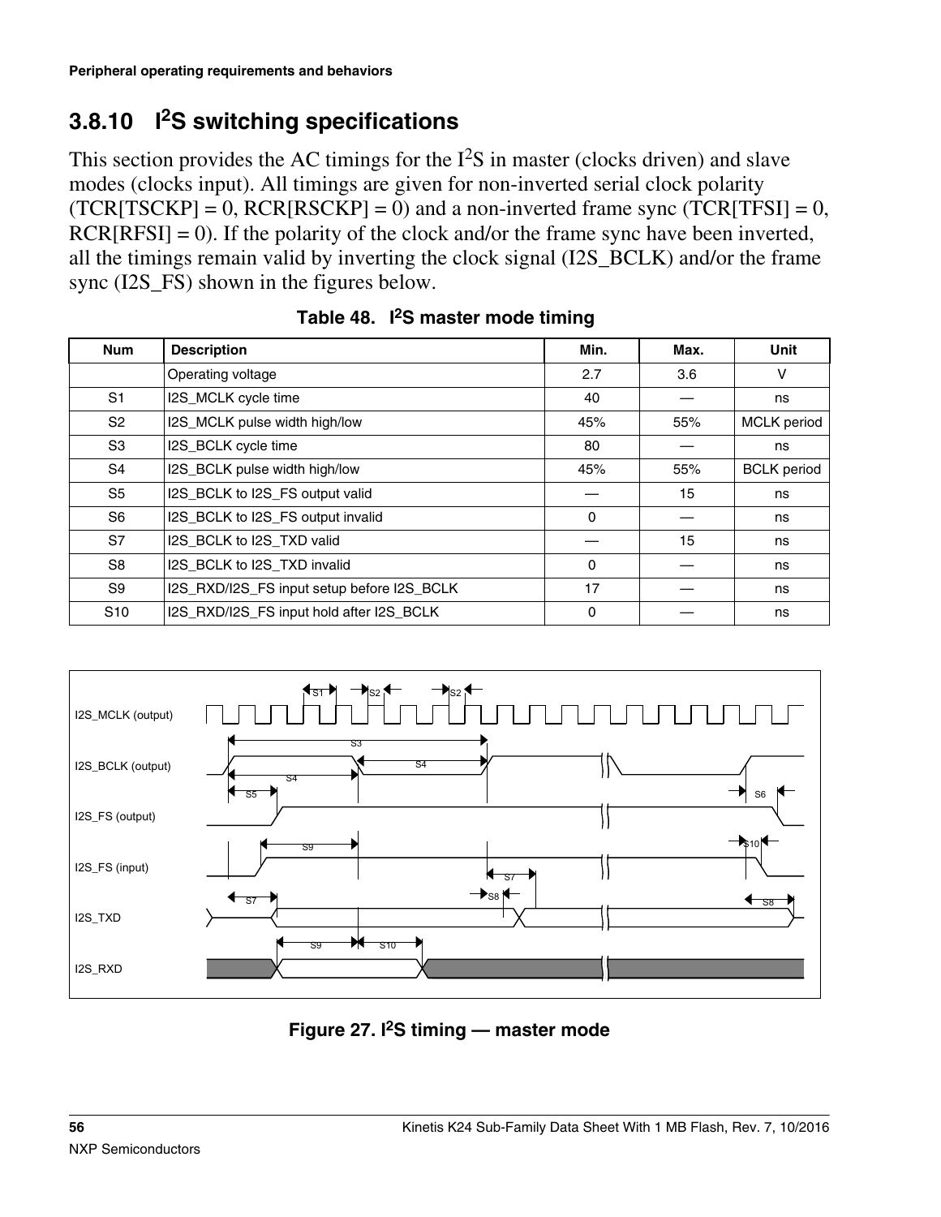## 3.8.10 I2S switching specifications

This section provides the AC timings for the I2S in master (clocks driven) and slave modes (clocks input). All timings are given for non-inverted serial clock polarity (TCR[TSCKP] = 0, RCR[RSCKP] = 0) and a non-inverted frame sync (TCR[TFSI] = 0, RCR[RFSI] = 0). If the polarity of the clock and/or the frame sync have been inverted, all the timings remain valid by inverting the clock signal (I2S_BCLK) and/or the frame sync (I2S_FS) shown in the figures below.

**Table 48. I2S master mode timing**

| Num | Description | Min. | Max. | Unit |
|---|---|---|---|---|
| | Operating voltage | 2.7 | 3.6 | V |
| S1 | I2S_MCLK cycle time | 40 | — | ns |
| S2 | I2S_MCLK pulse width high/low | 45% | 55% | MCLK period |
| S3 | I2S_BCLK cycle time | 80 | — | ns |
| S4 | I2S_BCLK pulse width high/low | 45% | 55% | BCLK period |
| S5 | I2S_BCLK to I2S_FS output valid | — | 15 | ns |
| S6 | I2S_BCLK to I2S_FS output invalid | 0 | — | ns |
| S7 | I2S_BCLK to I2S_TXD valid | — | 15 | ns |
| S8 | I2S_BCLK to I2S_TXD invalid | 0 | — | ns |
| S9 | I2S_RXD/I2S_FS input setup before I2S_BCLK | 17 | — | ns |
| S10 | I2S_RXD/I2S_FS input hold after I2S_BCLK | 0 | — | ns |

**Figure 27. I2S timing — master mode**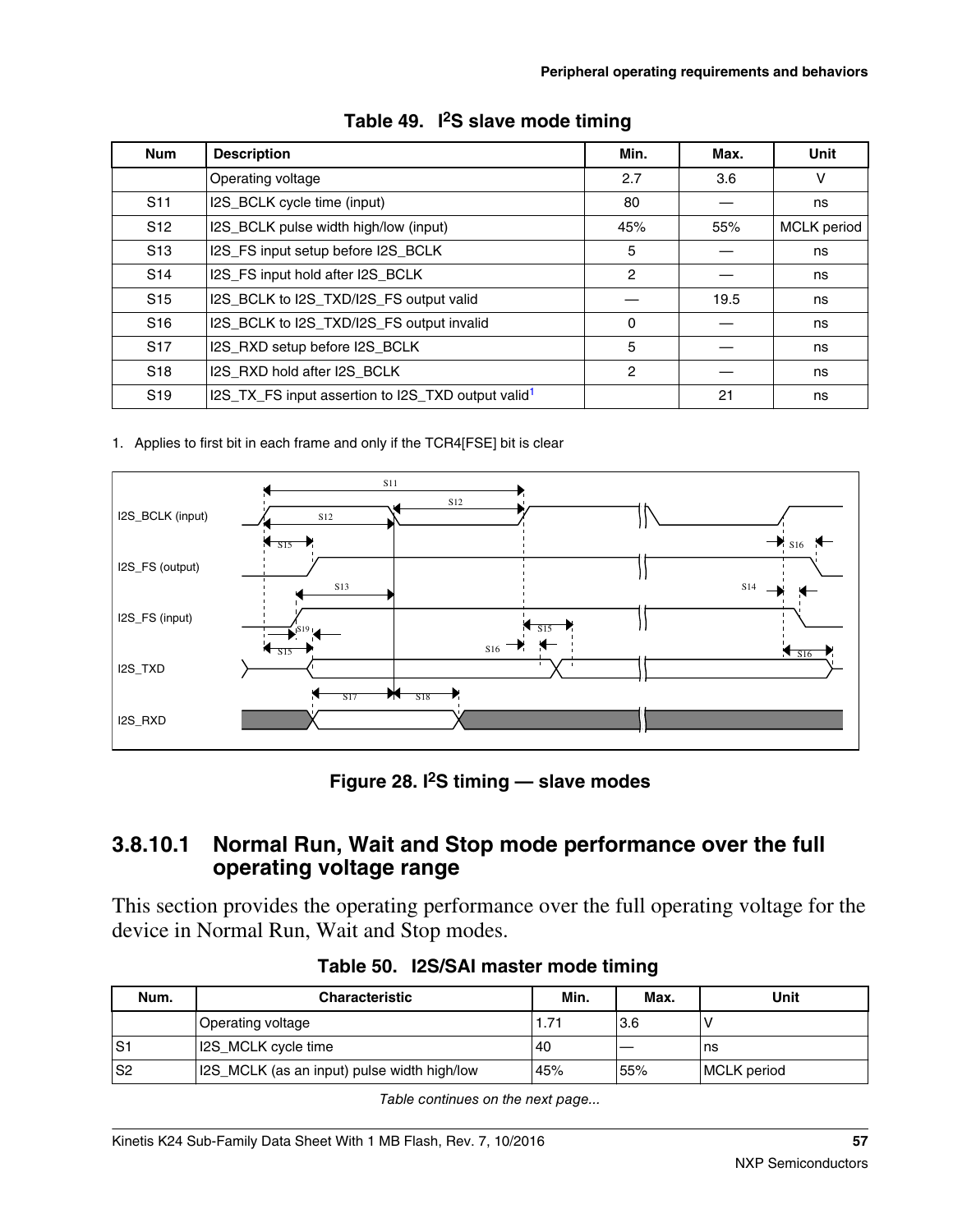**Table 49. I²S slave mode timing**

| Num | Description | Min. | Max. | Unit |
| --- | --- | --- | --- | --- |
| | Operating voltage | 2.7 | 3.6 | V |
| S11 | I2S_BCLK cycle time (input) | 80 | — | ns |
| S12 | I2S_BCLK pulse width high/low (input) | 45% | 55% | MCLK period |
| S13 | I2S_FS input setup before I2S_BCLK | 5 | — | ns |
| S14 | I2S_FS input hold after I2S_BCLK | 2 | — | ns |
| S15 | I2S_BCLK to I2S_TXD/I2S_FS output valid | — | 19.5 | ns |
| S16 | I2S_BCLK to I2S_TXD/I2S_FS output invalid | 0 | — | ns |
| S17 | I2S_RXD setup before I2S_BCLK | 5 | — | ns |
| S18 | I2S_RXD hold after I2S_BCLK | 2 | — | ns |
| S19 | I2S_TX_FS input assertion to I2S_TXD output valid[1] | | 21 | ns |

1. Applies to first bit in each frame and only if the TCR4[FSE] bit is clear

**Figure 28. I²S timing — slave modes**

### 3.8.10.1 Normal Run, Wait and Stop mode performance over the full operating voltage range

This section provides the operating performance over the full operating voltage for the device in Normal Run, Wait and Stop modes.

**Table 50. I2S/SAI master mode timing**

| Num. | Characteristic | Min. | Max. | Unit |
| --- | --- | --- | --- | --- |
| | Operating voltage | 1.71 | 3.6 | V |
| S1 | I2S_MCLK cycle time | 40 | — | ns |
| S2 | I2S_MCLK (as an input) pulse width high/low | 45% | 55% | MCLK period |

*Table continues on the next page...*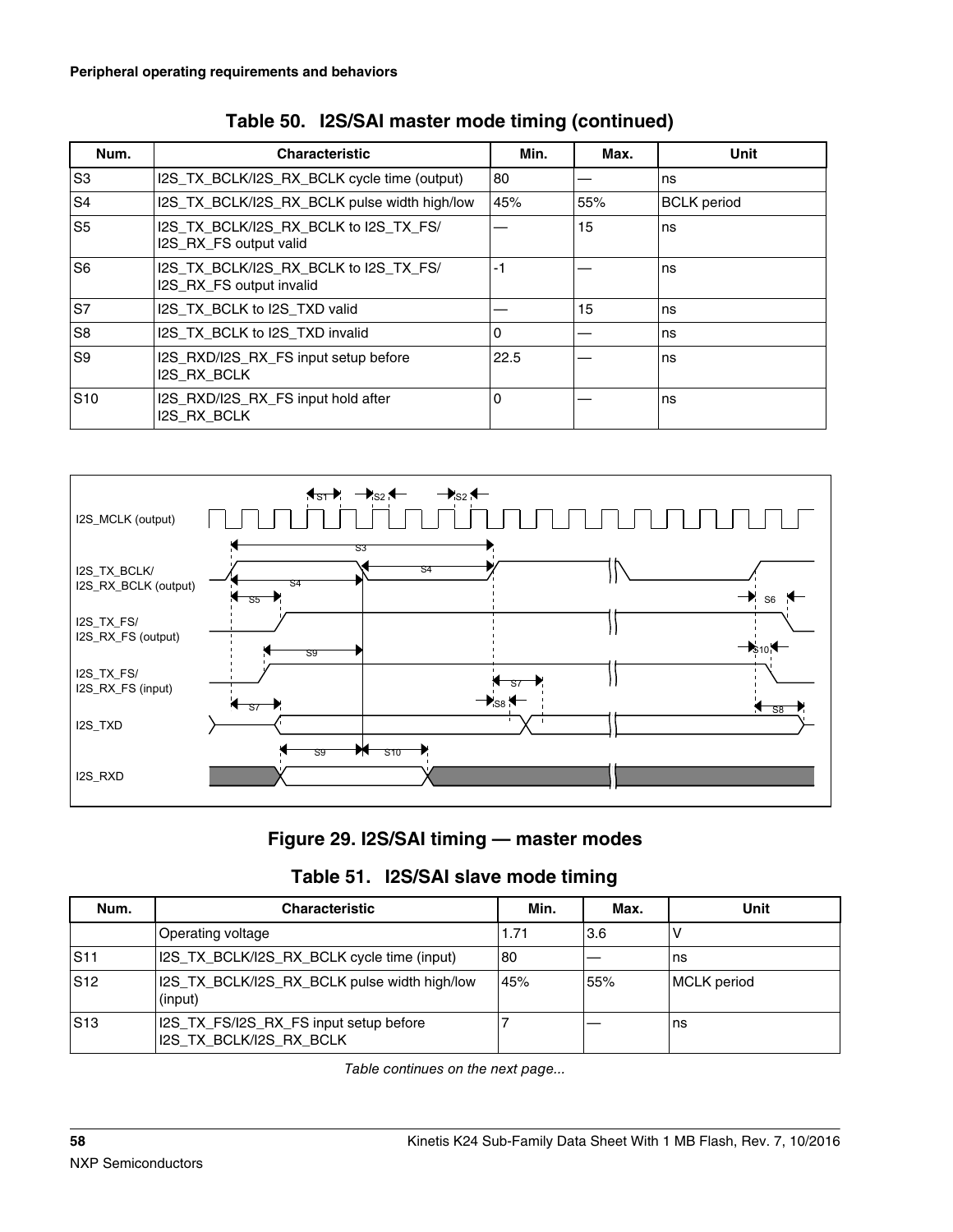**Table 50. I2S/SAI master mode timing (continued)**

| Num. | Characteristic | Min. | Max. | Unit |
|---|---|---|---|---|
| S3 | I2S_TX_BCLK/I2S_RX_BCLK cycle time (output) | 80 | — | ns |
| S4 | I2S_TX_BCLK/I2S_RX_BCLK pulse width high/low | 45% | 55% | BCLK period |
| S5 | I2S_TX_BCLK/I2S_RX_BCLK to I2S_TX_FS/ I2S_RX_FS output valid | — | 15 | ns |
| S6 | I2S_TX_BCLK/I2S_RX_BCLK to I2S_TX_FS/ I2S_RX_FS output invalid | -1 | — | ns |
| S7 | I2S_TX_BCLK to I2S_TXD valid | — | 15 | ns |
| S8 | I2S_TX_BCLK to I2S_TXD invalid | 0 | — | ns |
| S9 | I2S_RXD/I2S_RX_FS input setup before I2S_RX_BCLK | 22.5 | — | ns |
| S10 | I2S_RXD/I2S_RX_FS input hold after I2S_RX_BCLK | 0 | — | ns |

**Figure 29. I2S/SAI timing — master modes**

**Table 51. I2S/SAI slave mode timing**

| Num. | Characteristic | Min. | Max. | Unit |
|---|---|---|---|---|
| | Operating voltage | 1.71 | 3.6 | V |
| S11 | I2S_TX_BCLK/I2S_RX_BCLK cycle time (input) | 80 | — | ns |
| S12 | I2S_TX_BCLK/I2S_RX_BCLK pulse width high/low (input) | 45% | 55% | MCLK period |
| S13 | I2S_TX_FS/I2S_RX_FS input setup before I2S_TX_BCLK/I2S_RX_BCLK | 7 | — | ns |

*Table continues on the next page...*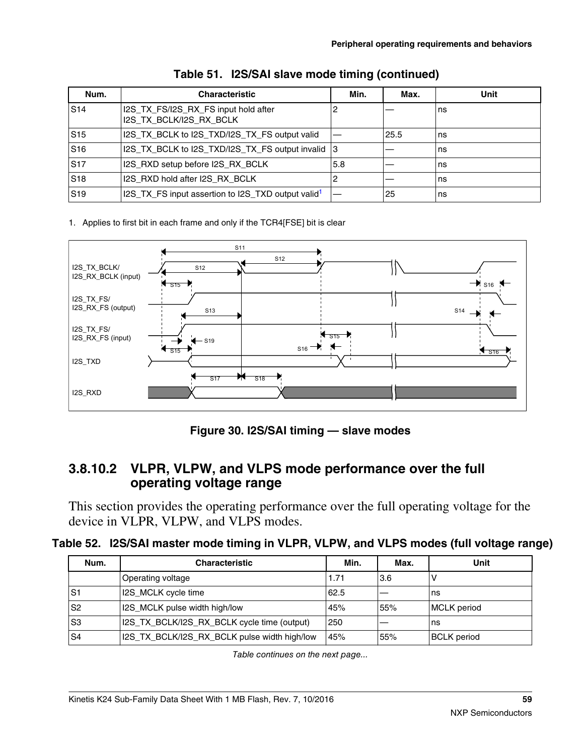**Table 51. I2S/SAI slave mode timing (continued)**

| Num. | Characteristic | Min. | Max. | Unit |
|---|---|---|---|---|
| S14 | I2S_TX_FS/I2S_RX_FS input hold after I2S_TX_BCLK/I2S_RX_BCLK | 2 | — | ns |
| S15 | I2S_TX_BCLK to I2S_TXD/I2S_TX_FS output valid | — | 25.5 | ns |
| S16 | I2S_TX_BCLK to I2S_TXD/I2S_TX_FS output invalid | 3 | — | ns |
| S17 | I2S_RXD setup before I2S_RX_BCLK | 5.8 | — | ns |
| S18 | I2S_RXD hold after I2S_RX_BCLK | 2 | — | ns |
| S19 | I2S_TX_FS input assertion to I2S_TXD output valid[1] | — | 25 | ns |

1. Applies to first bit in each frame and only if the TCR4[FSE] bit is clear

**Figure 30. I2S/SAI timing — slave modes**

### 3.8.10.2 VLPR, VLPW, and VLPS mode performance over the full operating voltage range

This section provides the operating performance over the full operating voltage for the device in VLPR, VLPW, and VLPS modes.

**Table 52. I2S/SAI master mode timing in VLPR, VLPW, and VLPS modes (full voltage range)**

| Num. | Characteristic | Min. | Max. | Unit |
|---|---|---|---|---|
| | Operating voltage | 1.71 | 3.6 | V |
| S1 | I2S_MCLK cycle time | 62.5 | — | ns |
| S2 | I2S_MCLK pulse width high/low | 45% | 55% | MCLK period |
| S3 | I2S_TX_BCLK/I2S_RX_BCLK cycle time (output) | 250 | — | ns |
| S4 | I2S_TX_BCLK/I2S_RX_BCLK pulse width high/low | 45% | 55% | BCLK period |

*Table continues on the next page...*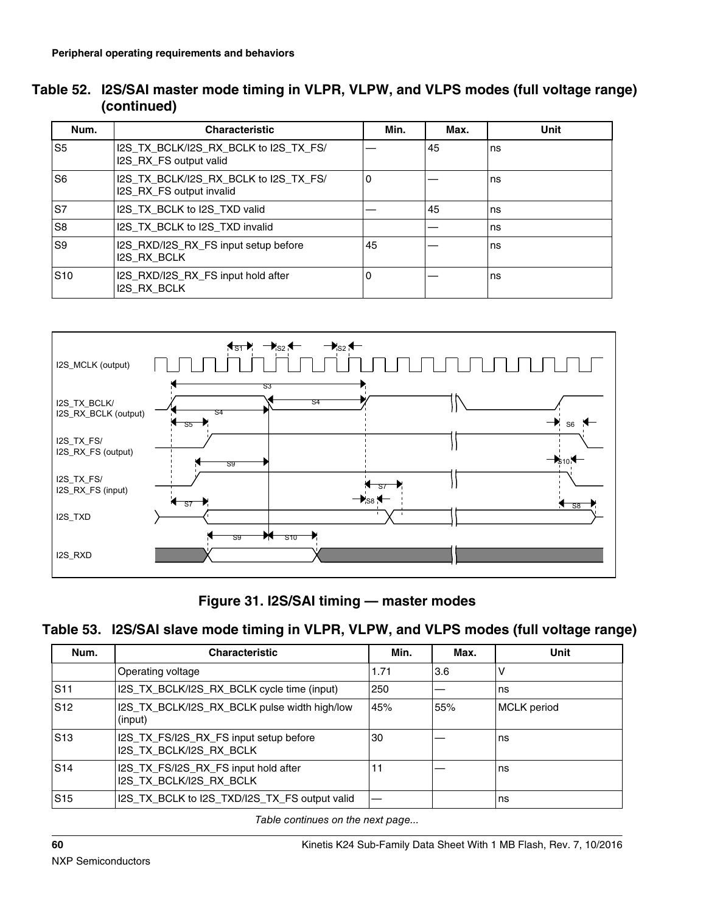Table 52. I2S/SAI master mode timing in VLPR, VLPW, and VLPS modes (full voltage range) (continued)

| Num. | Characteristic | Min. | Max. | Unit |
| --- | --- | --- | --- | --- |
| S5 | I2S_TX_BCLK/I2S_RX_BCLK to I2S_TX_FS/ I2S_RX_FS output valid | — | 45 | ns |
| S6 | I2S_TX_BCLK/I2S_RX_BCLK to I2S_TX_FS/ I2S_RX_FS output invalid | 0 | — | ns |
| S7 | I2S_TX_BCLK to I2S_TXD valid | — | 45 | ns |
| S8 | I2S_TX_BCLK to I2S_TXD invalid | | — | ns |
| S9 | I2S_RXD/I2S_RX_FS input setup before I2S_RX_BCLK | 45 | — | ns |
| S10 | I2S_RXD/I2S_RX_FS input hold after I2S_RX_BCLK | 0 | — | ns |

**Figure 31. I2S/SAI timing — master modes**

Table 53. I2S/SAI slave mode timing in VLPR, VLPW, and VLPS modes (full voltage range)

| Num. | Characteristic | Min. | Max. | Unit |
| --- | --- | --- | --- | --- |
| | Operating voltage | 1.71 | 3.6 | V |
| S11 | I2S_TX_BCLK/I2S_RX_BCLK cycle time (input) | 250 | — | ns |
| S12 | I2S_TX_BCLK/I2S_RX_BCLK pulse width high/low (input) | 45% | 55% | MCLK period |
| S13 | I2S_TX_FS/I2S_RX_FS input setup before I2S_TX_BCLK/I2S_RX_BCLK | 30 | — | ns |
| S14 | I2S_TX_FS/I2S_RX_FS input hold after I2S_TX_BCLK/I2S_RX_BCLK | 11 | — | ns |
| S15 | I2S_TX_BCLK to I2S_TXD/I2S_TX_FS output valid | — | | ns |

*Table continues on the next page...*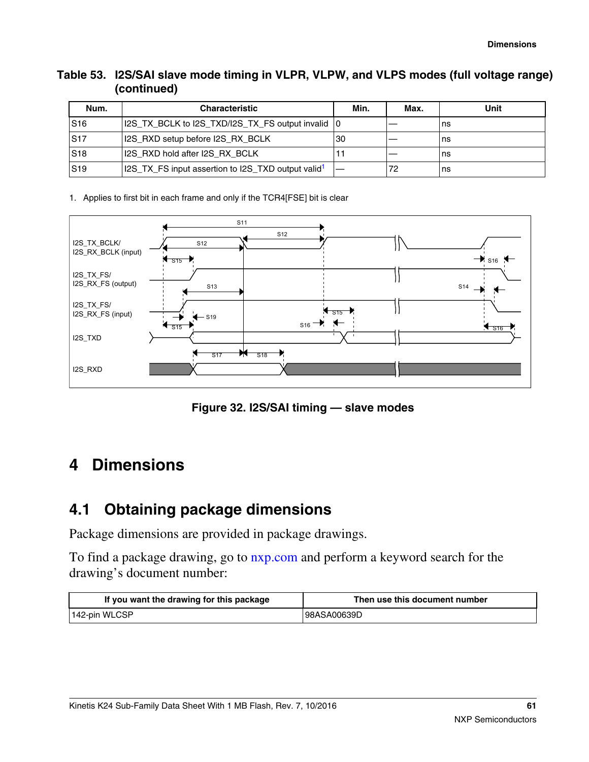**Table 53. I2S/SAI slave mode timing in VLPR, VLPW, and VLPS modes (full voltage range) (continued)**

| Num. | Characteristic | Min. | Max. | Unit |
|---|---|---|---|---|
| S16 | I2S_TX_BCLK to I2S_TXD/I2S_TX_FS output invalid | 0 | — | ns |
| S17 | I2S_RXD setup before I2S_RX_BCLK | 30 | — | ns |
| S18 | I2S_RXD hold after I2S_RX_BCLK | 11 | — | ns |
| S19 | I2S_TX_FS input assertion to I2S_TXD output valid[1] | — | 72 | ns |

1. Applies to first bit in each frame and only if the TCR4[FSE] bit is clear

Figure 32. I2S/SAI timing — slave modes

# 4 Dimensions

## 4.1 Obtaining package dimensions

Package dimensions are provided in package drawings.

To find a package drawing, go to nxp.com and perform a keyword search for the drawing's document number:

| If you want the drawing for this package | Then use this document number |
|---|---|
| 142-pin WLCSP | 98ASA00639D |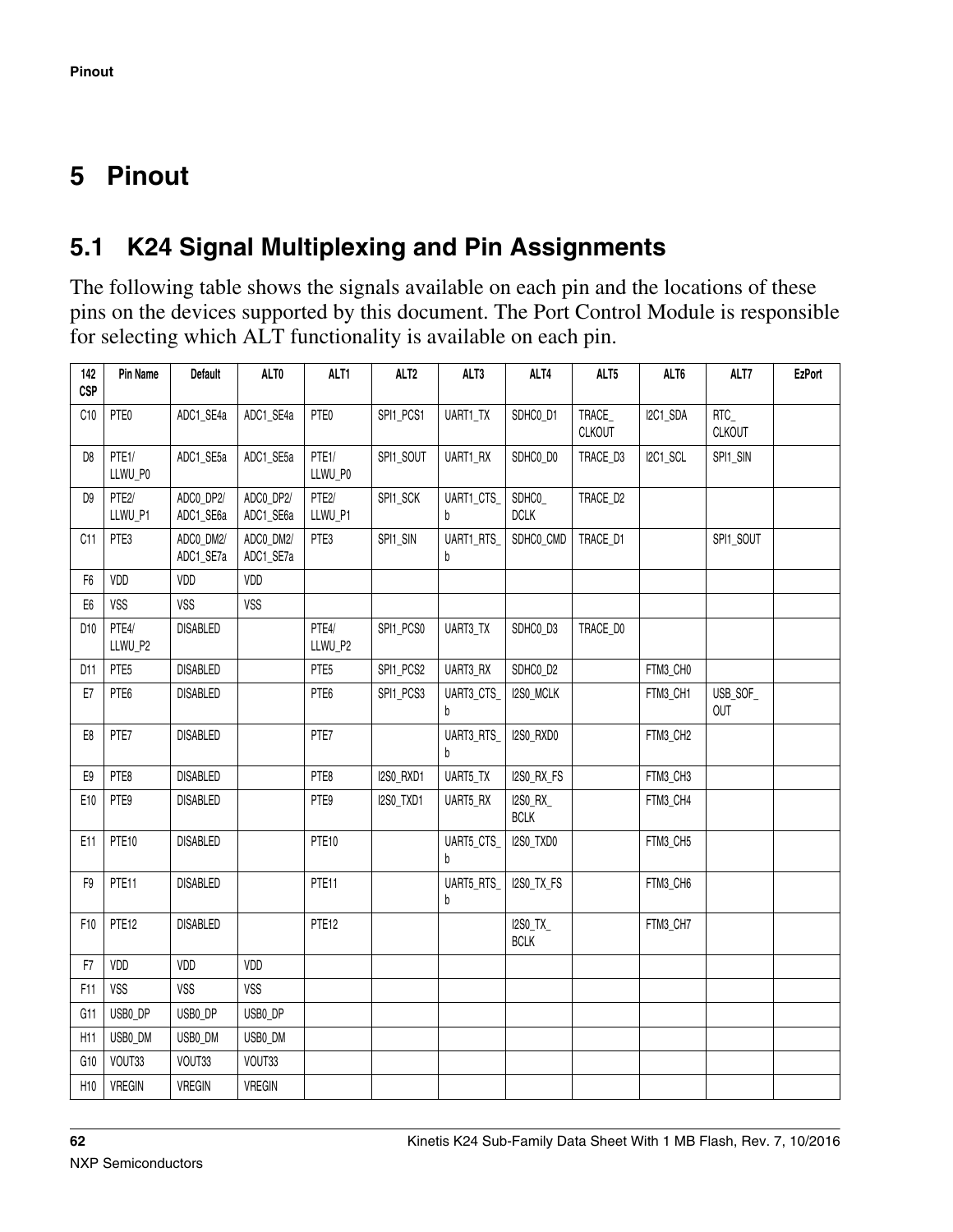## 5 Pinout

### 5.1 K24 Signal Multiplexing and Pin Assignments

The following table shows the signals available on each pin and the locations of these pins on the devices supported by this document. The Port Control Module is responsible for selecting which ALT functionality is available on each pin.

| 142 CSP | Pin Name | Default | ALT0 | ALT1 | ALT2 | ALT3 | ALT4 | ALT5 | ALT6 | ALT7 | EzPort |
|---|---|---|---|---|---|---|---|---|---|---|---|
| C10 | PTE0 | ADC1_SE4a | ADC1_SE4a | PTE0 | SPI1_PCS1 | UART1_TX | SDHC0_D1 | TRACE_ CLKOUT | I2C1_SDA | RTC_ CLKOUT | |
| D8 | PTE1/ LLWU_P0 | ADC1_SE5a | ADC1_SE5a | PTE1/ LLWU_P0 | SPI1_SOUT | UART1_RX | SDHC0_D0 | TRACE_D3 | I2C1_SCL | SPI1_SIN | |
| D9 | PTE2/ LLWU_P1 | ADC0_DP2/ ADC1_SE6a | ADC0_DP2/ ADC1_SE6a | PTE2/ LLWU_P1 | SPI1_SCK | UART1_CTS_ b | SDHC0_ DCLK | TRACE_D2 | | | |
| C11 | PTE3 | ADC0_DM2/ ADC1_SE7a | ADC0_DM2/ ADC1_SE7a | PTE3 | SPI1_SIN | UART1_RTS_ b | SDHC0_CMD | TRACE_D1 | | SPI1_SOUT | |
| F6 | VDD | VDD | VDD | | | | | | | | |
| E6 | VSS | VSS | VSS | | | | | | | | |
| D10 | PTE4/ LLWU_P2 | DISABLED | | PTE4/ LLWU_P2 | SPI1_PCS0 | UART3_TX | SDHC0_D3 | TRACE_D0 | | | |
| D11 | PTE5 | DISABLED | | PTE5 | SPI1_PCS2 | UART3_RX | SDHC0_D2 | | FTM3_CH0 | | |
| E7 | PTE6 | DISABLED | | PTE6 | SPI1_PCS3 | UART3_CTS_ b | I2S0_MCLK | | FTM3_CH1 | USB_SOF_ OUT | |
| E8 | PTE7 | DISABLED | | PTE7 | | UART3_RTS_ b | I2S0_RXD0 | | FTM3_CH2 | | |
| E9 | PTE8 | DISABLED | | PTE8 | I2S0_RXD1 | UART5_TX | I2S0_RX_FS | | FTM3_CH3 | | |
| E10 | PTE9 | DISABLED | | PTE9 | I2S0_TXD1 | UART5_RX | I2S0_RX_ BCLK | | FTM3_CH4 | | |
| E11 | PTE10 | DISABLED | | PTE10 | | UART5_CTS_ b | I2S0_TXD0 | | FTM3_CH5 | | |
| F9 | PTE11 | DISABLED | | PTE11 | | UART5_RTS_ b | I2S0_TX_FS | | FTM3_CH6 | | |
| F10 | PTE12 | DISABLED | | PTE12 | | | I2S0_TX_ BCLK | | FTM3_CH7 | | |
| F7 | VDD | VDD | VDD | | | | | | | | |
| F11 | VSS | VSS | VSS | | | | | | | | |
| G11 | USB0_DP | USB0_DP | USB0_DP | | | | | | | | |
| H11 | USB0_DM | USB0_DM | USB0_DM | | | | | | | | |
| G10 | VOUT33 | VOUT33 | VOUT33 | | | | | | | | |
| H10 | VREGIN | VREGIN | VREGIN | | | | | | | | |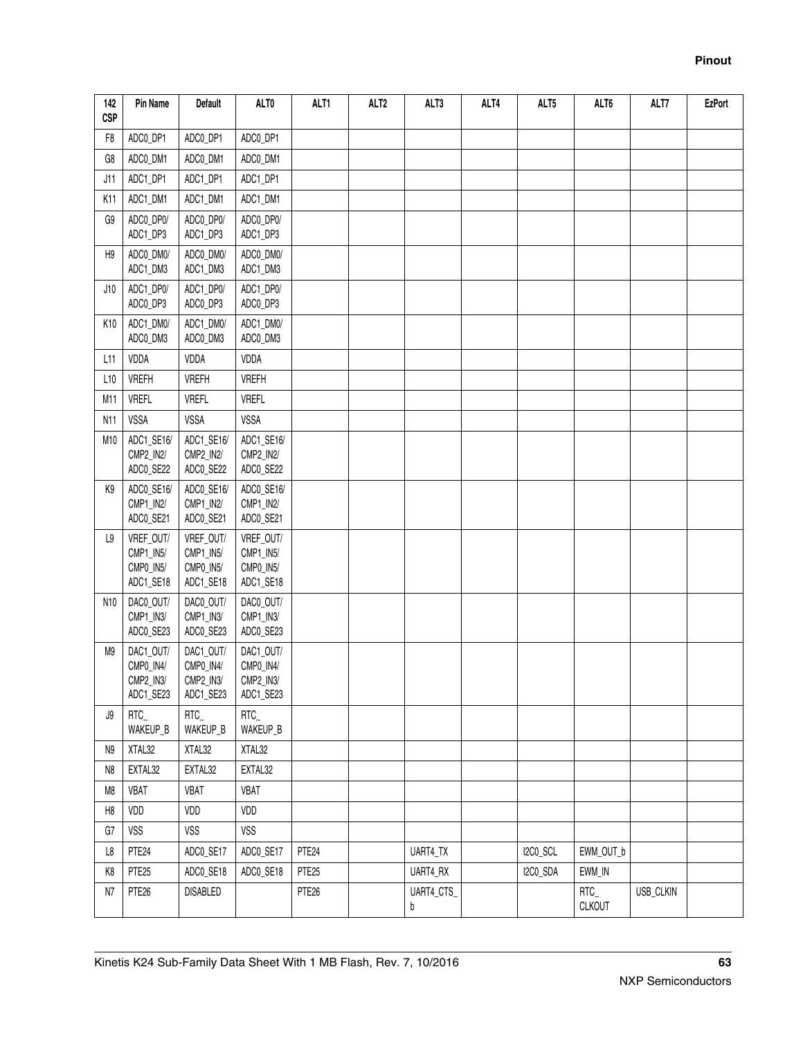| 142 CSP | Pin Name | Default | ALT0 | ALT1 | ALT2 | ALT3 | ALT4 | ALT5 | ALT6 | ALT7 | EzPort |
|---|---|---|---|---|---|---|---|---|---|---|---|
| F8 | ADC0_DP1 | ADC0_DP1 | ADC0_DP1 | | | | | | | | |
| G8 | ADC0_DM1 | ADC0_DM1 | ADC0_DM1 | | | | | | | | |
| J11 | ADC1_DP1 | ADC1_DP1 | ADC1_DP1 | | | | | | | | |
| K11 | ADC1_DM1 | ADC1_DM1 | ADC1_DM1 | | | | | | | | |
| G9 | ADC0_DP0/ ADC1_DP3 | ADC0_DP0/ ADC1_DP3 | ADC0_DP0/ ADC1_DP3 | | | | | | | | |
| H9 | ADC0_DM0/ ADC1_DM3 | ADC0_DM0/ ADC1_DM3 | ADC0_DM0/ ADC1_DM3 | | | | | | | | |
| J10 | ADC1_DP0/ ADC0_DP3 | ADC1_DP0/ ADC0_DP3 | ADC1_DP0/ ADC0_DP3 | | | | | | | | |
| K10 | ADC1_DM0/ ADC0_DM3 | ADC1_DM0/ ADC0_DM3 | ADC1_DM0/ ADC0_DM3 | | | | | | | | |
| L11 | VDDA | VDDA | VDDA | | | | | | | | |
| L10 | VREFH | VREFH | VREFH | | | | | | | | |
| M11 | VREFL | VREFL | VREFL | | | | | | | | |
| N11 | VSSA | VSSA | VSSA | | | | | | | | |
| M10 | ADC1_SE16/ CMP2_IN2/ ADC0_SE22 | ADC1_SE16/ CMP2_IN2/ ADC0_SE22 | ADC1_SE16/ CMP2_IN2/ ADC0_SE22 | | | | | | | | |
| K9 | ADC0_SE16/ CMP1_IN2/ ADC0_SE21 | ADC0_SE16/ CMP1_IN2/ ADC0_SE21 | ADC0_SE16/ CMP1_IN2/ ADC0_SE21 | | | | | | | | |
| L9 | VREF_OUT/ CMP1_IN5/ CMP0_IN5/ ADC1_SE18 | VREF_OUT/ CMP1_IN5/ CMP0_IN5/ ADC1_SE18 | VREF_OUT/ CMP1_IN5/ CMP0_IN5/ ADC1_SE18 | | | | | | | | |
| N10 | DAC0_OUT/ CMP1_IN3/ ADC0_SE23 | DAC0_OUT/ CMP1_IN3/ ADC0_SE23 | DAC0_OUT/ CMP1_IN3/ ADC0_SE23 | | | | | | | | |
| M9 | DAC1_OUT/ CMP0_IN4/ CMP2_IN3/ ADC1_SE23 | DAC1_OUT/ CMP0_IN4/ CMP2_IN3/ ADC1_SE23 | DAC1_OUT/ CMP0_IN4/ CMP2_IN3/ ADC1_SE23 | | | | | | | | |
| J9 | RTC_ WAKEUP_B | RTC_ WAKEUP_B | RTC_ WAKEUP_B | | | | | | | | |
| N9 | XTAL32 | XTAL32 | XTAL32 | | | | | | | | |
| N8 | EXTAL32 | EXTAL32 | EXTAL32 | | | | | | | | |
| M8 | VBAT | VBAT | VBAT | | | | | | | | |
| H8 | VDD | VDD | VDD | | | | | | | | |
| G7 | VSS | VSS | VSS | | | | | | | | |
| L8 | PTE24 | ADC0_SE17 | ADC0_SE17 | PTE24 | | UART4_TX | | I2C0_SCL | EWM_OUT_b | | |
| K8 | PTE25 | ADC0_SE18 | ADC0_SE18 | PTE25 | | UART4_RX | | I2C0_SDA | EWM_IN | | |
| N7 | PTE26 | DISABLED | | PTE26 | | UART4_CTS_ b | | | RTC_ CLKOUT | USB_CLKIN | |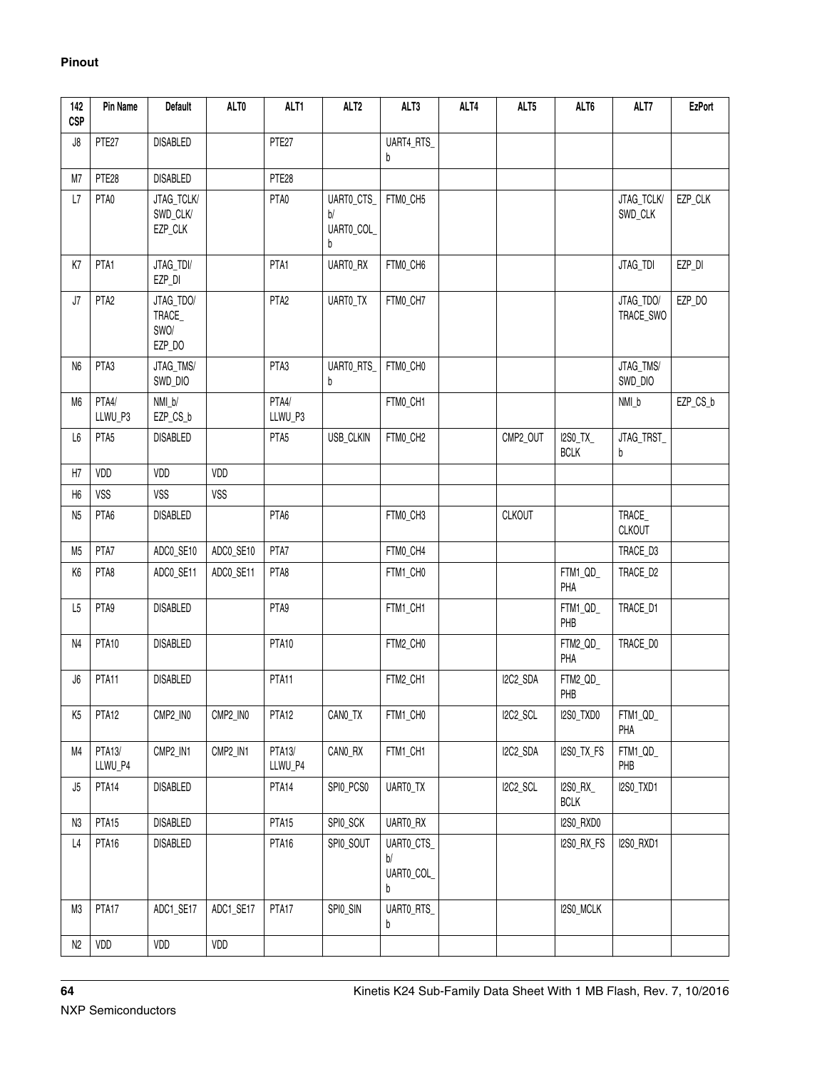**Pinout**

| 142 CSP | Pin Name | Default | ALT0 | ALT1 | ALT2 | ALT3 | ALT4 | ALT5 | ALT6 | ALT7 | EzPort |
|---|---|---|---|---|---|---|---|---|---|---|---|
| J8 | PTE27 | DISABLED | | PTE27 | | UART4_RTS_b | | | | | |
| M7 | PTE28 | DISABLED | | PTE28 | | | | | | | |
| L7 | PTA0 | JTAG_TCLK/SWD_CLK/EZP_CLK | | PTA0 | UART0_CTS_b/UART0_COL_b | FTM0_CH5 | | | | JTAG_TCLK/SWD_CLK | EZP_CLK |
| K7 | PTA1 | JTAG_TDI/EZP_DI | | PTA1 | UART0_RX | FTM0_CH6 | | | | JTAG_TDI | EZP_DI |
| J7 | PTA2 | JTAG_TDO/TRACE_SWO/EZP_DO | | PTA2 | UART0_TX | FTM0_CH7 | | | | JTAG_TDO/TRACE_SWO | EZP_DO |
| N6 | PTA3 | JTAG_TMS/SWD_DIO | | PTA3 | UART0_RTS_b | FTM0_CH0 | | | | JTAG_TMS/SWD_DIO | |
| M6 | PTA4/LLWU_P3 | NMI_b/EZP_CS_b | | PTA4/LLWU_P3 | | FTM0_CH1 | | | | NMI_b | EZP_CS_b |
| L6 | PTA5 | DISABLED | | PTA5 | USB_CLKIN | FTM0_CH2 | | CMP2_OUT | I2S0_TX_BCLK | JTAG_TRST_b | |
| H7 | VDD | VDD | VDD | | | | | | | | |
| H6 | VSS | VSS | VSS | | | | | | | | |
| N5 | PTA6 | DISABLED | | PTA6 | | FTM0_CH3 | | CLKOUT | | TRACE_CLKOUT | |
| M5 | PTA7 | ADC0_SE10 | ADC0_SE10 | PTA7 | | FTM0_CH4 | | | | TRACE_D3 | |
| K6 | PTA8 | ADC0_SE11 | ADC0_SE11 | PTA8 | | FTM1_CH0 | | | FTM1_QD_PHA | TRACE_D2 | |
| L5 | PTA9 | DISABLED | | PTA9 | | FTM1_CH1 | | | FTM1_QD_PHB | TRACE_D1 | |
| N4 | PTA10 | DISABLED | | PTA10 | | FTM2_CH0 | | | FTM2_QD_PHA | TRACE_D0 | |
| J6 | PTA11 | DISABLED | | PTA11 | | FTM2_CH1 | | I2C2_SDA | FTM2_QD_PHB | | |
| K5 | PTA12 | CMP2_IN0 | CMP2_IN0 | PTA12 | CAN0_TX | FTM1_CH0 | | I2C2_SCL | I2S0_TXD0 | FTM1_QD_PHA | |
| M4 | PTA13/LLWU_P4 | CMP2_IN1 | CMP2_IN1 | PTA13/LLWU_P4 | CAN0_RX | FTM1_CH1 | | I2C2_SDA | I2S0_TX_FS | FTM1_QD_PHB | |
| J5 | PTA14 | DISABLED | | PTA14 | SPI0_PCS0 | UART0_TX | | I2C2_SCL | I2S0_RX_BCLK | I2S0_TXD1 | |
| N3 | PTA15 | DISABLED | | PTA15 | SPI0_SCK | UART0_RX | | | I2S0_RXD0 | | |
| L4 | PTA16 | DISABLED | | PTA16 | SPI0_SOUT | UART0_CTS_b/UART0_COL_b | | | I2S0_RX_FS | I2S0_RXD1 | |
| M3 | PTA17 | ADC1_SE17 | ADC1_SE17 | PTA17 | SPI0_SIN | UART0_RTS_b | | | I2S0_MCLK | | |
| N2 | VDD | VDD | VDD | | | | | | | | |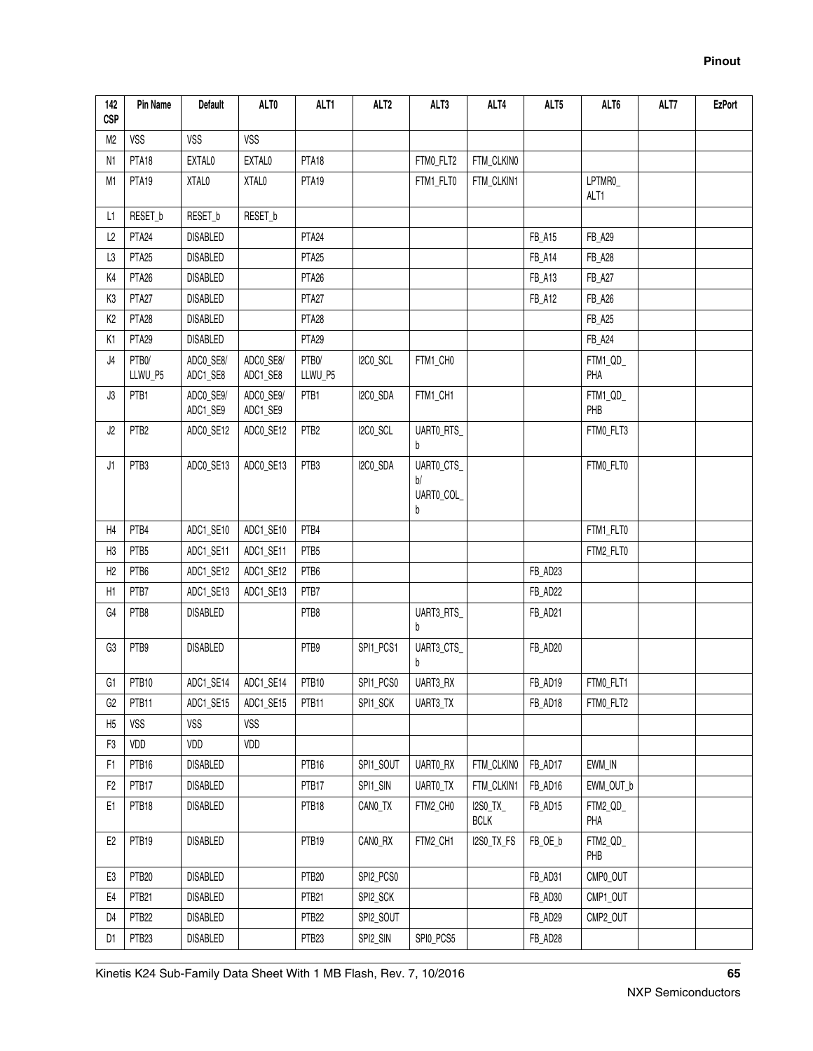| 142 CSP | Pin Name | Default | ALT0 | ALT1 | ALT2 | ALT3 | ALT4 | ALT5 | ALT6 | ALT7 | EzPort |
|---|---|---|---|---|---|---|---|---|---|---|---|
| M2 | VSS | VSS | VSS | | | | | | | | |
| N1 | PTA18 | EXTAL0 | EXTAL0 | PTA18 | | FTM0_FLT2 | FTM_CLKIN0 | | | | |
| M1 | PTA19 | XTAL0 | XTAL0 | PTA19 | | FTM1_FLT0 | FTM_CLKIN1 | | LPTMR0_ ALT1 | | |
| L1 | RESET_b | RESET_b | RESET_b | | | | | | | | |
| L2 | PTA24 | DISABLED | | PTA24 | | | | FB_A15 | FB_A29 | | |
| L3 | PTA25 | DISABLED | | PTA25 | | | | FB_A14 | FB_A28 | | |
| K4 | PTA26 | DISABLED | | PTA26 | | | | FB_A13 | FB_A27 | | |
| K3 | PTA27 | DISABLED | | PTA27 | | | | FB_A12 | FB_A26 | | |
| K2 | PTA28 | DISABLED | | PTA28 | | | | | FB_A25 | | |
| K1 | PTA29 | DISABLED | | PTA29 | | | | | FB_A24 | | |
| J4 | PTB0/ LLWU_P5 | ADC0_SE8/ ADC1_SE8 | ADC0_SE8/ ADC1_SE8 | PTB0/ LLWU_P5 | I2C0_SCL | FTM1_CH0 | | | FTM1_QD_ PHA | | |
| J3 | PTB1 | ADC0_SE9/ ADC1_SE9 | ADC0_SE9/ ADC1_SE9 | PTB1 | I2C0_SDA | FTM1_CH1 | | | FTM1_QD_ PHB | | |
| J2 | PTB2 | ADC0_SE12 | ADC0_SE12 | PTB2 | I2C0_SCL | UART0_RTS_ b | | | FTM0_FLT3 | | |
| J1 | PTB3 | ADC0_SE13 | ADC0_SE13 | PTB3 | I2C0_SDA | UART0_CTS_ b/ UART0_COL_ b | | | FTM0_FLT0 | | |
| H4 | PTB4 | ADC1_SE10 | ADC1_SE10 | PTB4 | | | | | FTM1_FLT0 | | |
| H3 | PTB5 | ADC1_SE11 | ADC1_SE11 | PTB5 | | | | | FTM2_FLT0 | | |
| H2 | PTB6 | ADC1_SE12 | ADC1_SE12 | PTB6 | | | | FB_AD23 | | | |
| H1 | PTB7 | ADC1_SE13 | ADC1_SE13 | PTB7 | | | | FB_AD22 | | | |
| G4 | PTB8 | DISABLED | | PTB8 | | UART3_RTS_ b | | FB_AD21 | | | |
| G3 | PTB9 | DISABLED | | PTB9 | SPI1_PCS1 | UART3_CTS_ b | | FB_AD20 | | | |
| G1 | PTB10 | ADC1_SE14 | ADC1_SE14 | PTB10 | SPI1_PCS0 | UART3_RX | | FB_AD19 | FTM0_FLT1 | | |
| G2 | PTB11 | ADC1_SE15 | ADC1_SE15 | PTB11 | SPI1_SCK | UART3_TX | | FB_AD18 | FTM0_FLT2 | | |
| H5 | VSS | VSS | VSS | | | | | | | | |
| F3 | VDD | VDD | VDD | | | | | | | | |
| F1 | PTB16 | DISABLED | | PTB16 | SPI1_SOUT | UART0_RX | FTM_CLKIN0 | FB_AD17 | EWM_IN | | |
| F2 | PTB17 | DISABLED | | PTB17 | SPI1_SIN | UART0_TX | FTM_CLKIN1 | FB_AD16 | EWM_OUT_b | | |
| E1 | PTB18 | DISABLED | | PTB18 | CAN0_TX | FTM2_CH0 | I2S0_TX_ BCLK | FB_AD15 | FTM2_QD_ PHA | | |
| E2 | PTB19 | DISABLED | | PTB19 | CAN0_RX | FTM2_CH1 | I2S0_TX_FS | FB_OE_b | FTM2_QD_ PHB | | |
| E3 | PTB20 | DISABLED | | PTB20 | SPI2_PCS0 | | | FB_AD31 | CMP0_OUT | | |
| E4 | PTB21 | DISABLED | | PTB21 | SPI2_SCK | | | FB_AD30 | CMP1_OUT | | |
| D4 | PTB22 | DISABLED | | PTB22 | SPI2_SOUT | | | FB_AD29 | CMP2_OUT | | |
| D1 | PTB23 | DISABLED | | PTB23 | SPI2_SIN | SPI0_PCS5 | | FB_AD28 | | | |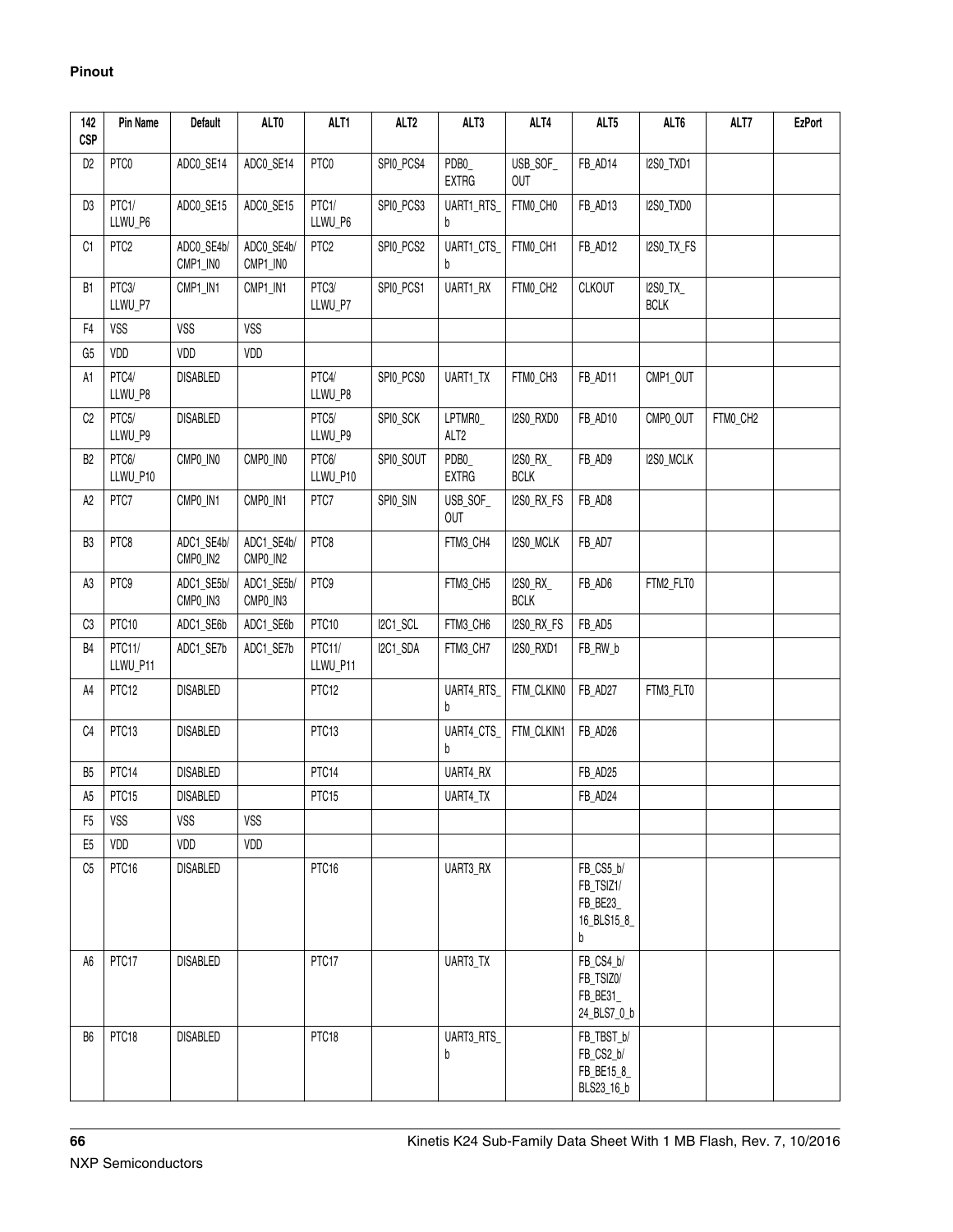| 142 CSP | Pin Name | Default | ALT0 | ALT1 | ALT2 | ALT3 | ALT4 | ALT5 | ALT6 | ALT7 | EzPort |
|---|---|---|---|---|---|---|---|---|---|---|---|
| D2 | PTC0 | ADC0_SE14 | ADC0_SE14 | PTC0 | SPI0_PCS4 | PDB0_EXTRG | USB_SOF_OUT | FB_AD14 | I2S0_TXD1 | | |
| D3 | PTC1/LLWU_P6 | ADC0_SE15 | ADC0_SE15 | PTC1/LLWU_P6 | SPI0_PCS3 | UART1_RTS_b | FTM0_CH0 | FB_AD13 | I2S0_TXD0 | | |
| C1 | PTC2 | ADC0_SE4b/CMP1_IN0 | ADC0_SE4b/CMP1_IN0 | PTC2 | SPI0_PCS2 | UART1_CTS_b | FTM0_CH1 | FB_AD12 | I2S0_TX_FS | | |
| B1 | PTC3/LLWU_P7 | CMP1_IN1 | CMP1_IN1 | PTC3/LLWU_P7 | SPI0_PCS1 | UART1_RX | FTM0_CH2 | CLKOUT | I2S0_TX_BCLK | | |
| F4 | VSS | VSS | VSS | | | | | | | | |
| G5 | VDD | VDD | VDD | | | | | | | | |
| A1 | PTC4/LLWU_P8 | DISABLED | | PTC4/LLWU_P8 | SPI0_PCS0 | UART1_TX | FTM0_CH3 | FB_AD11 | CMP1_OUT | | |
| C2 | PTC5/LLWU_P9 | DISABLED | | PTC5/LLWU_P9 | SPI0_SCK | LPTMR0_ALT2 | I2S0_RXD0 | FB_AD10 | CMP0_OUT | FTM0_CH2 | |
| B2 | PTC6/LLWU_P10 | CMP0_IN0 | CMP0_IN0 | PTC6/LLWU_P10 | SPI0_SOUT | PDB0_EXTRG | I2S0_RX_BCLK | FB_AD9 | I2S0_MCLK | | |
| A2 | PTC7 | CMP0_IN1 | CMP0_IN1 | PTC7 | SPI0_SIN | USB_SOF_OUT | I2S0_RX_FS | FB_AD8 | | | |
| B3 | PTC8 | ADC1_SE4b/CMP0_IN2 | ADC1_SE4b/CMP0_IN2 | PTC8 | | FTM3_CH4 | I2S0_MCLK | FB_AD7 | | | |
| A3 | PTC9 | ADC1_SE5b/CMP0_IN3 | ADC1_SE5b/CMP0_IN3 | PTC9 | | FTM3_CH5 | I2S0_RX_BCLK | FB_AD6 | FTM2_FLT0 | | |
| C3 | PTC10 | ADC1_SE6b | ADC1_SE6b | PTC10 | I2C1_SCL | FTM3_CH6 | I2S0_RX_FS | FB_AD5 | | | |
| B4 | PTC11/LLWU_P11 | ADC1_SE7b | ADC1_SE7b | PTC11/LLWU_P11 | I2C1_SDA | FTM3_CH7 | I2S0_RXD1 | FB_RW_b | | | |
| A4 | PTC12 | DISABLED | | PTC12 | | UART4_RTS_b | FTM_CLKIN0 | FB_AD27 | FTM3_FLT0 | | |
| C4 | PTC13 | DISABLED | | PTC13 | | UART4_CTS_b | FTM_CLKIN1 | FB_AD26 | | | |
| B5 | PTC14 | DISABLED | | PTC14 | | UART4_RX | | FB_AD25 | | | |
| A5 | PTC15 | DISABLED | | PTC15 | | UART4_TX | | FB_AD24 | | | |
| F5 | VSS | VSS | VSS | | | | | | | | |
| E5 | VDD | VDD | VDD | | | | | | | | |
| C5 | PTC16 | DISABLED | | PTC16 | | UART3_RX | | FB_CS5_b/FB_TSIZ1/FB_BE23_16_BLS15_8_b | | | |
| A6 | PTC17 | DISABLED | | PTC17 | | UART3_TX | | FB_CS4_b/FB_TSIZ0/FB_BE31_24_BLS7_0_b | | | |
| B6 | PTC18 | DISABLED | | PTC18 | | UART3_RTS_b | | FB_TBST_b/FB_CS2_b/FB_BE15_8_BLS23_16_b | | | |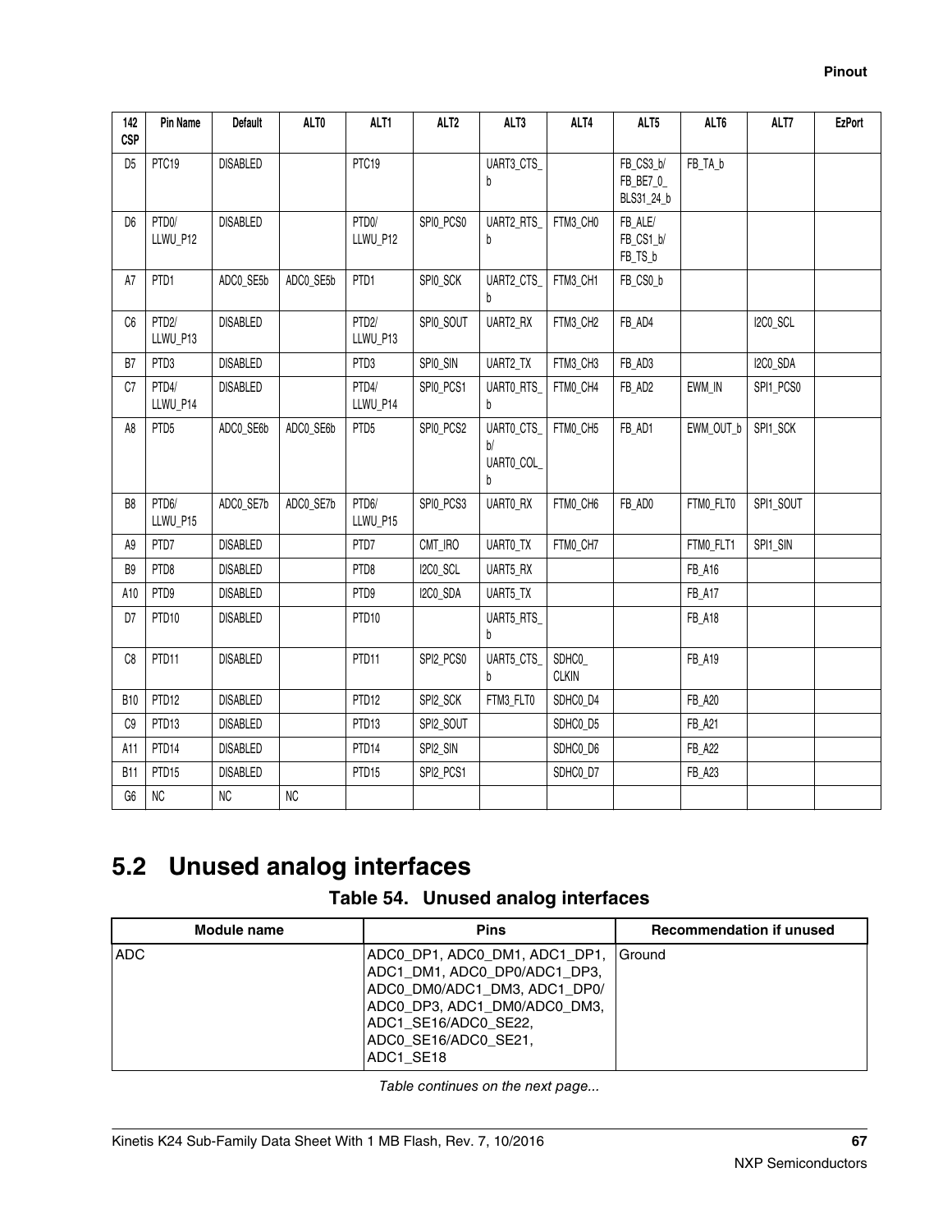| 142 CSP | Pin Name | Default | ALT0 | ALT1 | ALT2 | ALT3 | ALT4 | ALT5 | ALT6 | ALT7 | EzPort |
|---|---|---|---|---|---|---|---|---|---|---|---|
| D5 | PTC19 | DISABLED | | PTC19 | | UART3_CTS_b | | FB_CS3_b/ FB_BE7_0_ BLS31_24_b | FB_TA_b | | |
| D6 | PTD0/ LLWU_P12 | DISABLED | | PTD0/ LLWU_P12 | SPI0_PCS0 | UART2_RTS_b | FTM3_CH0 | FB_ALE/ FB_CS1_b/ FB_TS_b | | | |
| A7 | PTD1 | ADC0_SE5b | ADC0_SE5b | PTD1 | SPI0_SCK | UART2_CTS_b | FTM3_CH1 | FB_CS0_b | | | |
| C6 | PTD2/ LLWU_P13 | DISABLED | | PTD2/ LLWU_P13 | SPI0_SOUT | UART2_RX | FTM3_CH2 | FB_AD4 | | I2C0_SCL | |
| B7 | PTD3 | DISABLED | | PTD3 | SPI0_SIN | UART2_TX | FTM3_CH3 | FB_AD3 | | I2C0_SDA | |
| C7 | PTD4/ LLWU_P14 | DISABLED | | PTD4/ LLWU_P14 | SPI0_PCS1 | UART0_RTS_b | FTM0_CH4 | FB_AD2 | EWM_IN | SPI1_PCS0 | |
| A8 | PTD5 | ADC0_SE6b | ADC0_SE6b | PTD5 | SPI0_PCS2 | UART0_CTS_b/ UART0_COL_b | FTM0_CH5 | FB_AD1 | EWM_OUT_b | SPI1_SCK | |
| B8 | PTD6/ LLWU_P15 | ADC0_SE7b | ADC0_SE7b | PTD6/ LLWU_P15 | SPI0_PCS3 | UART0_RX | FTM0_CH6 | FB_AD0 | FTM0_FLT0 | SPI1_SOUT | |
| A9 | PTD7 | DISABLED | | PTD7 | CMT_IRO | UART0_TX | FTM0_CH7 | | FTM0_FLT1 | SPI1_SIN | |
| B9 | PTD8 | DISABLED | | PTD8 | I2C0_SCL | UART5_RX | | | FB_A16 | | |
| A10 | PTD9 | DISABLED | | PTD9 | I2C0_SDA | UART5_TX | | | FB_A17 | | |
| D7 | PTD10 | DISABLED | | PTD10 | | UART5_RTS_b | | | FB_A18 | | |
| C8 | PTD11 | DISABLED | | PTD11 | SPI2_PCS0 | UART5_CTS_b | SDHC0_ CLKIN | | FB_A19 | | |
| B10 | PTD12 | DISABLED | | PTD12 | SPI2_SCK | FTM3_FLT0 | SDHC0_D4 | | FB_A20 | | |
| C9 | PTD13 | DISABLED | | PTD13 | SPI2_SOUT | | SDHC0_D5 | | FB_A21 | | |
| A11 | PTD14 | DISABLED | | PTD14 | SPI2_SIN | | SDHC0_D6 | | FB_A22 | | |
| B11 | PTD15 | DISABLED | | PTD15 | SPI2_PCS1 | | SDHC0_D7 | | FB_A23 | | |
| G6 | NC | NC | NC | | | | | | | | |

## 5.2 Unused analog interfaces

**Table 54. Unused analog interfaces**

| Module name | Pins | Recommendation if unused |
|---|---|---|
| ADC | ADC0_DP1, ADC0_DM1, ADC1_DP1, ADC1_DM1, ADC0_DP0/ADC1_DP3, ADC0_DM0/ADC1_DM3, ADC1_DP0/ ADC0_DP3, ADC1_DM0/ADC0_DM3, ADC1_SE16/ADC0_SE22, ADC0_SE16/ADC0_SE21, ADC1_SE18 | Ground |

*Table continues on the next page...*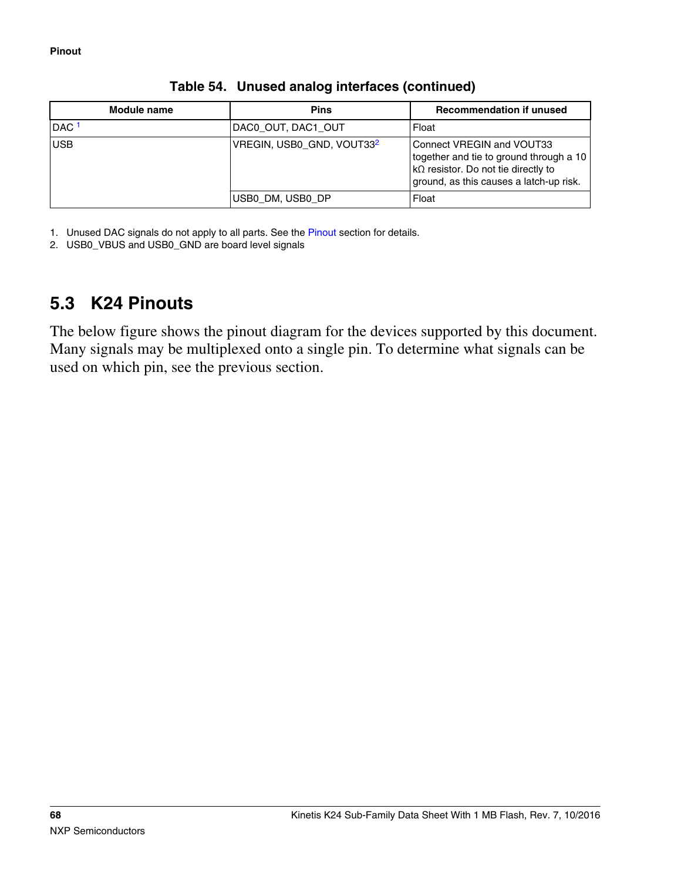**Table 54. Unused analog interfaces (continued)**

| Module name | Pins | Recommendation if unused |
|---|---|---|
| DAC [1] | DAC0_OUT, DAC1_OUT | Float |
| USB | VREGIN, USB0_GND, VOUT33[2] | Connect VREGIN and VOUT33 together and tie to ground through a 10 kΩ resistor. Do not tie directly to ground, as this causes a latch-up risk. |
| | USB0_DM, USB0_DP | Float |

1. Unused DAC signals do not apply to all parts. See the Pinout section for details.
2. USB0_VBUS and USB0_GND are board level signals

## 5.3 K24 Pinouts

The below figure shows the pinout diagram for the devices supported by this document. Many signals may be multiplexed onto a single pin. To determine what signals can be used on which pin, see the previous section.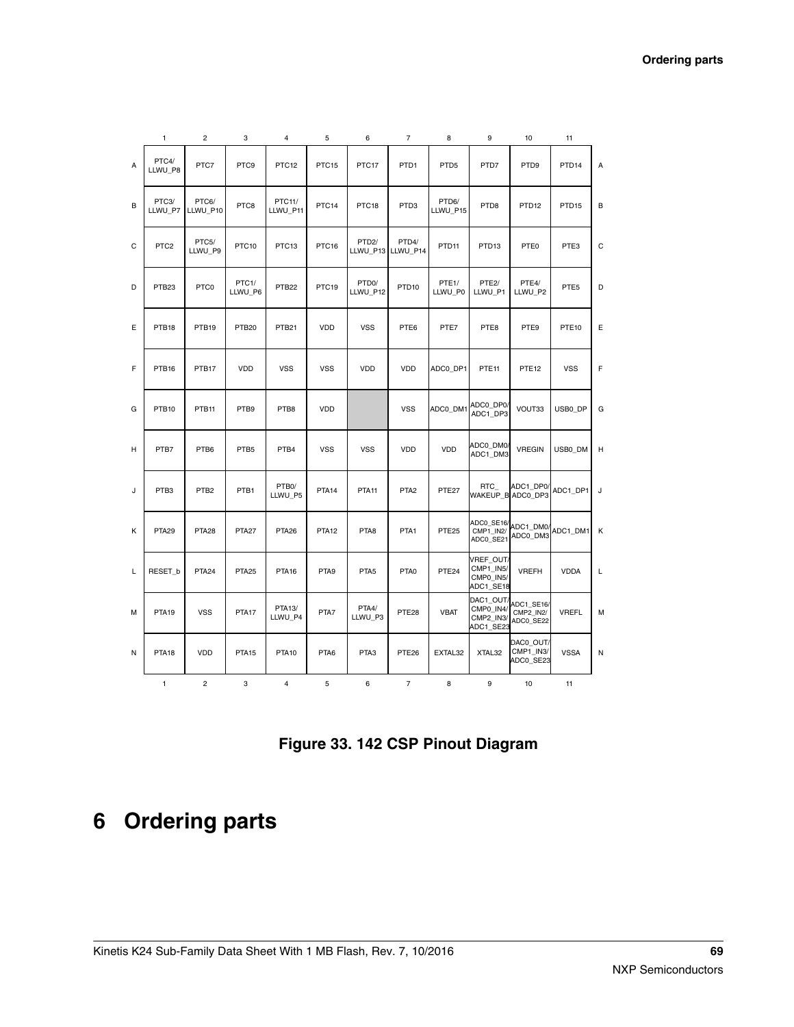|   | 1 | 2 | 3 | 4 | 5 | 6 | 7 | 8 | 9 | 10 | 11 |   |
|---|---|---|---|---|---|---|---|---|---|---|---|---|
| A | PTC4/ LLWU_P8 | PTC7 | PTC9 | PTC12 | PTC15 | PTC17 | PTD1 | PTD5 | PTD7 | PTD9 | PTD14 | A |
| B | PTC3/ LLWU_P7 | PTC6/ LLWU_P10 | PTC8 | PTC11/ LLWU_P11 | PTC14 | PTC18 | PTD3 | PTD6/ LLWU_P15 | PTD8 | PTD12 | PTD15 | B |
| C | PTC2 | PTC5/ LLWU_P9 | PTC10 | PTC13 | PTC16 | PTD2/ LLWU_P13 | PTD4/ LLWU_P14 | PTD11 | PTD13 | PTE0 | PTE3 | C |
| D | PTB23 | PTC0 | PTC1/ LLWU_P6 | PTB22 | PTC19 | PTD0/ LLWU_P12 | PTD10 | PTE1/ LLWU_P0 | PTE2/ LLWU_P1 | PTE4/ LLWU_P2 | PTE5 | D |
| E | PTB18 | PTB19 | PTB20 | PTB21 | VDD | VSS | PTE6 | PTE7 | PTE8 | PTE9 | PTE10 | E |
| F | PTB16 | PTB17 | VDD | VSS | VSS | VDD | VDD | ADC0_DP1 | PTE11 | PTE12 | VSS | F |
| G | PTB10 | PTB11 | PTB9 | PTB8 | VDD |   | VSS | ADC0_DM1 | ADC0_DP0/ ADC1_DP3 | VOUT33 | USB0_DP | G |
| H | PTB7 | PTB6 | PTB5 | PTB4 | VSS | VSS | VDD | VDD | ADC0_DM0/ ADC1_DM3 | VREGIN | USB0_DM | H |
| J | PTB3 | PTB2 | PTB1 | PTB0/ LLWU_P5 | PTA14 | PTA11 | PTA2 | PTE27 | RTC_ WAKEUP_B | ADC1_DP0/ ADC0_DP3 | ADC1_DP1 | J |
| K | PTA29 | PTA28 | PTA27 | PTA26 | PTA12 | PTA8 | PTA1 | PTE25 | ADC0_SE16/ CMP1_IN2/ ADC0_SE21 | ADC1_DM0/ ADC0_DM3 | ADC1_DM1 | K |
| L | RESET_b | PTA24 | PTA25 | PTA16 | PTA9 | PTA5 | PTA0 | PTE24 | VREF_OUT/ CMP1_IN5/ CMP0_IN5/ ADC1_SE18 | VREFH | VDDA | L |
| M | PTA19 | VSS | PTA17 | PTA13/ LLWU_P4 | PTA7 | PTA4/ LLWU_P3 | PTE28 | VBAT | DAC1_OUT/ CMP0_IN4/ CMP2_IN3/ ADC1_SE23 | ADC1_SE16/ CMP2_IN2/ ADC0_SE22 | VREFL | M |
| N | PTA18 | VDD | PTA15 | PTA10 | PTA6 | PTA3 | PTE26 | EXTAL32 | XTAL32 | DAC0_OUT/ CMP1_IN3/ ADC0_SE23 | VSSA | N |
|   | 1 | 2 | 3 | 4 | 5 | 6 | 7 | 8 | 9 | 10 | 11 |   |

**Figure 33. 142 CSP Pinout Diagram**

# 6 Ordering parts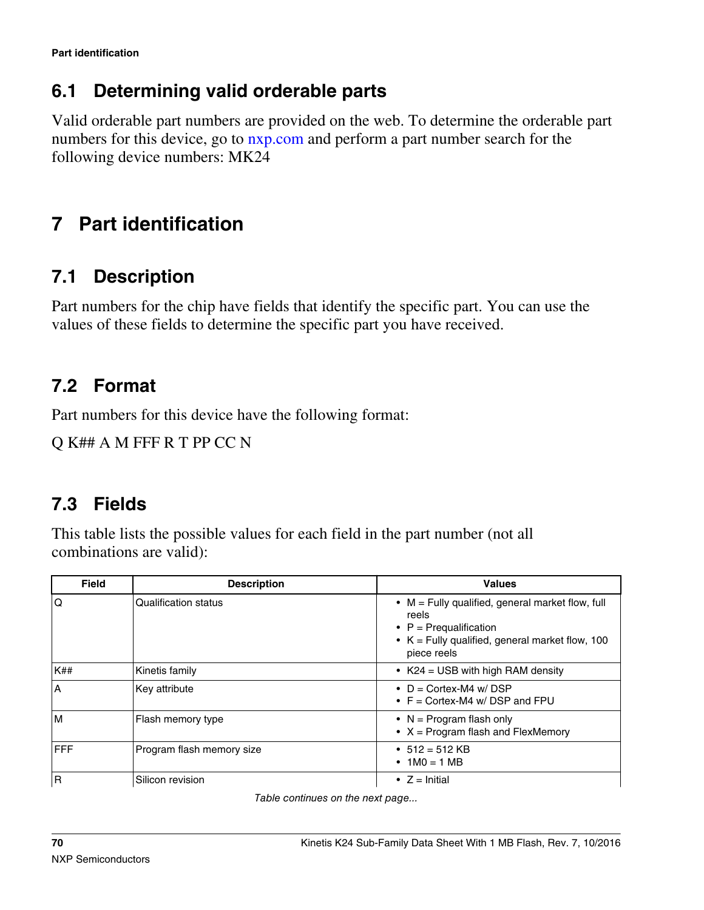## 6.1 Determining valid orderable parts

Valid orderable part numbers are provided on the web. To determine the orderable part numbers for this device, go to nxp.com and perform a part number search for the following device numbers: MK24

# 7 Part identification

## 7.1 Description

Part numbers for the chip have fields that identify the specific part. You can use the values of these fields to determine the specific part you have received.

## 7.2 Format

Part numbers for this device have the following format:

Q K## A M FFF R T PP CC N

## 7.3 Fields

This table lists the possible values for each field in the part number (not all combinations are valid):

| Field | Description | Values |
|---|---|---|
| Q | Qualification status | • M = Fully qualified, general market flow, full reels<br>• P = Prequalification<br>• K = Fully qualified, general market flow, 100 piece reels |
| K## | Kinetis family | • K24 = USB with high RAM density |
| A | Key attribute | • D = Cortex-M4 w/ DSP<br>• F = Cortex-M4 w/ DSP and FPU |
| M | Flash memory type | • N = Program flash only<br>• X = Program flash and FlexMemory |
| FFF | Program flash memory size | • 512 = 512 KB<br>• 1M0 = 1 MB |
| R | Silicon revision | • Z = Initial |

*Table continues on the next page...*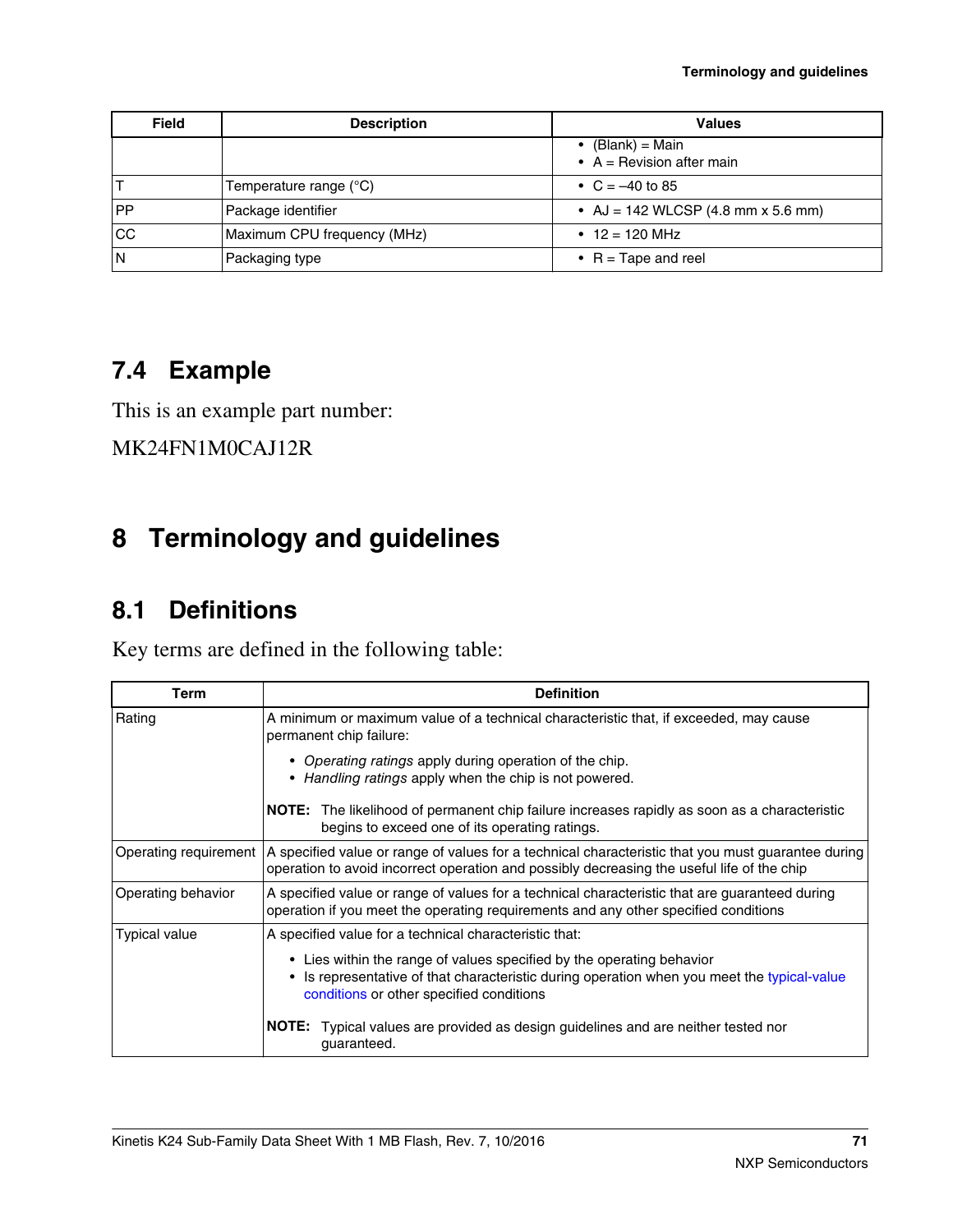| Field | Description | Values |
|---|---|---|
| | | • (Blank) = Main<br>• A = Revision after main |
| T | Temperature range (°C) | • C = –40 to 85 |
| PP | Package identifier | • AJ = 142 WLCSP (4.8 mm x 5.6 mm) |
| CC | Maximum CPU frequency (MHz) | • 12 = 120 MHz |
| N | Packaging type | • R = Tape and reel |

## 7.4 Example

This is an example part number:

MK24FN1M0CAJ12R

# 8 Terminology and guidelines

## 8.1 Definitions

Key terms are defined in the following table:

| Term | Definition |
|---|---|
| Rating | A minimum or maximum value of a technical characteristic that, if exceeded, may cause permanent chip failure:<br>• *Operating ratings* apply during operation of the chip.<br>• *Handling ratings* apply when the chip is not powered.<br>**NOTE:** The likelihood of permanent chip failure increases rapidly as soon as a characteristic begins to exceed one of its operating ratings. |
| Operating requirement | A specified value or range of values for a technical characteristic that you must guarantee during operation to avoid incorrect operation and possibly decreasing the useful life of the chip |
| Operating behavior | A specified value or range of values for a technical characteristic that are guaranteed during operation if you meet the operating requirements and any other specified conditions |
| Typical value | A specified value for a technical characteristic that:<br>• Lies within the range of values specified by the operating behavior<br>• Is representative of that characteristic during operation when you meet the typical-value conditions or other specified conditions<br>**NOTE:** Typical values are provided as design guidelines and are neither tested nor guaranteed. |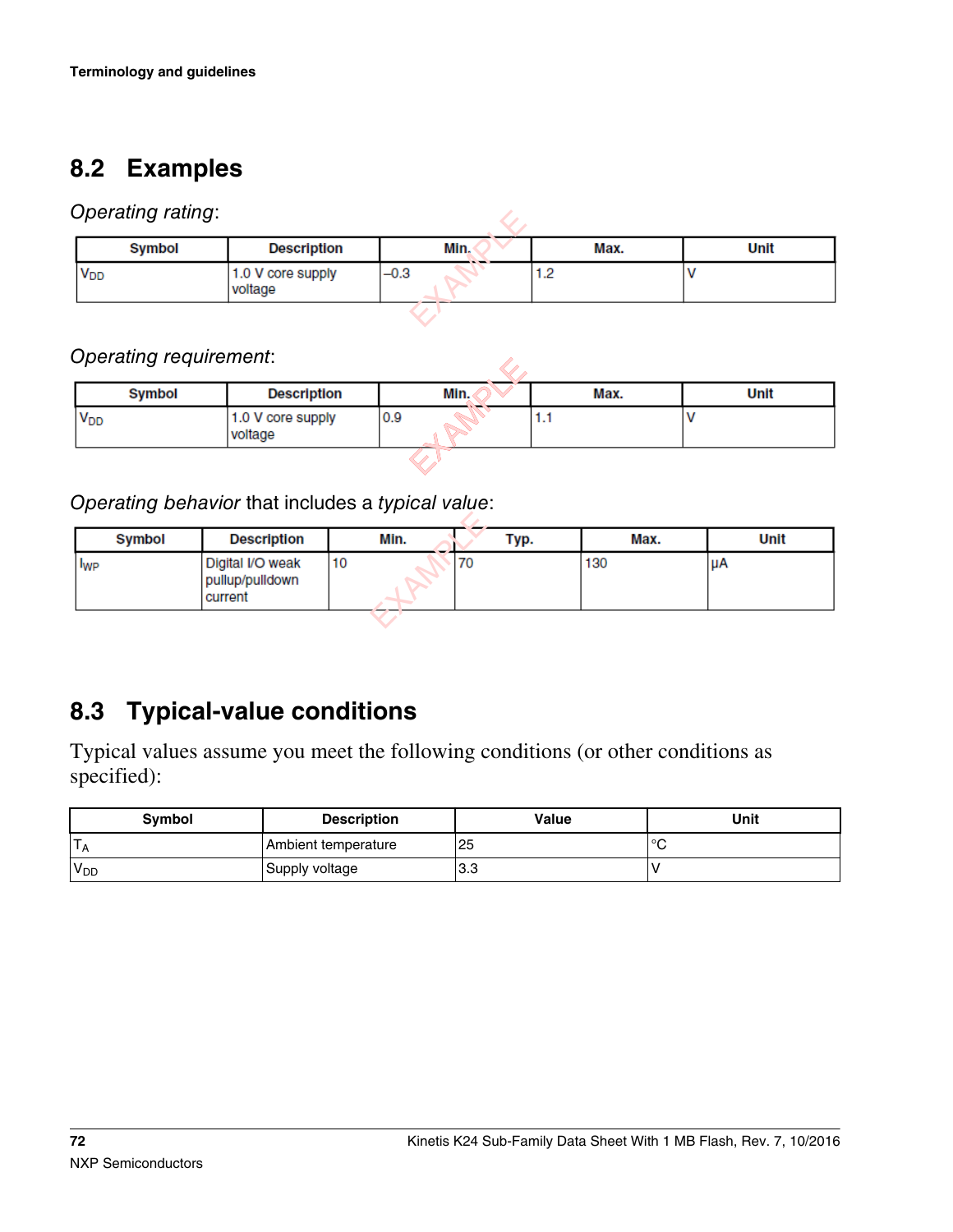## 8.2 Examples

*Operating rating*:

| Symbol | Description | Min. | Max. | Unit |
|---|---|---|---|---|
| $V_{DD}$ | 1.0 V core supply voltage | –0.3 | 1.2 | V |

*Operating requirement*:

| Symbol | Description | Min. | Max. | Unit |
|---|---|---|---|---|
| $V_{DD}$ | 1.0 V core supply voltage | 0.9 | 1.1 | V |

*Operating behavior* that includes a *typical value*:

| Symbol | Description | Min. | Typ. | Max. | Unit |
|---|---|---|---|---|---|
| $I_{WP}$ | Digital I/O weak pullup/pulldown current | 10 | 70 | 130 | µA |

## 8.3 Typical-value conditions

Typical values assume you meet the following conditions (or other conditions as specified):

| Symbol | Description | Value | Unit |
|---|---|---|---|
| $T_A$ | Ambient temperature | 25 | °C |
| $V_{DD}$ | Supply voltage | 3.3 | V |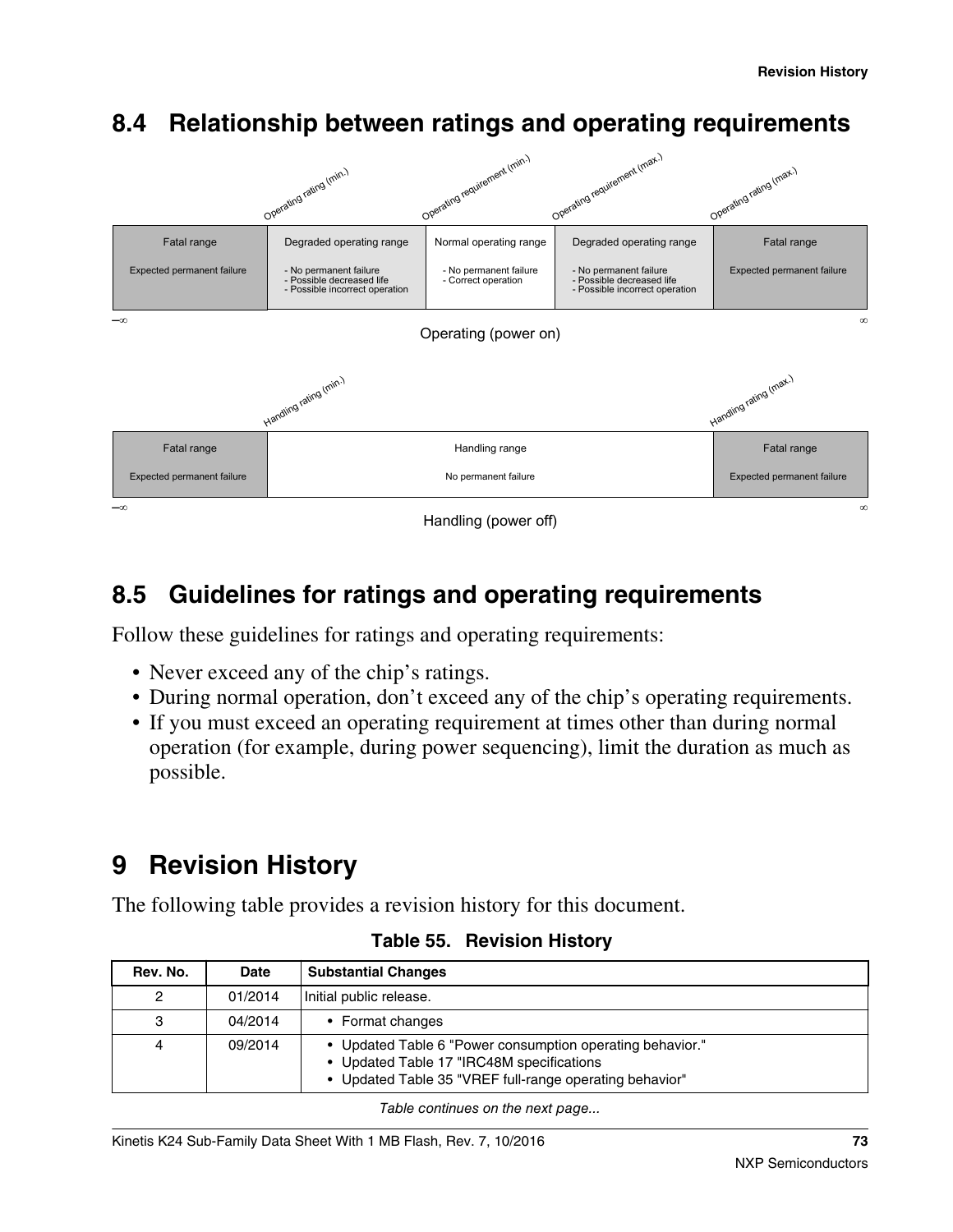## 8.4 Relationship between ratings and operating requirements

| | Operating rating (min.) | Operating requirement (min.) | Operating requirement (max.) | Operating rating (max.) |
|---|---|---|---|---|
| Fatal range | Degraded operating range | Normal operating range | Degraded operating range | Fatal range |
| Expected permanent failure | - No permanent failure<br>- Possible decreased life<br>- Possible incorrect operation | - No permanent failure<br>- Correct operation | - No permanent failure<br>- Possible decreased life<br>- Possible incorrect operation | Expected permanent failure |

–∞ … ∞

Operating (power on)

| | Handling rating (min.) | Handling rating (max.) |
|---|---|---|
| Fatal range | Handling range | Fatal range |
| Expected permanent failure | No permanent failure | Expected permanent failure |

–∞ … ∞

Handling (power off)

## 8.5 Guidelines for ratings and operating requirements

Follow these guidelines for ratings and operating requirements:

- Never exceed any of the chip's ratings.
- During normal operation, don't exceed any of the chip's operating requirements.
- If you must exceed an operating requirement at times other than during normal operation (for example, during power sequencing), limit the duration as much as possible.

# 9 Revision History

The following table provides a revision history for this document.

**Table 55. Revision History**

| Rev. No. | Date | Substantial Changes |
|---|---|---|
| 2 | 01/2014 | Initial public release. |
| 3 | 04/2014 | • Format changes |
| 4 | 09/2014 | • Updated Table 6 "Power consumption operating behavior."<br>• Updated Table 17 "IRC48M specifications<br>• Updated Table 35 "VREF full-range operating behavior" |

*Table continues on the next page...*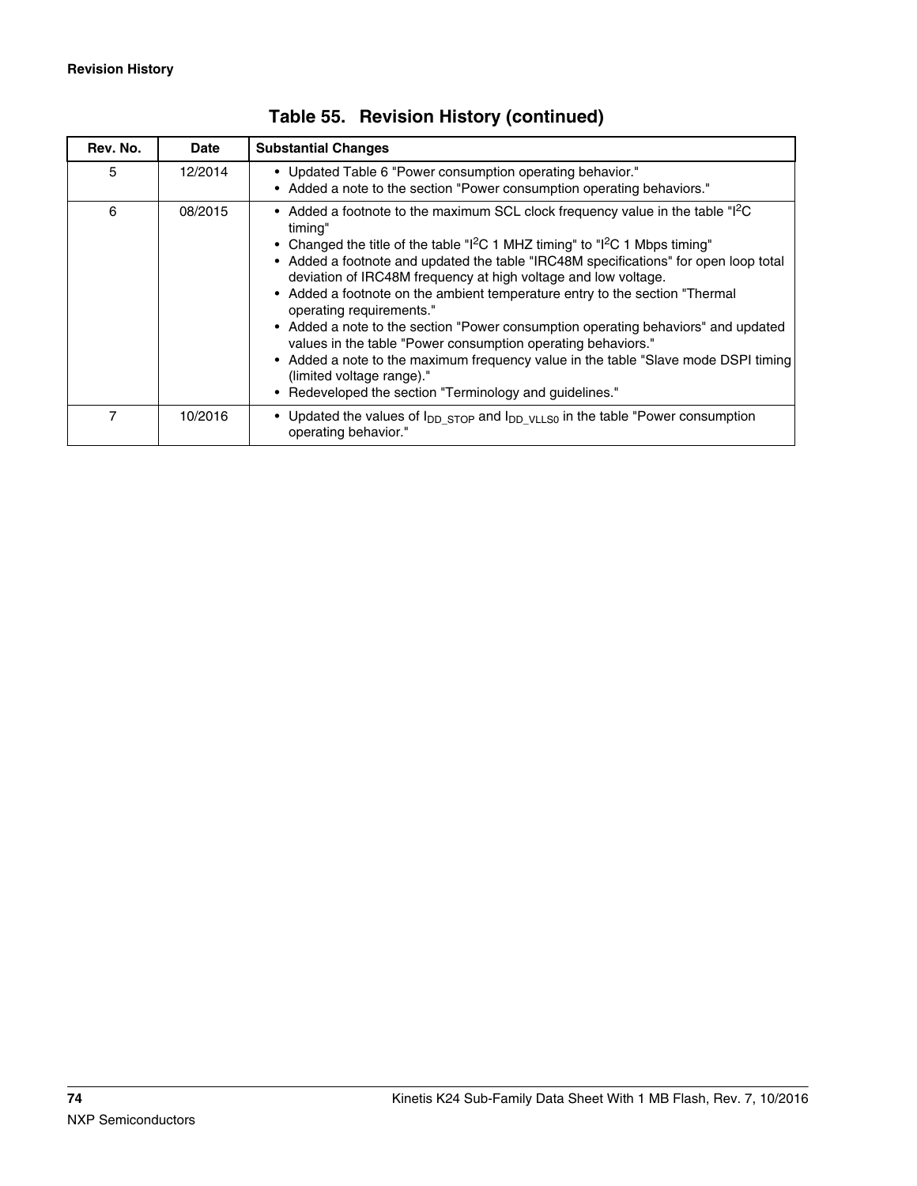**Table 55. Revision History (continued)**

| Rev. No. | Date | Substantial Changes |
|---|---|---|
| 5 | 12/2014 | • Updated Table 6 "Power consumption operating behavior."<br>• Added a note to the section "Power consumption operating behaviors." |
| 6 | 08/2015 | • Added a footnote to the maximum SCL clock frequency value in the table "$I^2C$ timing"<br>• Changed the title of the table "$I^2C$ 1 MHZ timing" to "$I^2C$ 1 Mbps timing"<br>• Added a footnote and updated the table "IRC48M specifications" for open loop total deviation of IRC48M frequency at high voltage and low voltage.<br>• Added a footnote on the ambient temperature entry to the section "Thermal operating requirements."<br>• Added a note to the section "Power consumption operating behaviors" and updated values in the table "Power consumption operating behaviors."<br>• Added a note to the maximum frequency value in the table "Slave mode DSPI timing (limited voltage range)."<br>• Redeveloped the section "Terminology and guidelines." |
| 7 | 10/2016 | • Updated the values of $I_{DD\_STOP}$ and $I_{DD\_VLLS0}$ in the table "Power consumption operating behavior." |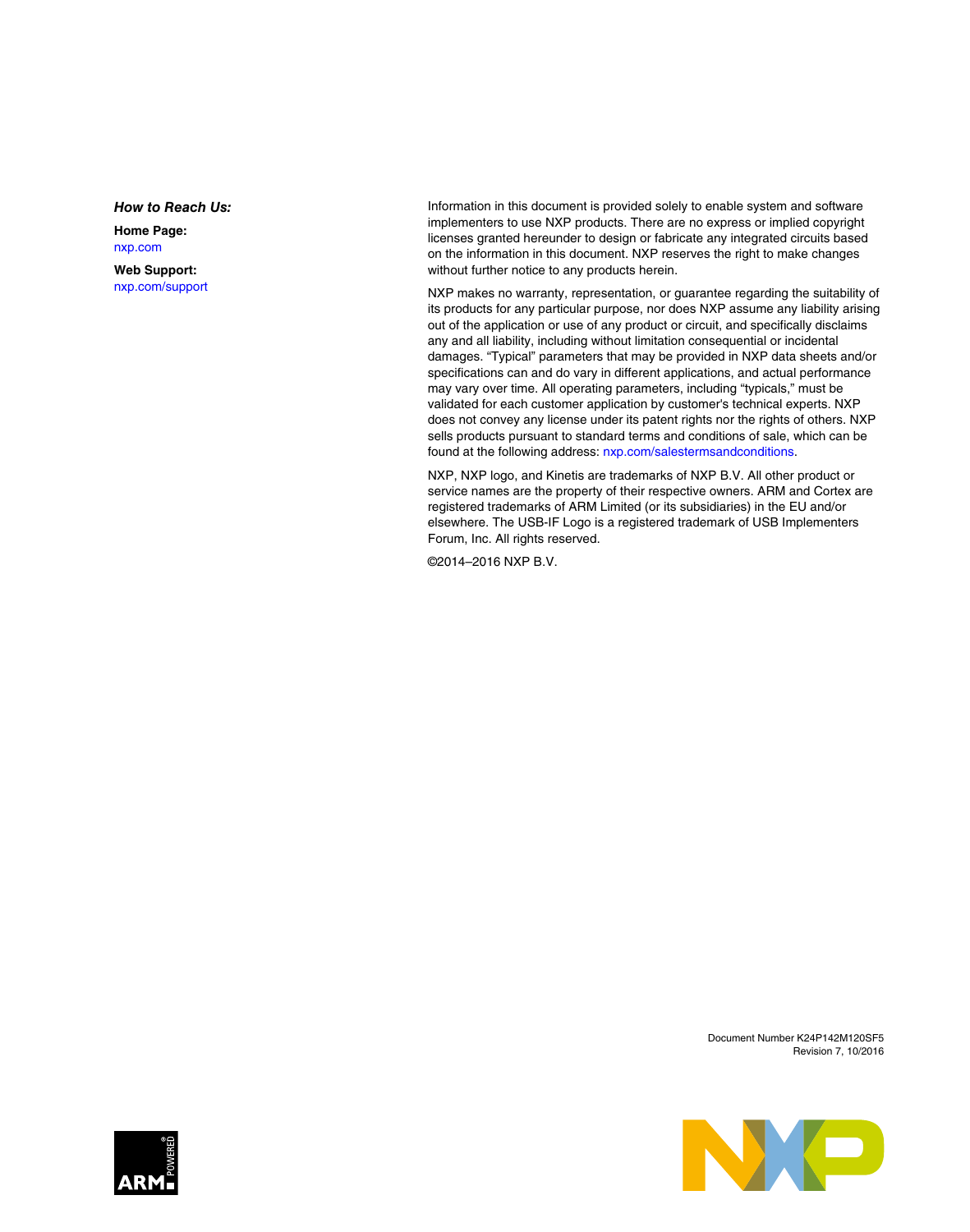***How to Reach Us:***

**Home Page:**
nxp.com

**Web Support:**
nxp.com/support

Information in this document is provided solely to enable system and software implementers to use NXP products. There are no express or implied copyright licenses granted hereunder to design or fabricate any integrated circuits based on the information in this document. NXP reserves the right to make changes without further notice to any products herein.

NXP makes no warranty, representation, or guarantee regarding the suitability of its products for any particular purpose, nor does NXP assume any liability arising out of the application or use of any product or circuit, and specifically disclaims any and all liability, including without limitation consequential or incidental damages. “Typical” parameters that may be provided in NXP data sheets and/or specifications can and do vary in different applications, and actual performance may vary over time. All operating parameters, including “typicals,” must be validated for each customer application by customer's technical experts. NXP does not convey any license under its patent rights nor the rights of others. NXP sells products pursuant to standard terms and conditions of sale, which can be found at the following address: nxp.com/salestermsandconditions.

NXP, NXP logo, and Kinetis are trademarks of NXP B.V. All other product or service names are the property of their respective owners. ARM and Cortex are registered trademarks of ARM Limited (or its subsidiaries) in the EU and/or elsewhere. The USB-IF Logo is a registered trademark of USB Implementers Forum, Inc. All rights reserved.

©2014–2016 NXP B.V.

Document Number K24P142M120SF5
Revision 7, 10/2016